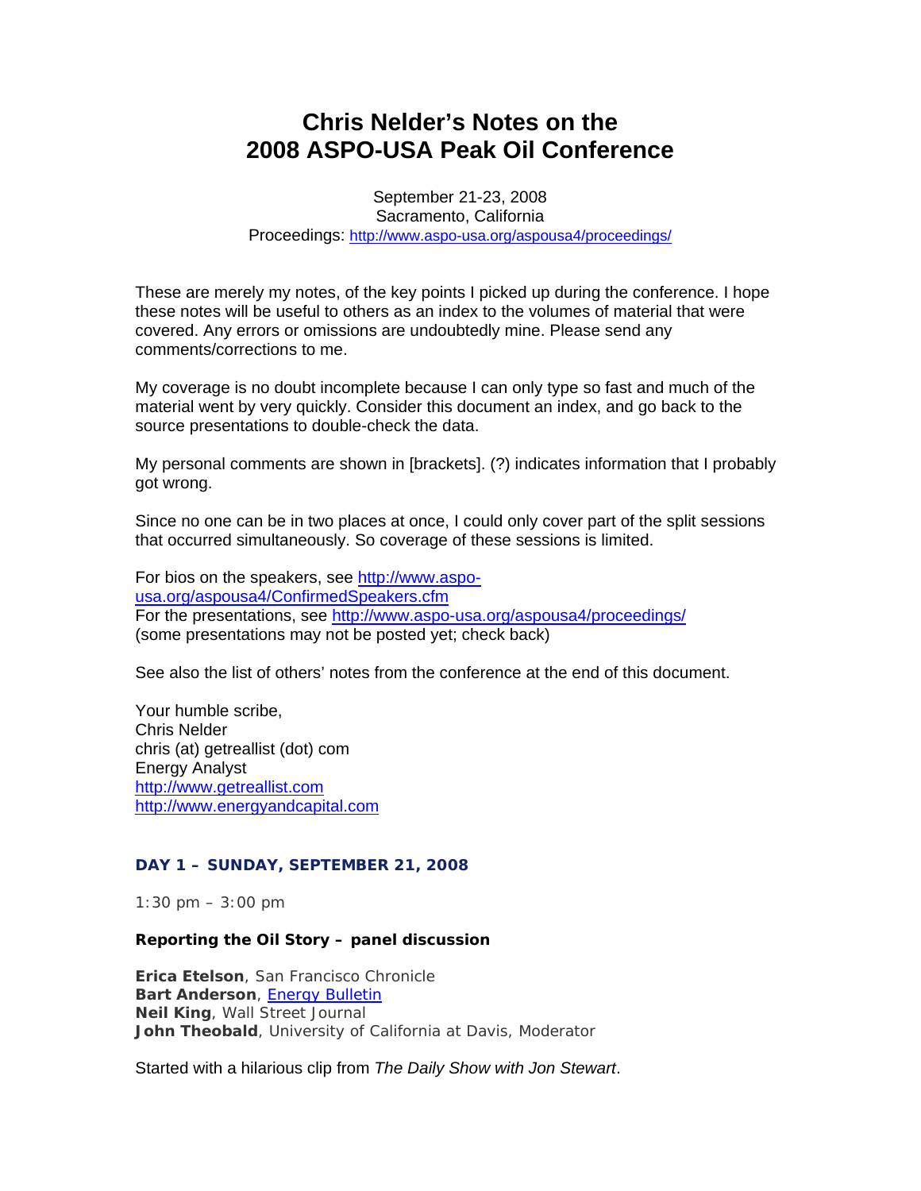# Chris Nelder's Notes on the 2008 ASPO-USA Peak Oil Conference

September 21-23, 2008
Sacramento, California
Proceedings: http://www.aspo-usa.org/aspousa4/proceedings/

These are merely my notes, of the key points I picked up during the conference. I hope these notes will be useful to others as an index to the volumes of material that were covered. Any errors or omissions are undoubtedly mine. Please send any comments/corrections to me.

My coverage is no doubt incomplete because I can only type so fast and much of the material went by very quickly. Consider this document an index, and go back to the source presentations to double-check the data.

My personal comments are shown in [brackets]. (?) indicates information that I probably got wrong.

Since no one can be in two places at once, I could only cover part of the split sessions that occurred simultaneously. So coverage of these sessions is limited.

For bios on the speakers, see http://www.aspo-usa.org/aspousa4/ConfirmedSpeakers.cfm
For the presentations, see http://www.aspo-usa.org/aspousa4/proceedings/
(some presentations may not be posted yet; check back)

See also the list of others' notes from the conference at the end of this document.

Your humble scribe,
Chris Nelder
chris (at) getreallist (dot) com
Energy Analyst
http://www.getreallist.com
http://www.energyandcapital.com

## DAY 1 – SUNDAY, SEPTEMBER 21, 2008

1:30 pm – 3:00 pm

### Reporting the Oil Story – panel discussion

**Erica Etelson**, San Francisco Chronicle
**Bart Anderson**, Energy Bulletin
**Neil King**, Wall Street Journal
**John Theobald**, University of California at Davis, Moderator

Started with a hilarious clip from *The Daily Show with Jon Stewart*.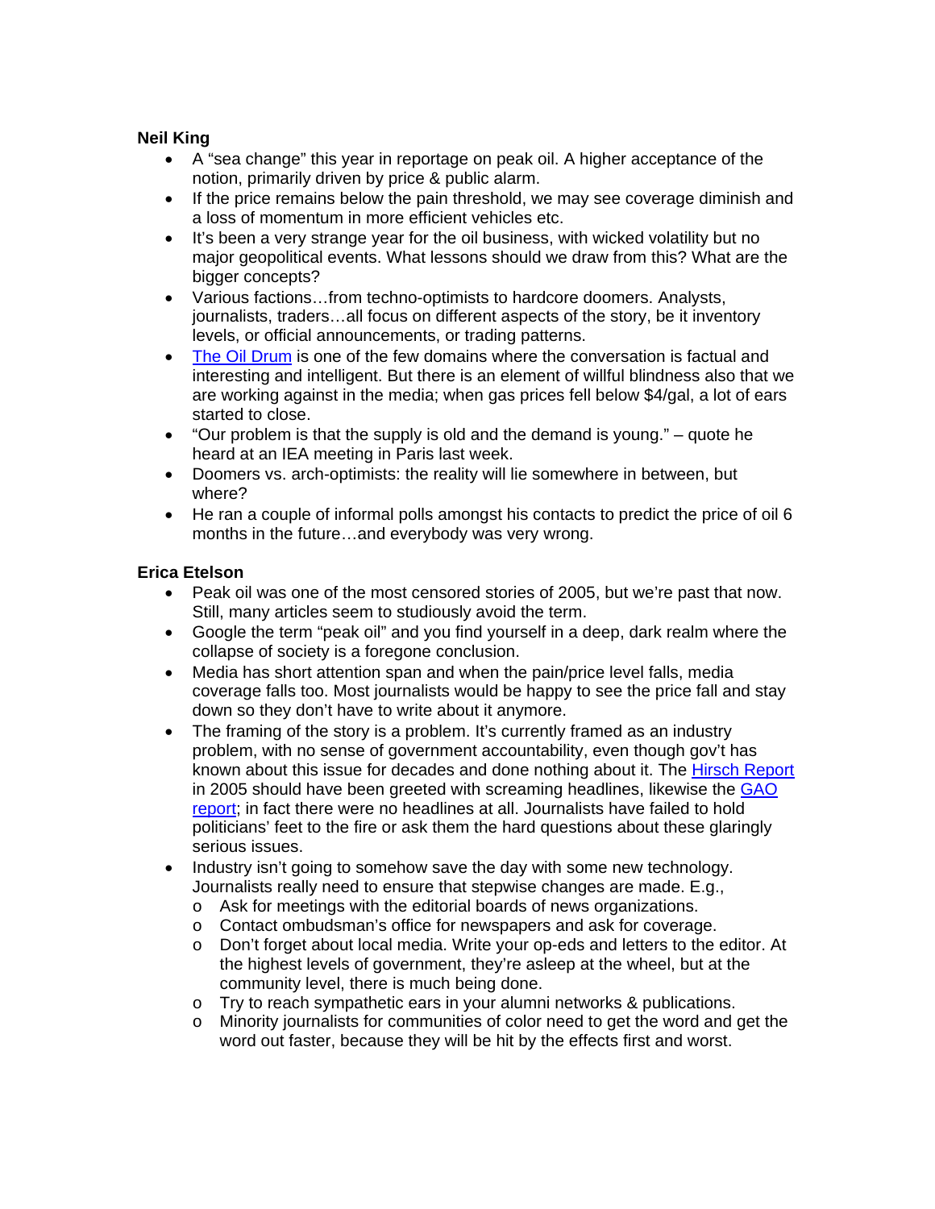**Neil King**

- A "sea change" this year in reportage on peak oil. A higher acceptance of the notion, primarily driven by price & public alarm.
- If the price remains below the pain threshold, we may see coverage diminish and a loss of momentum in more efficient vehicles etc.
- It's been a very strange year for the oil business, with wicked volatility but no major geopolitical events. What lessons should we draw from this? What are the bigger concepts?
- Various factions…from techno-optimists to hardcore doomers. Analysts, journalists, traders…all focus on different aspects of the story, be it inventory levels, or official announcements, or trading patterns.
- The Oil Drum is one of the few domains where the conversation is factual and interesting and intelligent. But there is an element of willful blindness also that we are working against in the media; when gas prices fell below $4/gal, a lot of ears started to close.
- "Our problem is that the supply is old and the demand is young." – quote he heard at an IEA meeting in Paris last week.
- Doomers vs. arch-optimists: the reality will lie somewhere in between, but where?
- He ran a couple of informal polls amongst his contacts to predict the price of oil 6 months in the future…and everybody was very wrong.

**Erica Etelson**

- Peak oil was one of the most censored stories of 2005, but we're past that now. Still, many articles seem to studiously avoid the term.
- Google the term "peak oil" and you find yourself in a deep, dark realm where the collapse of society is a foregone conclusion.
- Media has short attention span and when the pain/price level falls, media coverage falls too. Most journalists would be happy to see the price fall and stay down so they don't have to write about it anymore.
- The framing of the story is a problem. It's currently framed as an industry problem, with no sense of government accountability, even though gov't has known about this issue for decades and done nothing about it. The Hirsch Report in 2005 should have been greeted with screaming headlines, likewise the GAO report; in fact there were no headlines at all. Journalists have failed to hold politicians' feet to the fire or ask them the hard questions about these glaringly serious issues.
- Industry isn't going to somehow save the day with some new technology. Journalists really need to ensure that stepwise changes are made. E.g.,
  - Ask for meetings with the editorial boards of news organizations.
  - Contact ombudsman's office for newspapers and ask for coverage.
  - Don't forget about local media. Write your op-eds and letters to the editor. At the highest levels of government, they're asleep at the wheel, but at the community level, there is much being done.
  - Try to reach sympathetic ears in your alumni networks & publications.
  - Minority journalists for communities of color need to get the word and get the word out faster, because they will be hit by the effects first and worst.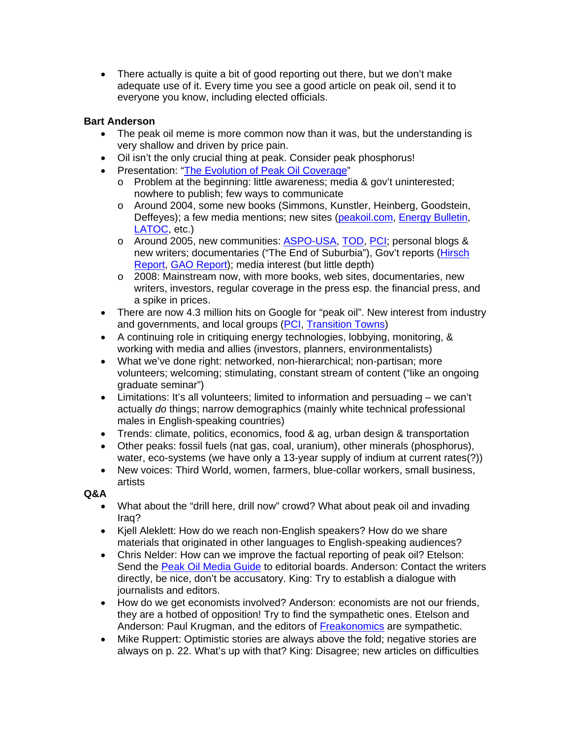- There actually is quite a bit of good reporting out there, but we don't make adequate use of it. Every time you see a good article on peak oil, send it to everyone you know, including elected officials.

**Bart Anderson**

- The peak oil meme is more common now than it was, but the understanding is very shallow and driven by price pain.
- Oil isn't the only crucial thing at peak. Consider peak phosphorus!
- Presentation: "The Evolution of Peak Oil Coverage"
  - Problem at the beginning: little awareness; media & gov't uninterested; nowhere to publish; few ways to communicate
  - Around 2004, some new books (Simmons, Kunstler, Heinberg, Goodstein, Deffeyes); a few media mentions; new sites (peakoil.com, Energy Bulletin, LATOC, etc.)
  - Around 2005, new communities: ASPO-USA, TOD, PCI; personal blogs & new writers; documentaries ("The End of Suburbia"), Gov't reports (Hirsch Report, GAO Report); media interest (but little depth)
  - 2008: Mainstream now, with more books, web sites, documentaries, new writers, investors, regular coverage in the press esp. the financial press, and a spike in prices.
- There are now 4.3 million hits on Google for "peak oil". New interest from industry and governments, and local groups (PCI, Transition Towns)
- A continuing role in critiquing energy technologies, lobbying, monitoring, & working with media and allies (investors, planners, environmentalists)
- What we've done right: networked, non-hierarchical; non-partisan; more volunteers; welcoming; stimulating, constant stream of content ("like an ongoing graduate seminar")
- Limitations: It's all volunteers; limited to information and persuading – we can't actually *do* things; narrow demographics (mainly white technical professional males in English-speaking countries)
- Trends: climate, politics, economics, food & ag, urban design & transportation
- Other peaks: fossil fuels (nat gas, coal, uranium), other minerals (phosphorus), water, eco-systems (we have only a 13-year supply of indium at current rates(?))
- New voices: Third World, women, farmers, blue-collar workers, small business, artists

**Q&A**

- What about the "drill here, drill now" crowd? What about peak oil and invading Iraq?
- Kjell Aleklett: How do we reach non-English speakers? How do we share materials that originated in other languages to English-speaking audiences?
- Chris Nelder: How can we improve the factual reporting of peak oil? Etelson: Send the Peak Oil Media Guide to editorial boards. Anderson: Contact the writers directly, be nice, don't be accusatory. King: Try to establish a dialogue with journalists and editors.
- How do we get economists involved? Anderson: economists are not our friends, they are a hotbed of opposition! Try to find the sympathetic ones. Etelson and Anderson: Paul Krugman, and the editors of Freakonomics are sympathetic.
- Mike Ruppert: Optimistic stories are always above the fold; negative stories are always on p. 22. What's up with that? King: Disagree; new articles on difficulties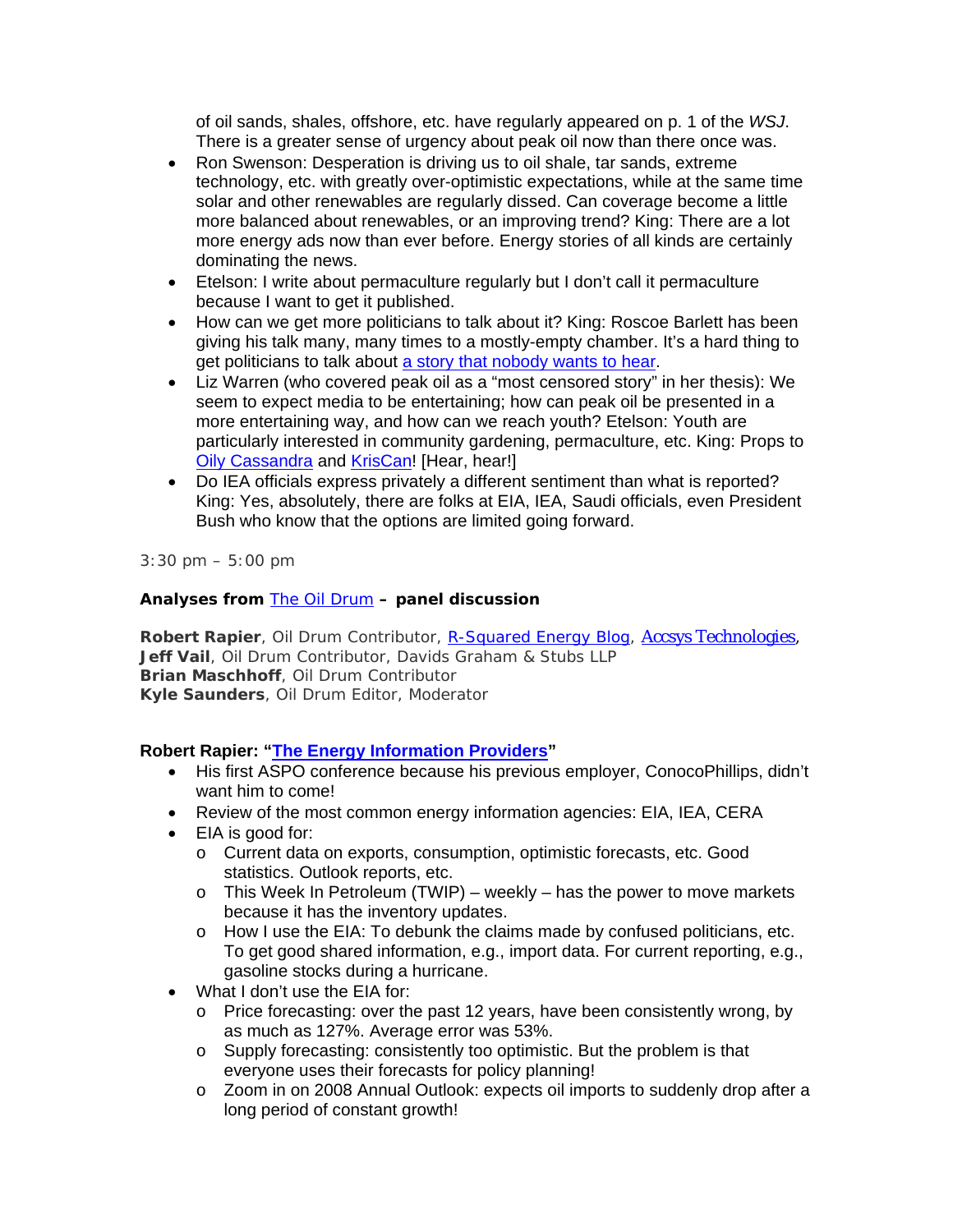of oil sands, shales, offshore, etc. have regularly appeared on p. 1 of the *WSJ*. There is a greater sense of urgency about peak oil now than there once was.

- Ron Swenson: Desperation is driving us to oil shale, tar sands, extreme technology, etc. with greatly over-optimistic expectations, while at the same time solar and other renewables are regularly dissed. Can coverage become a little more balanced about renewables, or an improving trend? King: There are a lot more energy ads now than ever before. Energy stories of all kinds are certainly dominating the news.
- Etelson: I write about permaculture regularly but I don't call it permaculture because I want to get it published.
- How can we get more politicians to talk about it? King: Roscoe Barlett has been giving his talk many, many times to a mostly-empty chamber. It's a hard thing to get politicians to talk about a story that nobody wants to hear.
- Liz Warren (who covered peak oil as a "most censored story" in her thesis): We seem to expect media to be entertaining; how can peak oil be presented in a more entertaining way, and how can we reach youth? Etelson: Youth are particularly interested in community gardening, permaculture, etc. King: Props to Oily Cassandra and KrisCan! [Hear, hear!]
- Do IEA officials express privately a different sentiment than what is reported? King: Yes, absolutely, there are folks at EIA, IEA, Saudi officials, even President Bush who know that the options are limited going forward.

3:30 pm – 5:00 pm

**Analyses from The Oil Drum – panel discussion**

**Robert Rapier**, Oil Drum Contributor, R-Squared Energy Blog, Accsys Technologies,
**Jeff Vail**, Oil Drum Contributor, Davids Graham & Stubs LLP
**Brian Maschhoff**, Oil Drum Contributor
**Kyle Saunders**, Oil Drum Editor, Moderator

**Robert Rapier: "The Energy Information Providers"**

- His first ASPO conference because his previous employer, ConocoPhillips, didn't want him to come!
- Review of the most common energy information agencies: EIA, IEA, CERA
- EIA is good for:
  - Current data on exports, consumption, optimistic forecasts, etc. Good statistics. Outlook reports, etc.
  - This Week In Petroleum (TWIP) – weekly – has the power to move markets because it has the inventory updates.
  - How I use the EIA: To debunk the claims made by confused politicians, etc. To get good shared information, e.g., import data. For current reporting, e.g., gasoline stocks during a hurricane.
- What I don't use the EIA for:
  - Price forecasting: over the past 12 years, have been consistently wrong, by as much as 127%. Average error was 53%.
  - Supply forecasting: consistently too optimistic. But the problem is that everyone uses their forecasts for policy planning!
  - Zoom in on 2008 Annual Outlook: expects oil imports to suddenly drop after a long period of constant growth!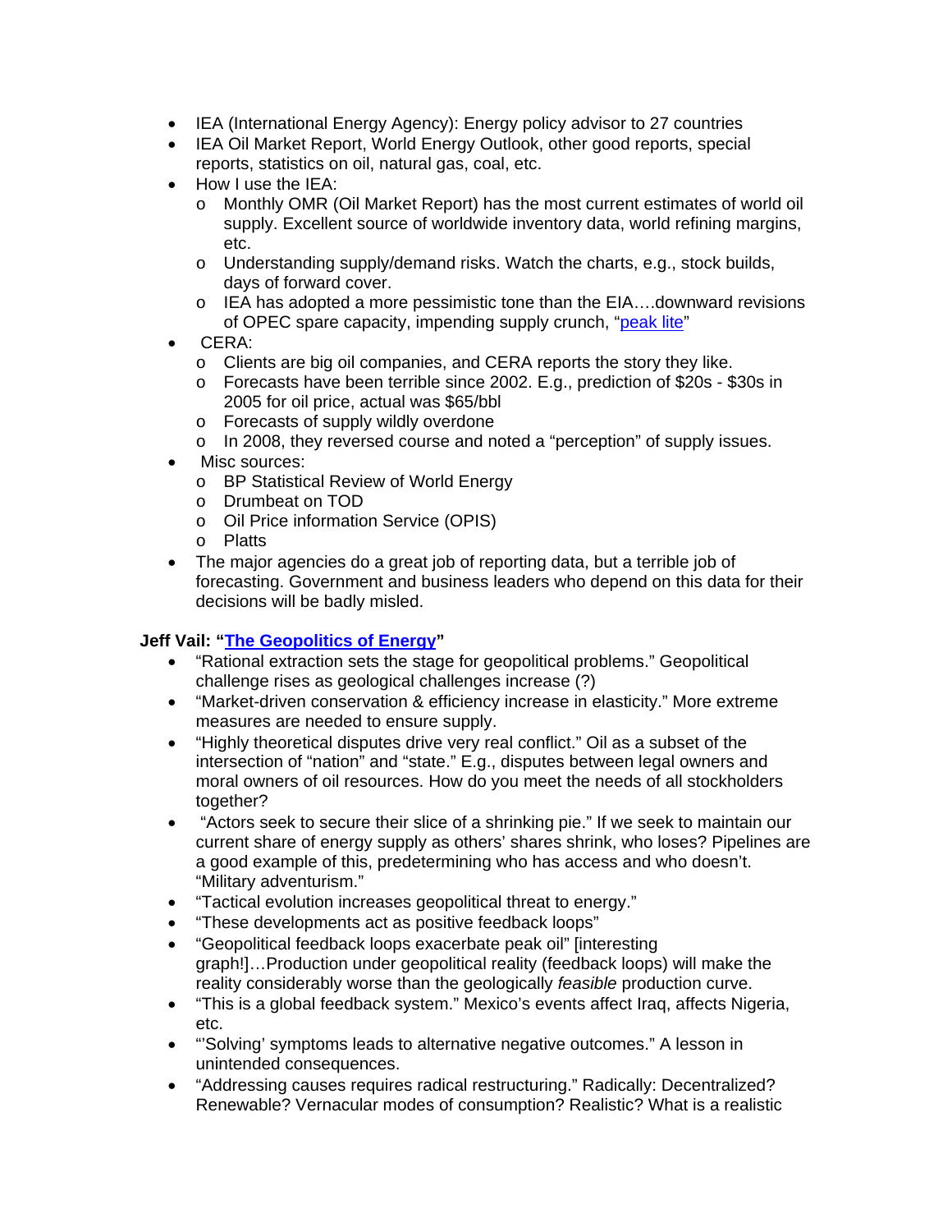- IEA (International Energy Agency): Energy policy advisor to 27 countries
- IEA Oil Market Report, World Energy Outlook, other good reports, special reports, statistics on oil, natural gas, coal, etc.
- How I use the IEA:
  - Monthly OMR (Oil Market Report) has the most current estimates of world oil supply. Excellent source of worldwide inventory data, world refining margins, etc.
  - Understanding supply/demand risks. Watch the charts, e.g., stock builds, days of forward cover.
  - IEA has adopted a more pessimistic tone than the EIA….downward revisions of OPEC spare capacity, impending supply crunch, "peak lite"
- CERA:
  - Clients are big oil companies, and CERA reports the story they like.
  - Forecasts have been terrible since 2002. E.g., prediction of $20s - $30s in 2005 for oil price, actual was $65/bbl
  - Forecasts of supply wildly overdone
  - In 2008, they reversed course and noted a "perception" of supply issues.
- Misc sources:
  - BP Statistical Review of World Energy
  - Drumbeat on TOD
  - Oil Price information Service (OPIS)
  - Platts
- The major agencies do a great job of reporting data, but a terrible job of forecasting. Government and business leaders who depend on this data for their decisions will be badly misled.

**Jeff Vail: "The Geopolitics of Energy"**

- "Rational extraction sets the stage for geopolitical problems." Geopolitical challenge rises as geological challenges increase (?)
- "Market-driven conservation & efficiency increase in elasticity." More extreme measures are needed to ensure supply.
- "Highly theoretical disputes drive very real conflict." Oil as a subset of the intersection of "nation" and "state." E.g., disputes between legal owners and moral owners of oil resources. How do you meet the needs of all stockholders together?
- "Actors seek to secure their slice of a shrinking pie." If we seek to maintain our current share of energy supply as others' shares shrink, who loses? Pipelines are a good example of this, predetermining who has access and who doesn't. "Military adventurism."
- "Tactical evolution increases geopolitical threat to energy."
- "These developments act as positive feedback loops"
- "Geopolitical feedback loops exacerbate peak oil" [interesting graph!]…Production under geopolitical reality (feedback loops) will make the reality considerably worse than the geologically *feasible* production curve.
- "This is a global feedback system." Mexico's events affect Iraq, affects Nigeria, etc.
- "'Solving' symptoms leads to alternative negative outcomes." A lesson in unintended consequences.
- "Addressing causes requires radical restructuring." Radically: Decentralized? Renewable? Vernacular modes of consumption? Realistic? What is a realistic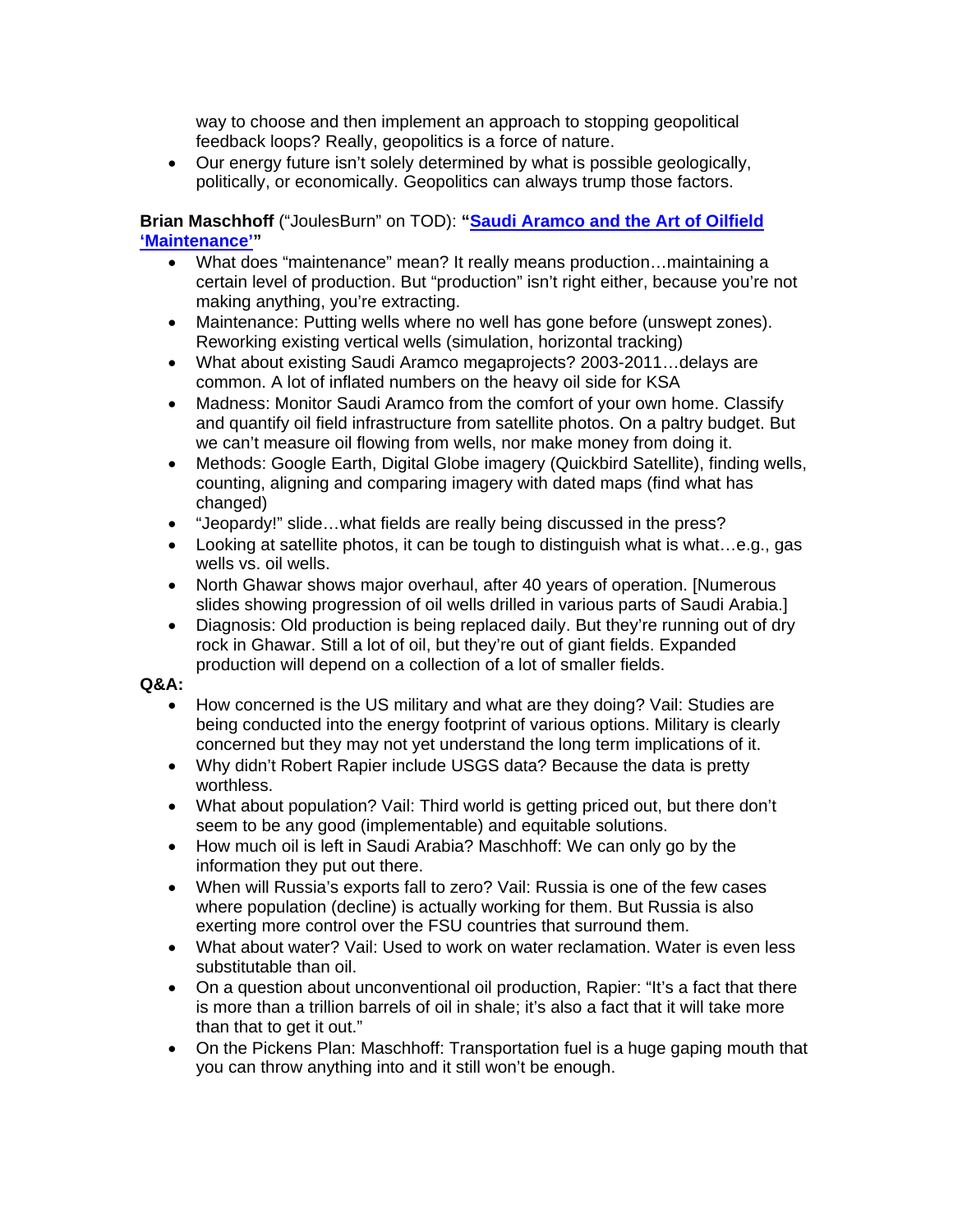way to choose and then implement an approach to stopping geopolitical feedback loops? Really, geopolitics is a force of nature.

- Our energy future isn't solely determined by what is possible geologically, politically, or economically. Geopolitics can always trump those factors.

**Brian Maschhoff** ("JoulesBurn" on TOD): **"[Saudi Aramco and the Art of Oilfield 'Maintenance']"**

- What does "maintenance" mean? It really means production…maintaining a certain level of production. But "production" isn't right either, because you're not making anything, you're extracting.
- Maintenance: Putting wells where no well has gone before (unswept zones). Reworking existing vertical wells (simulation, horizontal tracking)
- What about existing Saudi Aramco megaprojects? 2003-2011…delays are common. A lot of inflated numbers on the heavy oil side for KSA
- Madness: Monitor Saudi Aramco from the comfort of your own home. Classify and quantify oil field infrastructure from satellite photos. On a paltry budget. But we can't measure oil flowing from wells, nor make money from doing it.
- Methods: Google Earth, Digital Globe imagery (Quickbird Satellite), finding wells, counting, aligning and comparing imagery with dated maps (find what has changed)
- "Jeopardy!" slide…what fields are really being discussed in the press?
- Looking at satellite photos, it can be tough to distinguish what is what…e.g., gas wells vs. oil wells.
- North Ghawar shows major overhaul, after 40 years of operation. [Numerous slides showing progression of oil wells drilled in various parts of Saudi Arabia.]
- Diagnosis: Old production is being replaced daily. But they're running out of dry rock in Ghawar. Still a lot of oil, but they're out of giant fields. Expanded production will depend on a collection of a lot of smaller fields.

**Q&A:**

- How concerned is the US military and what are they doing? Vail: Studies are being conducted into the energy footprint of various options. Military is clearly concerned but they may not yet understand the long term implications of it.
- Why didn't Robert Rapier include USGS data? Because the data is pretty worthless.
- What about population? Vail: Third world is getting priced out, but there don't seem to be any good (implementable) and equitable solutions.
- How much oil is left in Saudi Arabia? Maschhoff: We can only go by the information they put out there.
- When will Russia's exports fall to zero? Vail: Russia is one of the few cases where population (decline) is actually working for them. But Russia is also exerting more control over the FSU countries that surround them.
- What about water? Vail: Used to work on water reclamation. Water is even less substitutable than oil.
- On a question about unconventional oil production, Rapier: "It's a fact that there is more than a trillion barrels of oil in shale; it's also a fact that it will take more than that to get it out."
- On the Pickens Plan: Maschhoff: Transportation fuel is a huge gaping mouth that you can throw anything into and it still won't be enough.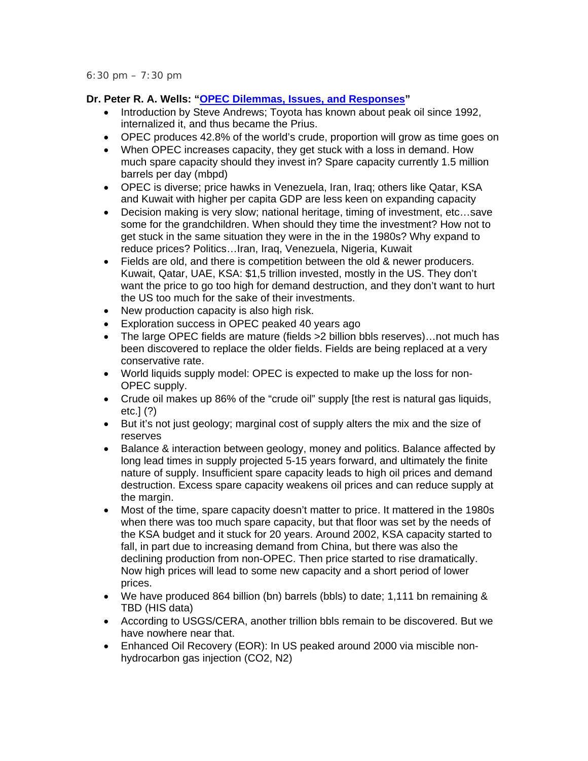6:30 pm – 7:30 pm

**Dr. Peter R. A. Wells: "[OPEC Dilemmas, Issues, and Responses](#)"**

- Introduction by Steve Andrews; Toyota has known about peak oil since 1992, internalized it, and thus became the Prius.
- OPEC produces 42.8% of the world's crude, proportion will grow as time goes on
- When OPEC increases capacity, they get stuck with a loss in demand. How much spare capacity should they invest in? Spare capacity currently 1.5 million barrels per day (mbpd)
- OPEC is diverse; price hawks in Venezuela, Iran, Iraq; others like Qatar, KSA and Kuwait with higher per capita GDP are less keen on expanding capacity
- Decision making is very slow; national heritage, timing of investment, etc…save some for the grandchildren. When should they time the investment? How not to get stuck in the same situation they were in the in the 1980s? Why expand to reduce prices? Politics…Iran, Iraq, Venezuela, Nigeria, Kuwait
- Fields are old, and there is competition between the old & newer producers. Kuwait, Qatar, UAE, KSA: $1,5 trillion invested, mostly in the US. They don't want the price to go too high for demand destruction, and they don't want to hurt the US too much for the sake of their investments.
- New production capacity is also high risk.
- Exploration success in OPEC peaked 40 years ago
- The large OPEC fields are mature (fields >2 billion bbls reserves)…not much has been discovered to replace the older fields. Fields are being replaced at a very conservative rate.
- World liquids supply model: OPEC is expected to make up the loss for non-OPEC supply.
- Crude oil makes up 86% of the "crude oil" supply [the rest is natural gas liquids, etc.] (?)
- But it's not just geology; marginal cost of supply alters the mix and the size of reserves
- Balance & interaction between geology, money and politics. Balance affected by long lead times in supply projected 5-15 years forward, and ultimately the finite nature of supply. Insufficient spare capacity leads to high oil prices and demand destruction. Excess spare capacity weakens oil prices and can reduce supply at the margin.
- Most of the time, spare capacity doesn't matter to price. It mattered in the 1980s when there was too much spare capacity, but that floor was set by the needs of the KSA budget and it stuck for 20 years. Around 2002, KSA capacity started to fall, in part due to increasing demand from China, but there was also the declining production from non-OPEC. Then price started to rise dramatically. Now high prices will lead to some new capacity and a short period of lower prices.
- We have produced 864 billion (bn) barrels (bbls) to date; 1,111 bn remaining & TBD (HIS data)
- According to USGS/CERA, another trillion bbls remain to be discovered. But we have nowhere near that.
- Enhanced Oil Recovery (EOR): In US peaked around 2000 via miscible non-hydrocarbon gas injection ($CO_2$, $N_2$)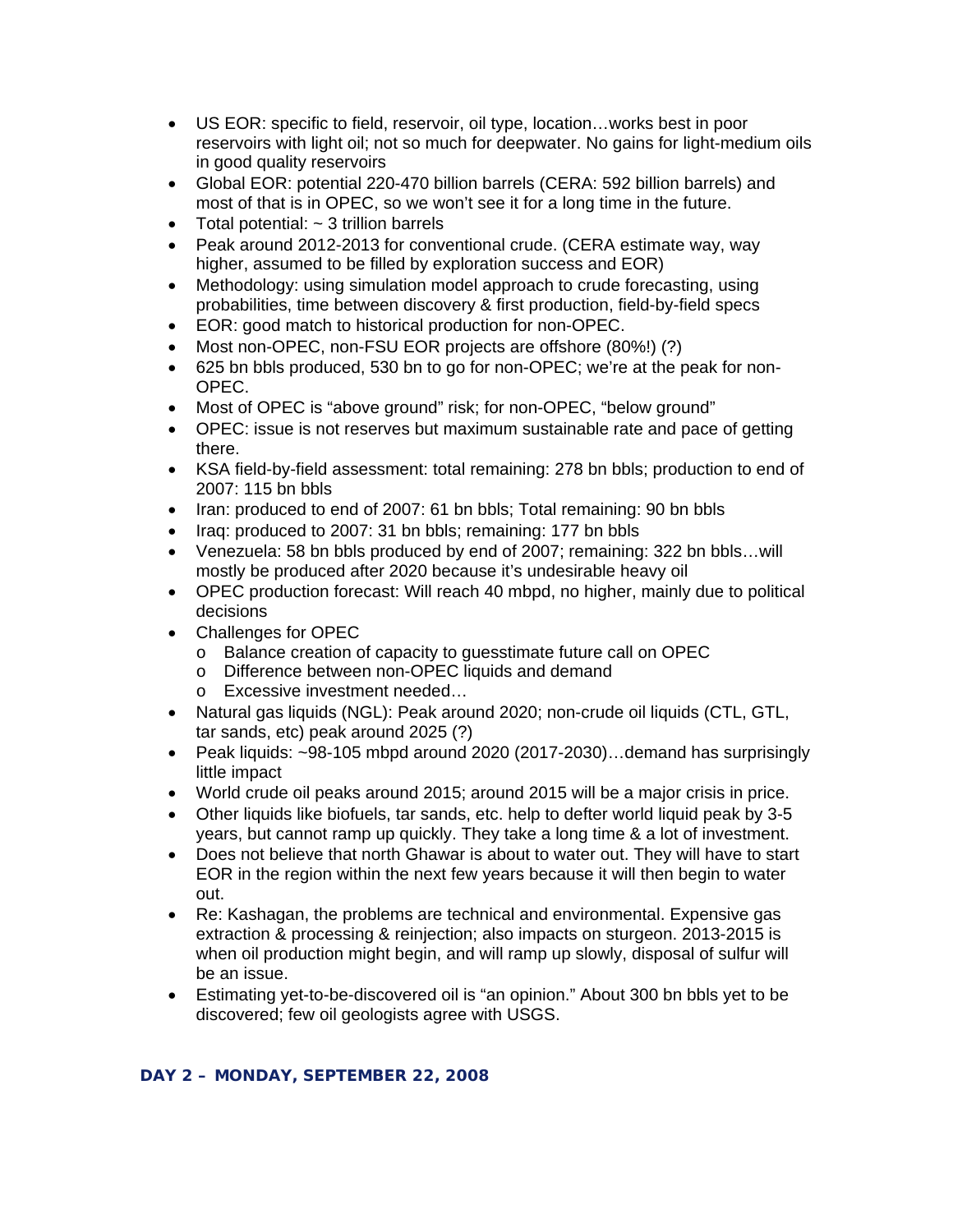- US EOR: specific to field, reservoir, oil type, location…works best in poor reservoirs with light oil; not so much for deepwater. No gains for light-medium oils in good quality reservoirs
- Global EOR: potential 220-470 billion barrels (CERA: 592 billion barrels) and most of that is in OPEC, so we won't see it for a long time in the future.
- Total potential: ~ 3 trillion barrels
- Peak around 2012-2013 for conventional crude. (CERA estimate way, way higher, assumed to be filled by exploration success and EOR)
- Methodology: using simulation model approach to crude forecasting, using probabilities, time between discovery & first production, field-by-field specs
- EOR: good match to historical production for non-OPEC.
- Most non-OPEC, non-FSU EOR projects are offshore (80%!) (?)
- 625 bn bbls produced, 530 bn to go for non-OPEC; we're at the peak for non-OPEC.
- Most of OPEC is "above ground" risk; for non-OPEC, "below ground"
- OPEC: issue is not reserves but maximum sustainable rate and pace of getting there.
- KSA field-by-field assessment: total remaining: 278 bn bbls; production to end of 2007: 115 bn bbls
- Iran: produced to end of 2007: 61 bn bbls; Total remaining: 90 bn bbls
- Iraq: produced to 2007: 31 bn bbls; remaining: 177 bn bbls
- Venezuela: 58 bn bbls produced by end of 2007; remaining: 322 bn bbls…will mostly be produced after 2020 because it's undesirable heavy oil
- OPEC production forecast: Will reach 40 mbpd, no higher, mainly due to political decisions
- Challenges for OPEC
  - Balance creation of capacity to guesstimate future call on OPEC
  - Difference between non-OPEC liquids and demand
  - Excessive investment needed…
- Natural gas liquids (NGL): Peak around 2020; non-crude oil liquids (CTL, GTL, tar sands, etc) peak around 2025 (?)
- Peak liquids: ~98-105 mbpd around 2020 (2017-2030)…demand has surprisingly little impact
- World crude oil peaks around 2015; around 2015 will be a major crisis in price.
- Other liquids like biofuels, tar sands, etc. help to defter world liquid peak by 3-5 years, but cannot ramp up quickly. They take a long time & a lot of investment.
- Does not believe that north Ghawar is about to water out. They will have to start EOR in the region within the next few years because it will then begin to water out.
- Re: Kashagan, the problems are technical and environmental. Expensive gas extraction & processing & reinjection; also impacts on sturgeon. 2013-2015 is when oil production might begin, and will ramp up slowly, disposal of sulfur will be an issue.
- Estimating yet-to-be-discovered oil is "an opinion." About 300 bn bbls yet to be discovered; few oil geologists agree with USGS.

## DAY 2 – MONDAY, SEPTEMBER 22, 2008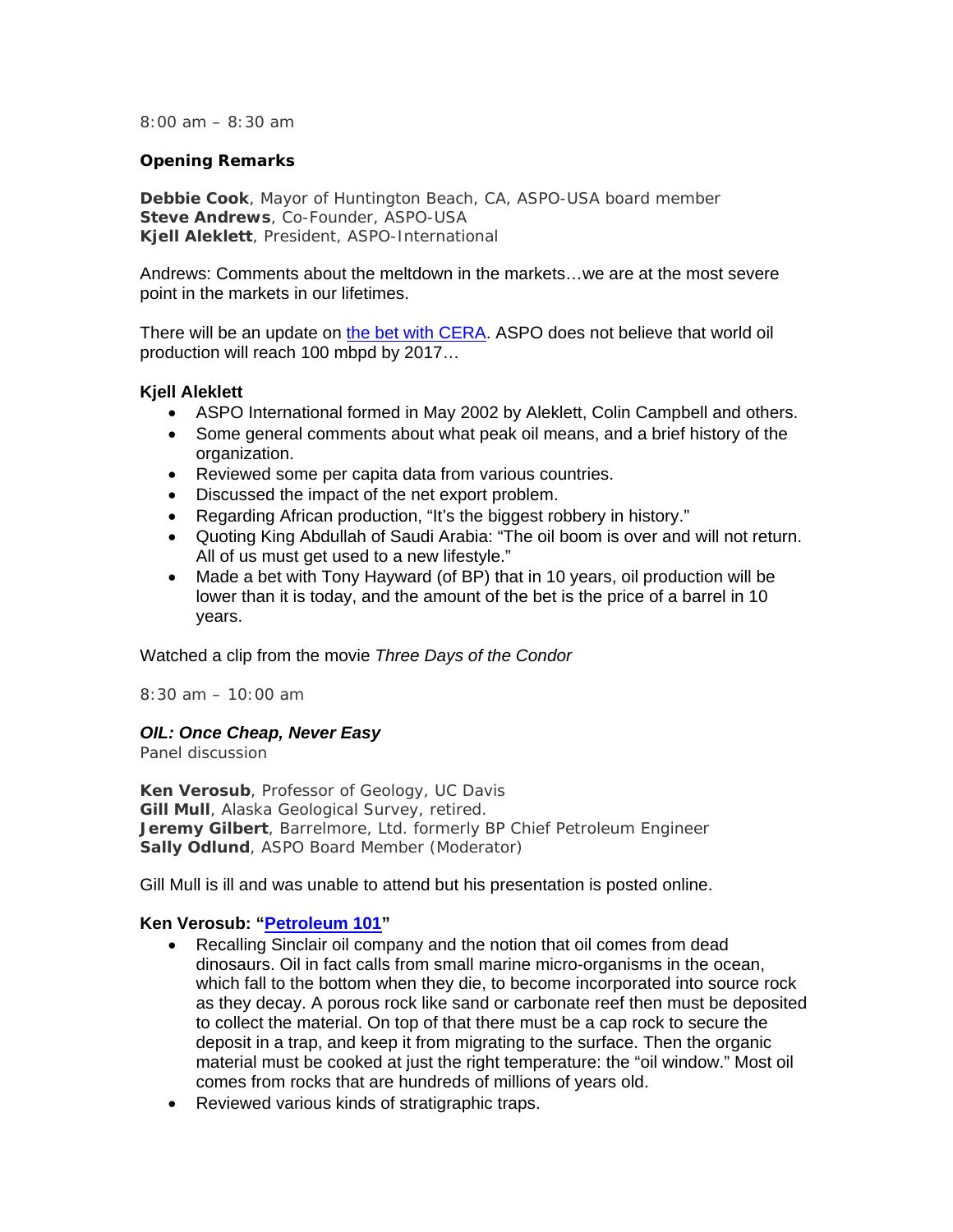8:00 am – 8:30 am

**Opening Remarks**

**Debbie Cook**, Mayor of Huntington Beach, CA, ASPO-USA board member
**Steve Andrews**, Co-Founder, ASPO-USA
**Kjell Aleklett**, President, ASPO-International

Andrews: Comments about the meltdown in the markets…we are at the most severe point in the markets in our lifetimes.

There will be an update on [the bet with CERA](). ASPO does not believe that world oil production will reach 100 mbpd by 2017…

**Kjell Aleklett**

- ASPO International formed in May 2002 by Aleklett, Colin Campbell and others.
- Some general comments about what peak oil means, and a brief history of the organization.
- Reviewed some per capita data from various countries.
- Discussed the impact of the net export problem.
- Regarding African production, "It's the biggest robbery in history."
- Quoting King Abdullah of Saudi Arabia: "The oil boom is over and will not return. All of us must get used to a new lifestyle."
- Made a bet with Tony Hayward (of BP) that in 10 years, oil production will be lower than it is today, and the amount of the bet is the price of a barrel in 10 years.

Watched a clip from the movie *Three Days of the Condor*

8:30 am – 10:00 am

***OIL: Once Cheap, Never Easy***
Panel discussion

**Ken Verosub**, Professor of Geology, UC Davis
**Gill Mull**, Alaska Geological Survey, retired.
**Jeremy Gilbert**, Barrelmore, Ltd. formerly BP Chief Petroleum Engineer
**Sally Odlund**, ASPO Board Member (Moderator)

Gill Mull is ill and was unable to attend but his presentation is posted online.

**Ken Verosub: "[Petroleum 101]()"**

- Recalling Sinclair oil company and the notion that oil comes from dead dinosaurs. Oil in fact calls from small marine micro-organisms in the ocean, which fall to the bottom when they die, to become incorporated into source rock as they decay. A porous rock like sand or carbonate reef then must be deposited to collect the material. On top of that there must be a cap rock to secure the deposit in a trap, and keep it from migrating to the surface. Then the organic material must be cooked at just the right temperature: the "oil window." Most oil comes from rocks that are hundreds of millions of years old.
- Reviewed various kinds of stratigraphic traps.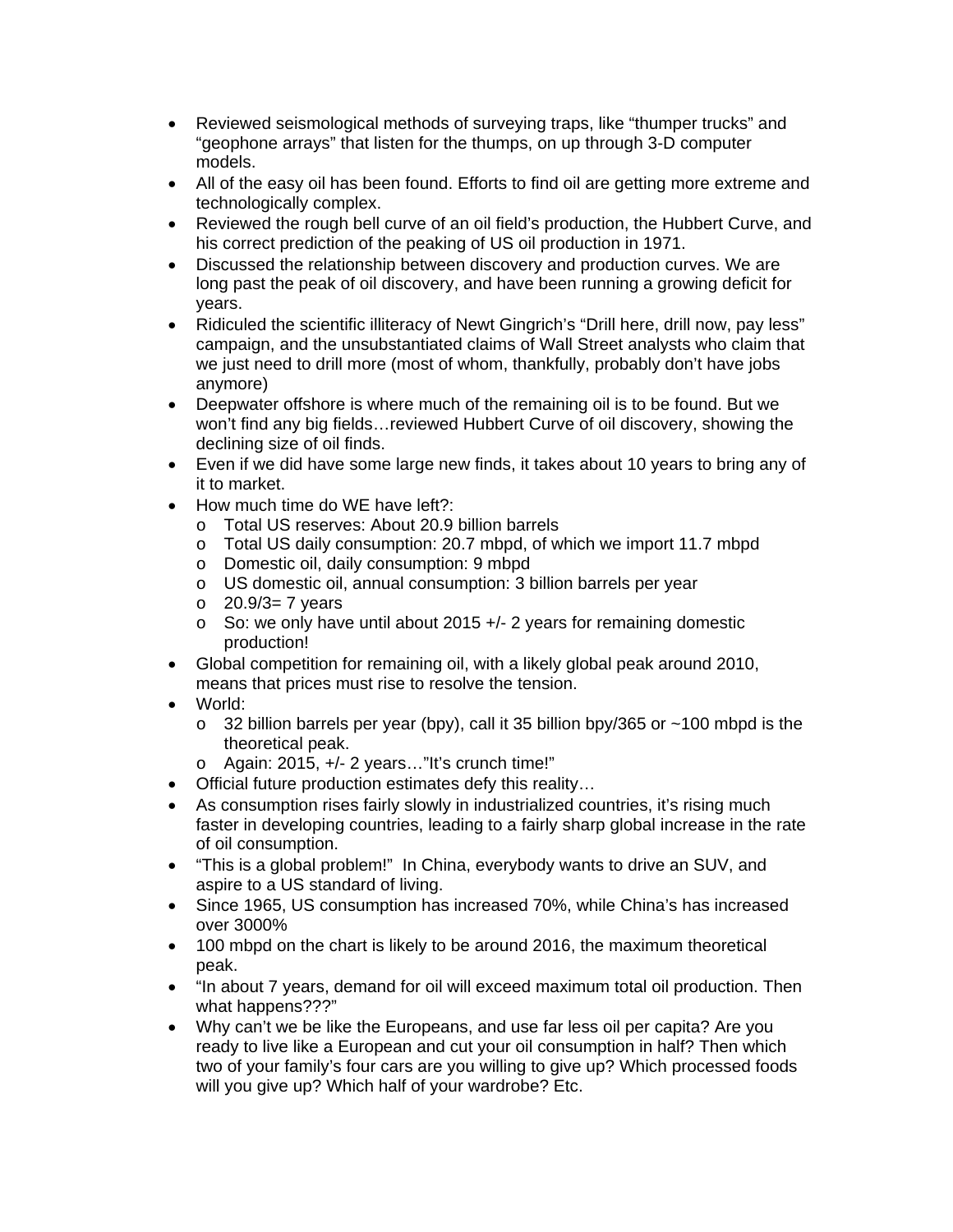- Reviewed seismological methods of surveying traps, like "thumper trucks" and "geophone arrays" that listen for the thumps, on up through 3-D computer models.
- All of the easy oil has been found. Efforts to find oil are getting more extreme and technologically complex.
- Reviewed the rough bell curve of an oil field's production, the Hubbert Curve, and his correct prediction of the peaking of US oil production in 1971.
- Discussed the relationship between discovery and production curves. We are long past the peak of oil discovery, and have been running a growing deficit for years.
- Ridiculed the scientific illiteracy of Newt Gingrich's "Drill here, drill now, pay less" campaign, and the unsubstantiated claims of Wall Street analysts who claim that we just need to drill more (most of whom, thankfully, probably don't have jobs anymore)
- Deepwater offshore is where much of the remaining oil is to be found. But we won't find any big fields…reviewed Hubbert Curve of oil discovery, showing the declining size of oil finds.
- Even if we did have some large new finds, it takes about 10 years to bring any of it to market.
- How much time do WE have left?:
  - Total US reserves: About 20.9 billion barrels
  - Total US daily consumption: 20.7 mbpd, of which we import 11.7 mbpd
  - Domestic oil, daily consumption: 9 mbpd
  - US domestic oil, annual consumption: 3 billion barrels per year
  - 20.9/3= 7 years
  - So: we only have until about 2015 +/- 2 years for remaining domestic production!
- Global competition for remaining oil, with a likely global peak around 2010, means that prices must rise to resolve the tension.
- World:
  - 32 billion barrels per year (bpy), call it 35 billion bpy/365 or ~100 mbpd is the theoretical peak.
  - Again: 2015, +/- 2 years…"It's crunch time!"
- Official future production estimates defy this reality…
- As consumption rises fairly slowly in industrialized countries, it's rising much faster in developing countries, leading to a fairly sharp global increase in the rate of oil consumption.
- "This is a global problem!" In China, everybody wants to drive an SUV, and aspire to a US standard of living.
- Since 1965, US consumption has increased 70%, while China's has increased over 3000%
- 100 mbpd on the chart is likely to be around 2016, the maximum theoretical peak.
- "In about 7 years, demand for oil will exceed maximum total oil production. Then what happens???"
- Why can't we be like the Europeans, and use far less oil per capita? Are you ready to live like a European and cut your oil consumption in half? Then which two of your family's four cars are you willing to give up? Which processed foods will you give up? Which half of your wardrobe? Etc.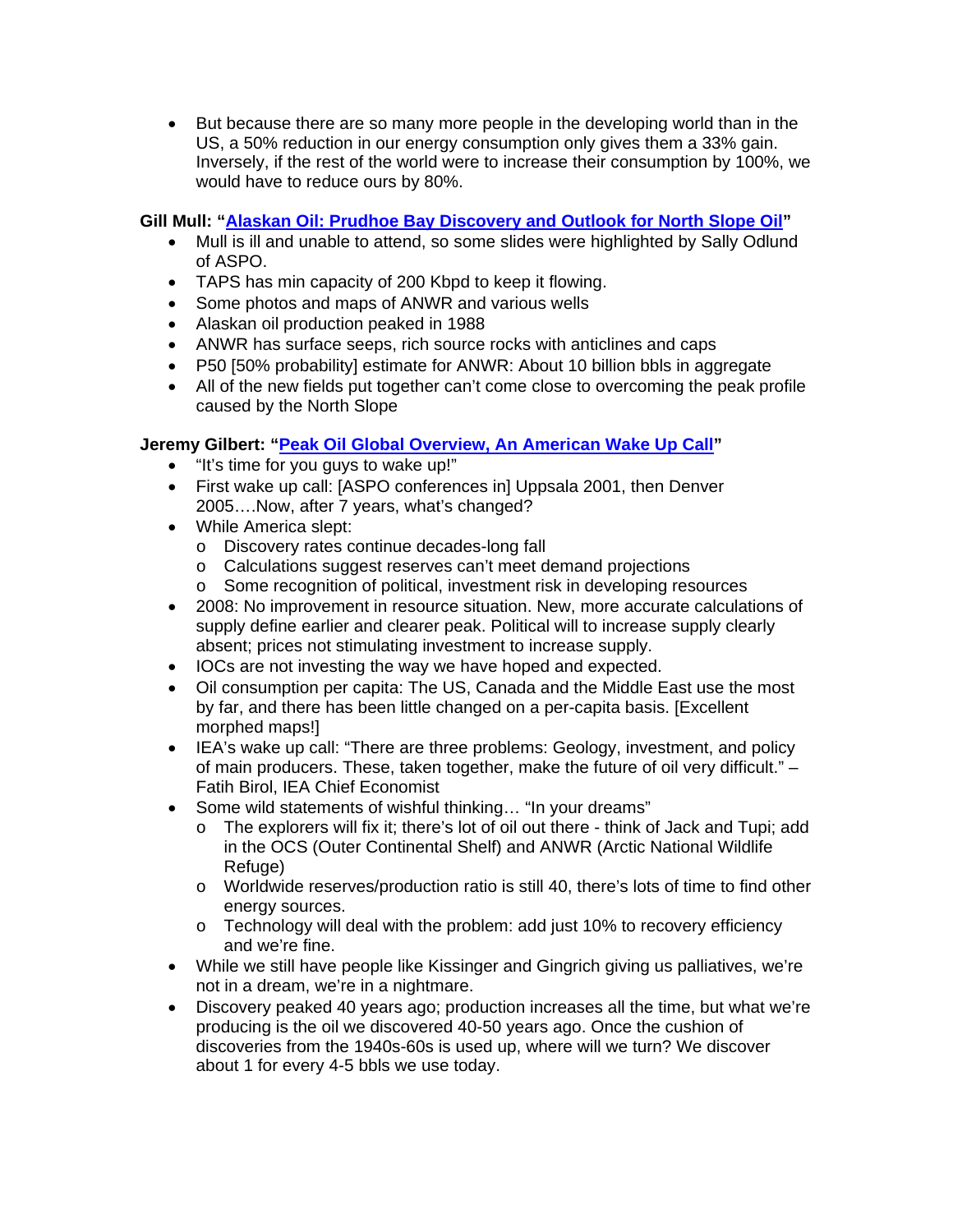- But because there are so many more people in the developing world than in the US, a 50% reduction in our energy consumption only gives them a 33% gain. Inversely, if the rest of the world were to increase their consumption by 100%, we would have to reduce ours by 80%.

**Gill Mull: "[Alaskan Oil: Prudhoe Bay Discovery and Outlook for North Slope Oil]"**

- Mull is ill and unable to attend, so some slides were highlighted by Sally Odlund of ASPO.
- TAPS has min capacity of 200 Kbpd to keep it flowing.
- Some photos and maps of ANWR and various wells
- Alaskan oil production peaked in 1988
- ANWR has surface seeps, rich source rocks with anticlines and caps
- P50 [50% probability] estimate for ANWR: About 10 billion bbls in aggregate
- All of the new fields put together can't come close to overcoming the peak profile caused by the North Slope

**Jeremy Gilbert: "[Peak Oil Global Overview, An American Wake Up Call]"**

- "It's time for you guys to wake up!"
- First wake up call: [ASPO conferences in] Uppsala 2001, then Denver 2005….Now, after 7 years, what's changed?
- While America slept:
  - Discovery rates continue decades-long fall
  - Calculations suggest reserves can't meet demand projections
  - Some recognition of political, investment risk in developing resources
- 2008: No improvement in resource situation. New, more accurate calculations of supply define earlier and clearer peak. Political will to increase supply clearly absent; prices not stimulating investment to increase supply.
- IOCs are not investing the way we have hoped and expected.
- Oil consumption per capita: The US, Canada and the Middle East use the most by far, and there has been little changed on a per-capita basis. [Excellent morphed maps!]
- IEA's wake up call: "There are three problems: Geology, investment, and policy of main producers. These, taken together, make the future of oil very difficult." – Fatih Birol, IEA Chief Economist
- Some wild statements of wishful thinking… "In your dreams"
  - The explorers will fix it; there's lot of oil out there - think of Jack and Tupi; add in the OCS (Outer Continental Shelf) and ANWR (Arctic National Wildlife Refuge)
  - Worldwide reserves/production ratio is still 40, there's lots of time to find other energy sources.
  - Technology will deal with the problem: add just 10% to recovery efficiency and we're fine.
- While we still have people like Kissinger and Gingrich giving us palliatives, we're not in a dream, we're in a nightmare.
- Discovery peaked 40 years ago; production increases all the time, but what we're producing is the oil we discovered 40-50 years ago. Once the cushion of discoveries from the 1940s-60s is used up, where will we turn? We discover about 1 for every 4-5 bbls we use today.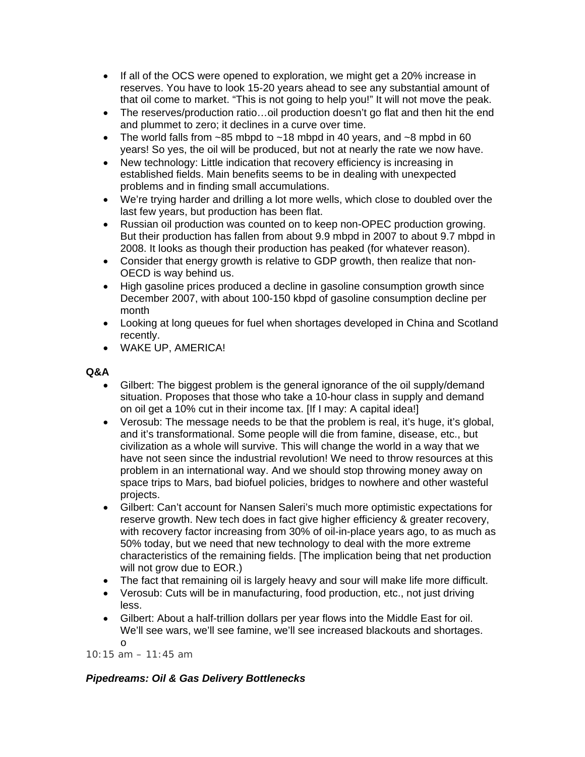- If all of the OCS were opened to exploration, we might get a 20% increase in reserves. You have to look 15-20 years ahead to see any substantial amount of that oil come to market. "This is not going to help you!" It will not move the peak.
- The reserves/production ratio…oil production doesn't go flat and then hit the end and plummet to zero; it declines in a curve over time.
- The world falls from ~85 mbpd to ~18 mbpd in 40 years, and ~8 mpbd in 60 years! So yes, the oil will be produced, but not at nearly the rate we now have.
- New technology: Little indication that recovery efficiency is increasing in established fields. Main benefits seems to be in dealing with unexpected problems and in finding small accumulations.
- We're trying harder and drilling a lot more wells, which close to doubled over the last few years, but production has been flat.
- Russian oil production was counted on to keep non-OPEC production growing. But their production has fallen from about 9.9 mbpd in 2007 to about 9.7 mbpd in 2008. It looks as though their production has peaked (for whatever reason).
- Consider that energy growth is relative to GDP growth, then realize that non-OECD is way behind us.
- High gasoline prices produced a decline in gasoline consumption growth since December 2007, with about 100-150 kbpd of gasoline consumption decline per month
- Looking at long queues for fuel when shortages developed in China and Scotland recently.
- WAKE UP, AMERICA!

**Q&A**

- Gilbert: The biggest problem is the general ignorance of the oil supply/demand situation. Proposes that those who take a 10-hour class in supply and demand on oil get a 10% cut in their income tax. [If I may: A capital idea!]
- Verosub: The message needs to be that the problem is real, it's huge, it's global, and it's transformational. Some people will die from famine, disease, etc., but civilization as a whole will survive. This will change the world in a way that we have not seen since the industrial revolution! We need to throw resources at this problem in an international way. And we should stop throwing money away on space trips to Mars, bad biofuel policies, bridges to nowhere and other wasteful projects.
- Gilbert: Can't account for Nansen Saleri's much more optimistic expectations for reserve growth. New tech does in fact give higher efficiency & greater recovery, with recovery factor increasing from 30% of oil-in-place years ago, to as much as 50% today, but we need that new technology to deal with the more extreme characteristics of the remaining fields. [The implication being that net production will not grow due to EOR.)
- The fact that remaining oil is largely heavy and sour will make life more difficult.
- Verosub: Cuts will be in manufacturing, food production, etc., not just driving less.
- Gilbert: About a half-trillion dollars per year flows into the Middle East for oil. We'll see wars, we'll see famine, we'll see increased blackouts and shortages.
   - o

10:15 am – 11:45 am

***Pipedreams: Oil & Gas Delivery Bottlenecks***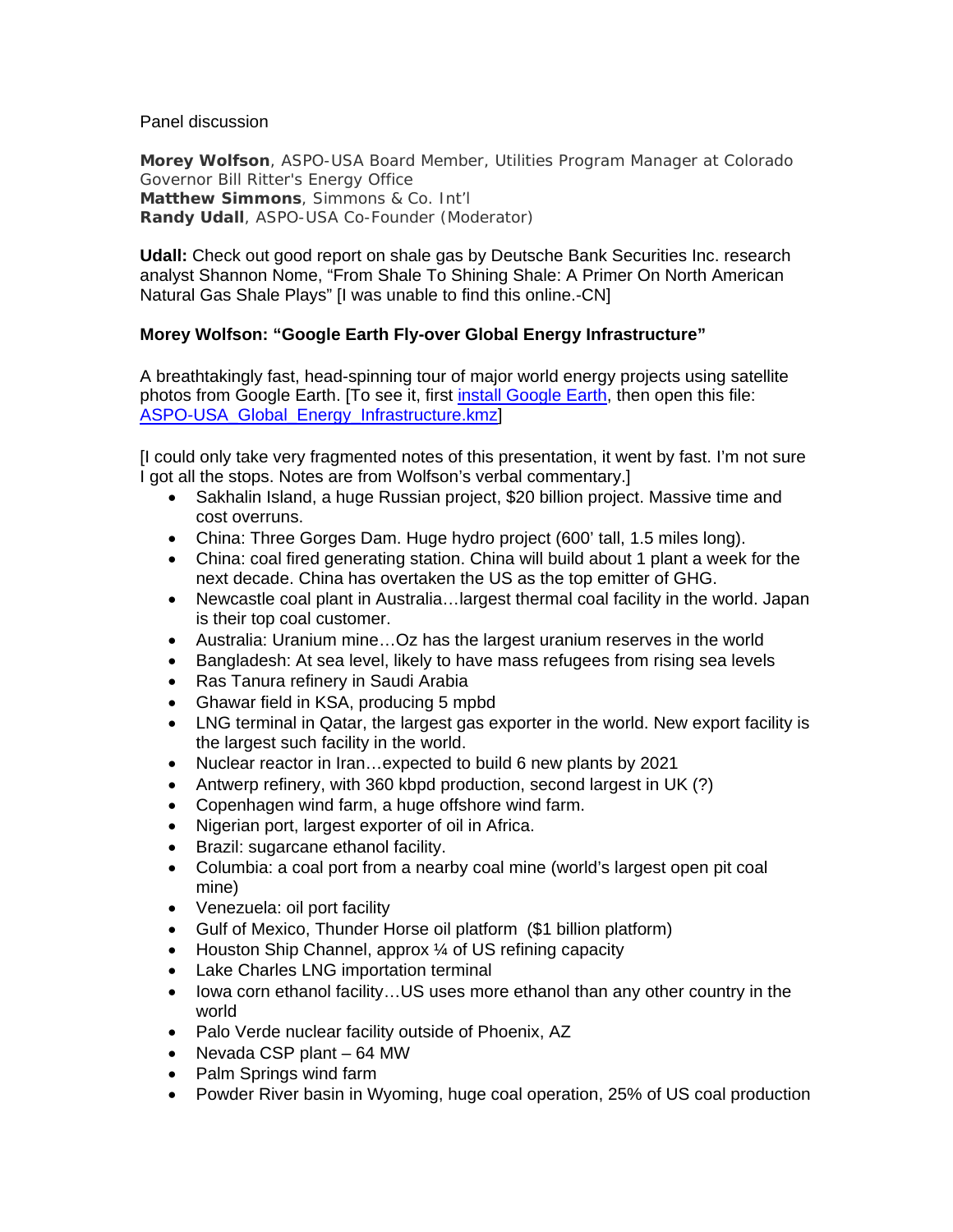Panel discussion

**Morey Wolfson**, ASPO-USA Board Member, Utilities Program Manager at Colorado Governor Bill Ritter's Energy Office
**Matthew Simmons**, Simmons & Co. Int'l
**Randy Udall**, ASPO-USA Co-Founder (Moderator)

**Udall:** Check out good report on shale gas by Deutsche Bank Securities Inc. research analyst Shannon Nome, "From Shale To Shining Shale: A Primer On North American Natural Gas Shale Plays" [I was unable to find this online.-CN]

**Morey Wolfson: "Google Earth Fly-over Global Energy Infrastructure"**

A breathtakingly fast, head-spinning tour of major world energy projects using satellite photos from Google Earth. [To see it, first install Google Earth, then open this file: ASPO-USA_Global_Energy_Infrastructure.kmz]

[I could only take very fragmented notes of this presentation, it went by fast. I'm not sure I got all the stops. Notes are from Wolfson's verbal commentary.]

- Sakhalin Island, a huge Russian project, $20 billion project. Massive time and cost overruns.
- China: Three Gorges Dam. Huge hydro project (600' tall, 1.5 miles long).
- China: coal fired generating station. China will build about 1 plant a week for the next decade. China has overtaken the US as the top emitter of GHG.
- Newcastle coal plant in Australia…largest thermal coal facility in the world. Japan is their top coal customer.
- Australia: Uranium mine…Oz has the largest uranium reserves in the world
- Bangladesh: At sea level, likely to have mass refugees from rising sea levels
- Ras Tanura refinery in Saudi Arabia
- Ghawar field in KSA, producing 5 mpbd
- LNG terminal in Qatar, the largest gas exporter in the world. New export facility is the largest such facility in the world.
- Nuclear reactor in Iran…expected to build 6 new plants by 2021
- Antwerp refinery, with 360 kbpd production, second largest in UK (?)
- Copenhagen wind farm, a huge offshore wind farm.
- Nigerian port, largest exporter of oil in Africa.
- Brazil: sugarcane ethanol facility.
- Columbia: a coal port from a nearby coal mine (world's largest open pit coal mine)
- Venezuela: oil port facility
- Gulf of Mexico, Thunder Horse oil platform ($1 billion platform)
- Houston Ship Channel, approx ¼ of US refining capacity
- Lake Charles LNG importation terminal
- Iowa corn ethanol facility…US uses more ethanol than any other country in the world
- Palo Verde nuclear facility outside of Phoenix, AZ
- Nevada CSP plant – 64 MW
- Palm Springs wind farm
- Powder River basin in Wyoming, huge coal operation, 25% of US coal production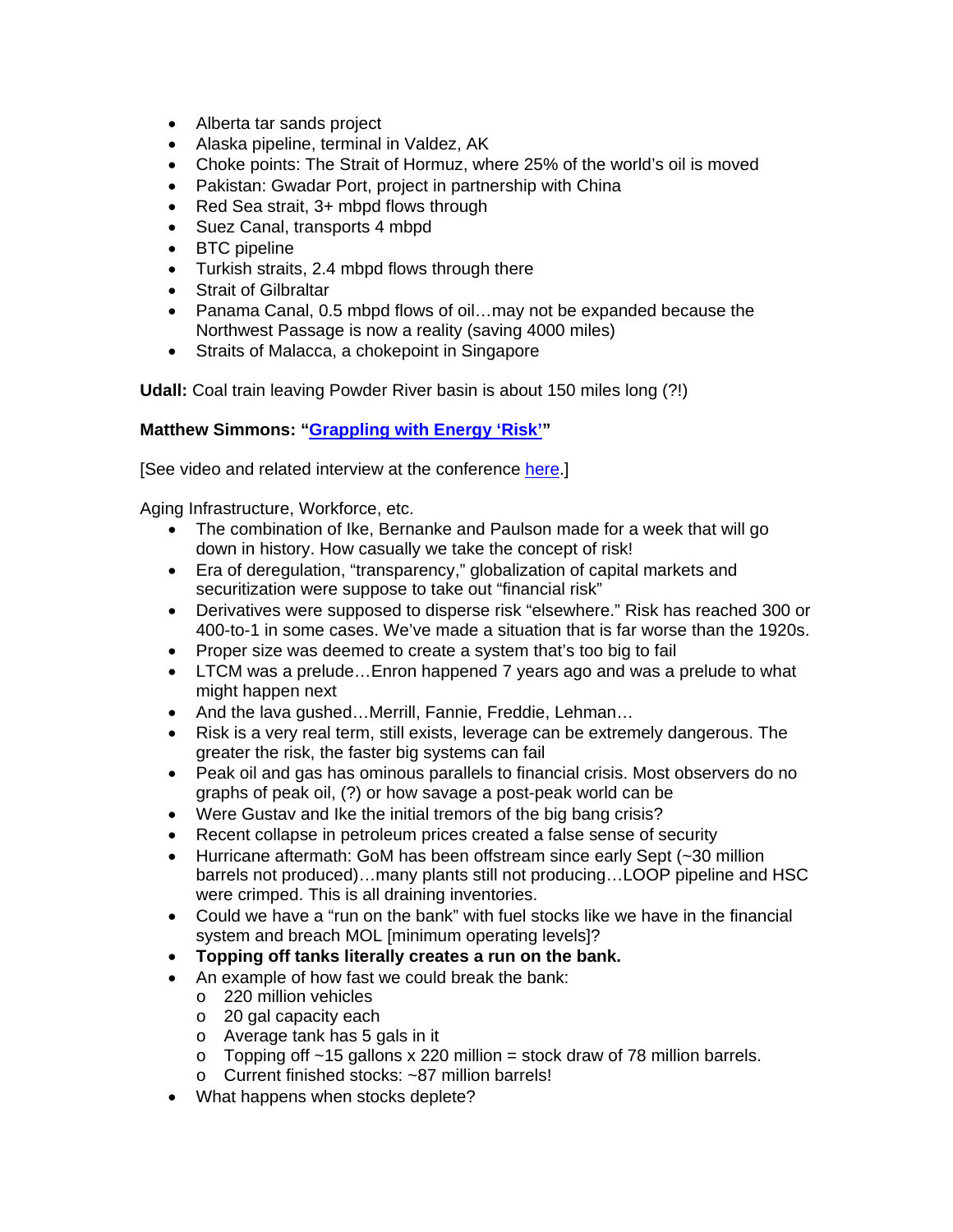- Alberta tar sands project
- Alaska pipeline, terminal in Valdez, AK
- Choke points: The Strait of Hormuz, where 25% of the world's oil is moved
- Pakistan: Gwadar Port, project in partnership with China
- Red Sea strait, 3+ mbpd flows through
- Suez Canal, transports 4 mbpd
- BTC pipeline
- Turkish straits, 2.4 mbpd flows through there
- Strait of Gilbraltar
- Panama Canal, 0.5 mbpd flows of oil…may not be expanded because the Northwest Passage is now a reality (saving 4000 miles)
- Straits of Malacca, a chokepoint in Singapore

**Udall:** Coal train leaving Powder River basin is about 150 miles long (?!)

**Matthew Simmons: "Grappling with Energy 'Risk'"**

[See video and related interview at the conference here.]

Aging Infrastructure, Workforce, etc.

- The combination of Ike, Bernanke and Paulson made for a week that will go down in history. How casually we take the concept of risk!
- Era of deregulation, "transparency," globalization of capital markets and securitization were suppose to take out "financial risk"
- Derivatives were supposed to disperse risk "elsewhere." Risk has reached 300 or 400-to-1 in some cases. We've made a situation that is far worse than the 1920s.
- Proper size was deemed to create a system that's too big to fail
- LTCM was a prelude…Enron happened 7 years ago and was a prelude to what might happen next
- And the lava gushed…Merrill, Fannie, Freddie, Lehman…
- Risk is a very real term, still exists, leverage can be extremely dangerous. The greater the risk, the faster big systems can fail
- Peak oil and gas has ominous parallels to financial crisis. Most observers do no graphs of peak oil, (?) or how savage a post-peak world can be
- Were Gustav and Ike the initial tremors of the big bang crisis?
- Recent collapse in petroleum prices created a false sense of security
- Hurricane aftermath: GoM has been offstream since early Sept (~30 million barrels not produced)…many plants still not producing…LOOP pipeline and HSC were crimped. This is all draining inventories.
- Could we have a "run on the bank" with fuel stocks like we have in the financial system and breach MOL [minimum operating levels]?
- **Topping off tanks literally creates a run on the bank.**
- An example of how fast we could break the bank:
  - 220 million vehicles
  - 20 gal capacity each
  - Average tank has 5 gals in it
  - Topping off ~15 gallons x 220 million = stock draw of 78 million barrels.
  - Current finished stocks: ~87 million barrels!
- What happens when stocks deplete?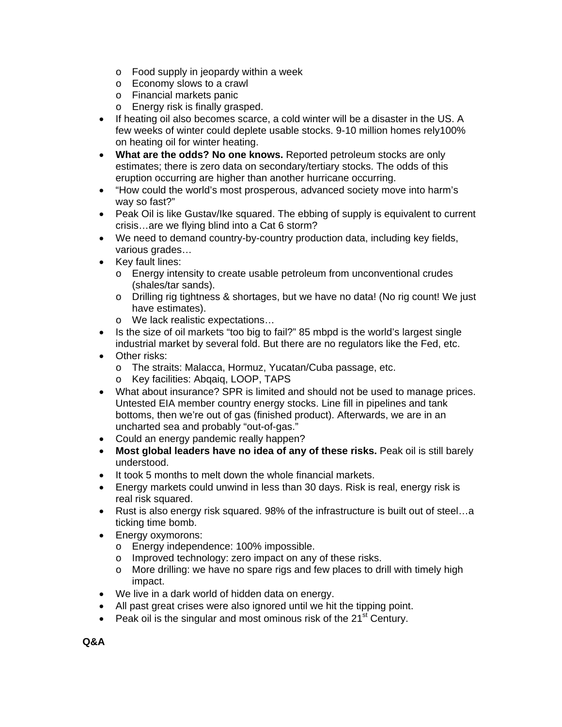- Food supply in jeopardy within a week
  - Economy slows to a crawl
  - Financial markets panic
  - Energy risk is finally grasped.
- If heating oil also becomes scarce, a cold winter will be a disaster in the US. A few weeks of winter could deplete usable stocks. 9-10 million homes rely100% on heating oil for winter heating.
- **What are the odds? No one knows.** Reported petroleum stocks are only estimates; there is zero data on secondary/tertiary stocks. The odds of this eruption occurring are higher than another hurricane occurring.
- "How could the world's most prosperous, advanced society move into harm's way so fast?"
- Peak Oil is like Gustav/Ike squared. The ebbing of supply is equivalent to current crisis…are we flying blind into a Cat 6 storm?
- We need to demand country-by-country production data, including key fields, various grades…
- Key fault lines:
  - Energy intensity to create usable petroleum from unconventional crudes (shales/tar sands).
  - Drilling rig tightness & shortages, but we have no data! (No rig count! We just have estimates).
  - We lack realistic expectations…
- Is the size of oil markets "too big to fail?" 85 mbpd is the world's largest single industrial market by several fold. But there are no regulators like the Fed, etc.
- Other risks:
  - The straits: Malacca, Hormuz, Yucatan/Cuba passage, etc.
  - Key facilities: Abqaiq, LOOP, TAPS
- What about insurance? SPR is limited and should not be used to manage prices. Untested EIA member country energy stocks. Line fill in pipelines and tank bottoms, then we're out of gas (finished product). Afterwards, we are in an uncharted sea and probably "out-of-gas."
- Could an energy pandemic really happen?
- **Most global leaders have no idea of any of these risks.** Peak oil is still barely understood.
- It took 5 months to melt down the whole financial markets.
- Energy markets could unwind in less than 30 days. Risk is real, energy risk is real risk squared.
- Rust is also energy risk squared. 98% of the infrastructure is built out of steel…a ticking time bomb.
- Energy oxymorons:
  - Energy independence: 100% impossible.
  - Improved technology: zero impact on any of these risks.
  - More drilling: we have no spare rigs and few places to drill with timely high impact.
- We live in a dark world of hidden data on energy.
- All past great crises were also ignored until we hit the tipping point.
- Peak oil is the singular and most ominous risk of the 21st Century.

**Q&A**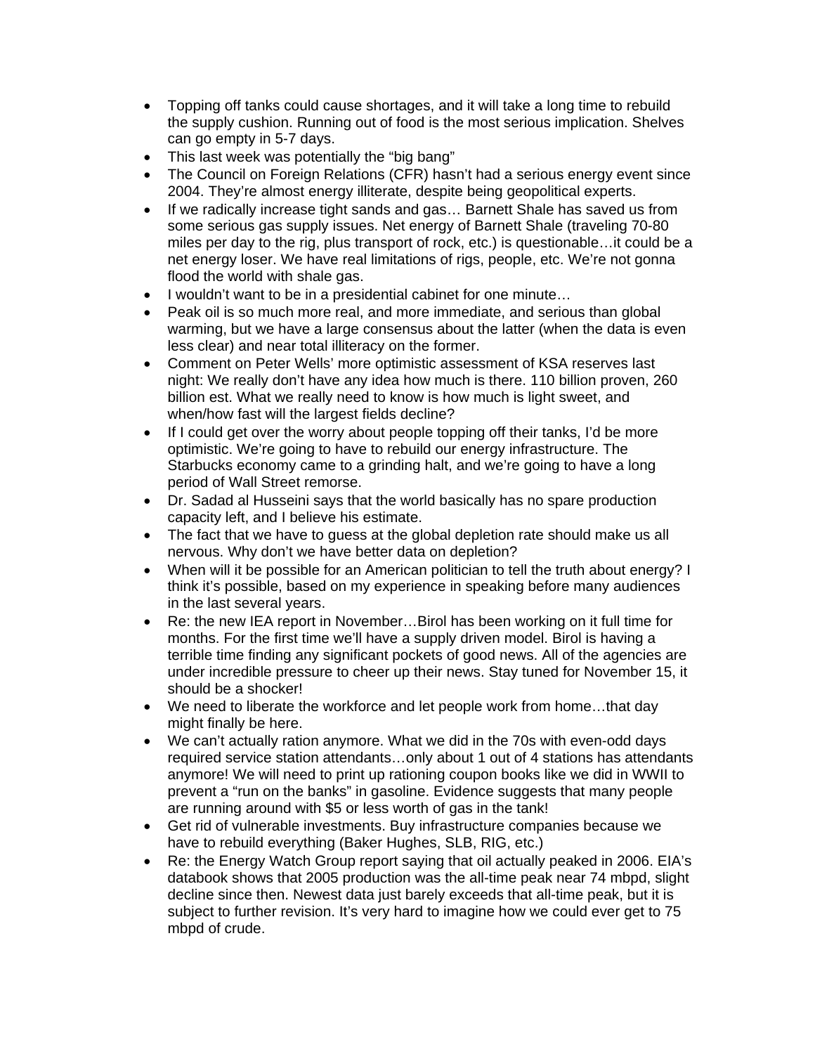- Topping off tanks could cause shortages, and it will take a long time to rebuild the supply cushion. Running out of food is the most serious implication. Shelves can go empty in 5-7 days.
- This last week was potentially the "big bang"
- The Council on Foreign Relations (CFR) hasn't had a serious energy event since 2004. They're almost energy illiterate, despite being geopolitical experts.
- If we radically increase tight sands and gas… Barnett Shale has saved us from some serious gas supply issues. Net energy of Barnett Shale (traveling 70-80 miles per day to the rig, plus transport of rock, etc.) is questionable…it could be a net energy loser. We have real limitations of rigs, people, etc. We're not gonna flood the world with shale gas.
- I wouldn't want to be in a presidential cabinet for one minute…
- Peak oil is so much more real, and more immediate, and serious than global warming, but we have a large consensus about the latter (when the data is even less clear) and near total illiteracy on the former.
- Comment on Peter Wells' more optimistic assessment of KSA reserves last night: We really don't have any idea how much is there. 110 billion proven, 260 billion est. What we really need to know is how much is light sweet, and when/how fast will the largest fields decline?
- If I could get over the worry about people topping off their tanks, I'd be more optimistic. We're going to have to rebuild our energy infrastructure. The Starbucks economy came to a grinding halt, and we're going to have a long period of Wall Street remorse.
- Dr. Sadad al Husseini says that the world basically has no spare production capacity left, and I believe his estimate.
- The fact that we have to guess at the global depletion rate should make us all nervous. Why don't we have better data on depletion?
- When will it be possible for an American politician to tell the truth about energy? I think it's possible, based on my experience in speaking before many audiences in the last several years.
- Re: the new IEA report in November…Birol has been working on it full time for months. For the first time we'll have a supply driven model. Birol is having a terrible time finding any significant pockets of good news. All of the agencies are under incredible pressure to cheer up their news. Stay tuned for November 15, it should be a shocker!
- We need to liberate the workforce and let people work from home…that day might finally be here.
- We can't actually ration anymore. What we did in the 70s with even-odd days required service station attendants…only about 1 out of 4 stations has attendants anymore! We will need to print up rationing coupon books like we did in WWII to prevent a "run on the banks" in gasoline. Evidence suggests that many people are running around with $5 or less worth of gas in the tank!
- Get rid of vulnerable investments. Buy infrastructure companies because we have to rebuild everything (Baker Hughes, SLB, RIG, etc.)
- Re: the Energy Watch Group report saying that oil actually peaked in 2006. EIA's databook shows that 2005 production was the all-time peak near 74 mbpd, slight decline since then. Newest data just barely exceeds that all-time peak, but it is subject to further revision. It's very hard to imagine how we could ever get to 75 mbpd of crude.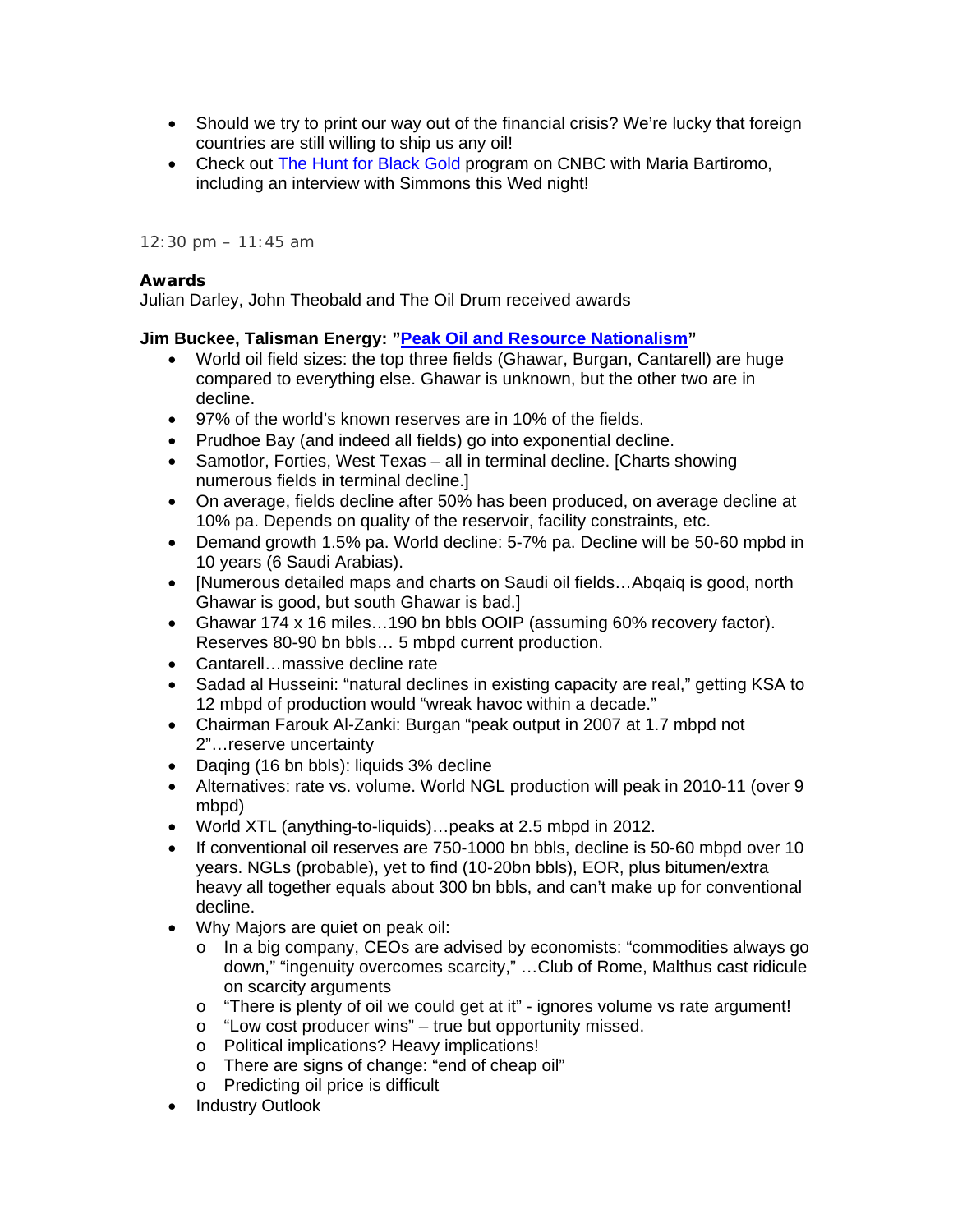- Should we try to print our way out of the financial crisis? We're lucky that foreign countries are still willing to ship us any oil!
- Check out [The Hunt for Black Gold](#) program on CNBC with Maria Bartiromo, including an interview with Simmons this Wed night!

12:30 pm – 11:45 am

**Awards**
Julian Darley, John Theobald and The Oil Drum received awards

**Jim Buckee, Talisman Energy: "[Peak Oil and Resource Nationalism](#)"**

- World oil field sizes: the top three fields (Ghawar, Burgan, Cantarell) are huge compared to everything else. Ghawar is unknown, but the other two are in decline.
- 97% of the world's known reserves are in 10% of the fields.
- Prudhoe Bay (and indeed all fields) go into exponential decline.
- Samotlor, Forties, West Texas – all in terminal decline. [Charts showing numerous fields in terminal decline.]
- On average, fields decline after 50% has been produced, on average decline at 10% pa. Depends on quality of the reservoir, facility constraints, etc.
- Demand growth 1.5% pa. World decline: 5-7% pa. Decline will be 50-60 mpbd in 10 years (6 Saudi Arabias).
- [Numerous detailed maps and charts on Saudi oil fields…Abqaiq is good, north Ghawar is good, but south Ghawar is bad.]
- Ghawar 174 x 16 miles…190 bn bbls OOIP (assuming 60% recovery factor). Reserves 80-90 bn bbls… 5 mbpd current production.
- Cantarell…massive decline rate
- Sadad al Husseini: "natural declines in existing capacity are real," getting KSA to 12 mbpd of production would "wreak havoc within a decade."
- Chairman Farouk Al-Zanki: Burgan "peak output in 2007 at 1.7 mbpd not 2"…reserve uncertainty
- Daqing (16 bn bbls): liquids 3% decline
- Alternatives: rate vs. volume. World NGL production will peak in 2010-11 (over 9 mbpd)
- World XTL (anything-to-liquids)…peaks at 2.5 mbpd in 2012.
- If conventional oil reserves are 750-1000 bn bbls, decline is 50-60 mbpd over 10 years. NGLs (probable), yet to find (10-20bn bbls), EOR, plus bitumen/extra heavy all together equals about 300 bn bbls, and can't make up for conventional decline.
- Why Majors are quiet on peak oil:
  - In a big company, CEOs are advised by economists: "commodities always go down," "ingenuity overcomes scarcity," …Club of Rome, Malthus cast ridicule on scarcity arguments
  - "There is plenty of oil we could get at it" - ignores volume vs rate argument!
  - "Low cost producer wins" – true but opportunity missed.
  - Political implications? Heavy implications!
  - There are signs of change: "end of cheap oil"
  - Predicting oil price is difficult
- Industry Outlook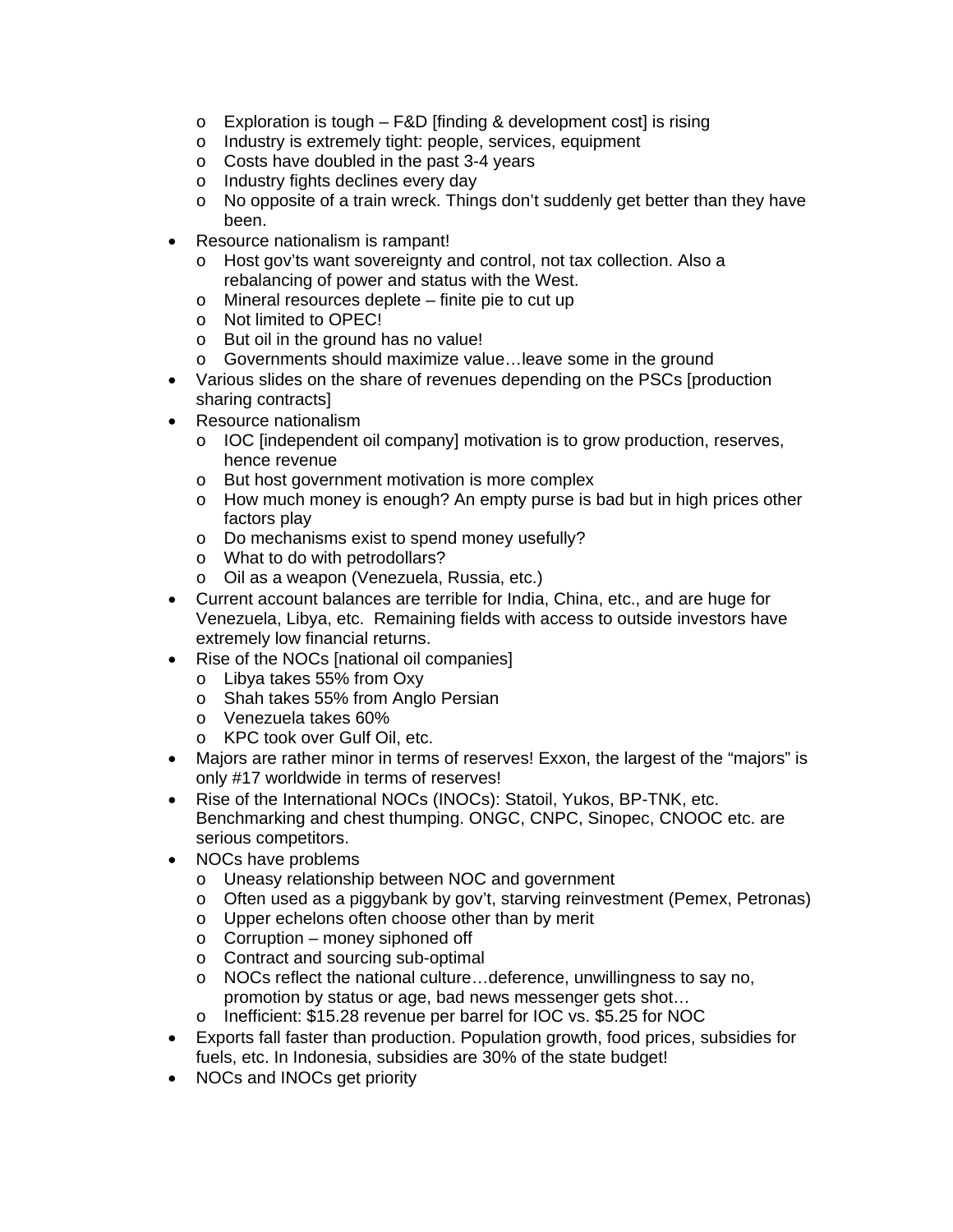- Exploration is tough – F&D [finding & development cost] is rising
  - Industry is extremely tight: people, services, equipment
  - Costs have doubled in the past 3-4 years
  - Industry fights declines every day
  - No opposite of a train wreck. Things don't suddenly get better than they have been.
- Resource nationalism is rampant!
  - Host gov'ts want sovereignty and control, not tax collection. Also a rebalancing of power and status with the West.
  - Mineral resources deplete – finite pie to cut up
  - Not limited to OPEC!
  - But oil in the ground has no value!
  - Governments should maximize value…leave some in the ground
- Various slides on the share of revenues depending on the PSCs [production sharing contracts]
- Resource nationalism
  - IOC [independent oil company] motivation is to grow production, reserves, hence revenue
  - But host government motivation is more complex
  - How much money is enough? An empty purse is bad but in high prices other factors play
  - Do mechanisms exist to spend money usefully?
  - What to do with petrodollars?
  - Oil as a weapon (Venezuela, Russia, etc.)
- Current account balances are terrible for India, China, etc., and are huge for Venezuela, Libya, etc. Remaining fields with access to outside investors have extremely low financial returns.
- Rise of the NOCs [national oil companies]
  - Libya takes 55% from Oxy
  - Shah takes 55% from Anglo Persian
  - Venezuela takes 60%
  - KPC took over Gulf Oil, etc.
- Majors are rather minor in terms of reserves! Exxon, the largest of the "majors" is only #17 worldwide in terms of reserves!
- Rise of the International NOCs (INOCs): Statoil, Yukos, BP-TNK, etc. Benchmarking and chest thumping. ONGC, CNPC, Sinopec, CNOOC etc. are serious competitors.
- NOCs have problems
  - Uneasy relationship between NOC and government
  - Often used as a piggybank by gov't, starving reinvestment (Pemex, Petronas)
  - Upper echelons often choose other than by merit
  - Corruption – money siphoned off
  - Contract and sourcing sub-optimal
  - NOCs reflect the national culture…deference, unwillingness to say no, promotion by status or age, bad news messenger gets shot…
  - Inefficient: $15.28 revenue per barrel for IOC vs. $5.25 for NOC
- Exports fall faster than production. Population growth, food prices, subsidies for fuels, etc. In Indonesia, subsidies are 30% of the state budget!
- NOCs and INOCs get priority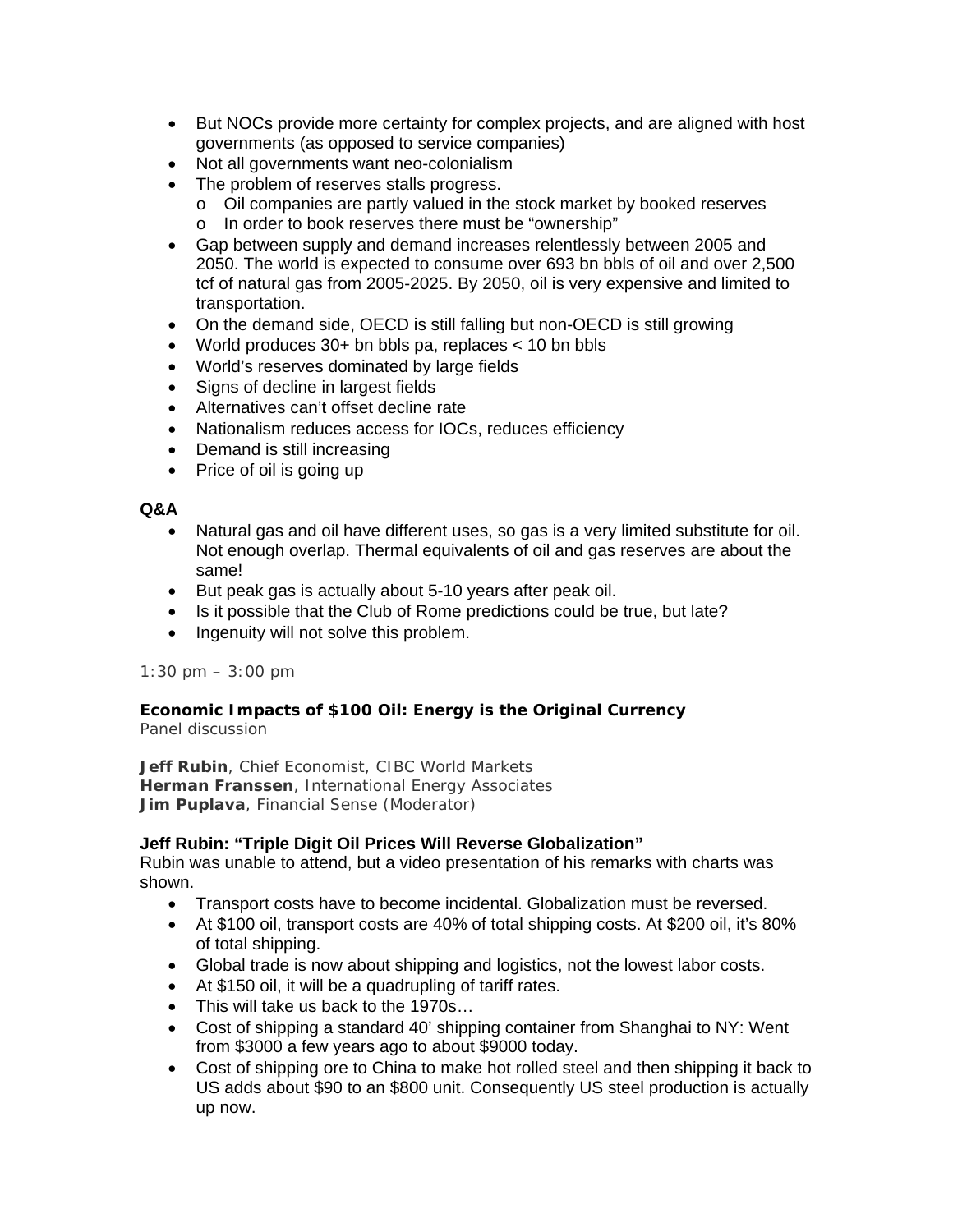- But NOCs provide more certainty for complex projects, and are aligned with host governments (as opposed to service companies)
- Not all governments want neo-colonialism
- The problem of reserves stalls progress.
    - Oil companies are partly valued in the stock market by booked reserves
    - In order to book reserves there must be "ownership"
- Gap between supply and demand increases relentlessly between 2005 and 2050. The world is expected to consume over 693 bn bbls of oil and over 2,500 tcf of natural gas from 2005-2025. By 2050, oil is very expensive and limited to transportation.
- On the demand side, OECD is still falling but non-OECD is still growing
- World produces 30+ bn bbls pa, replaces < 10 bn bbls
- World's reserves dominated by large fields
- Signs of decline in largest fields
- Alternatives can't offset decline rate
- Nationalism reduces access for IOCs, reduces efficiency
- Demand is still increasing
- Price of oil is going up

**Q&A**

- Natural gas and oil have different uses, so gas is a very limited substitute for oil. Not enough overlap. Thermal equivalents of oil and gas reserves are about the same!
- But peak gas is actually about 5-10 years after peak oil.
- Is it possible that the Club of Rome predictions could be true, but late?
- Ingenuity will not solve this problem.

1:30 pm – 3:00 pm

**Economic Impacts of $100 Oil: Energy is the Original Currency**
Panel discussion

**Jeff Rubin**, Chief Economist, CIBC World Markets
**Herman Franssen**, International Energy Associates
**Jim Puplava**, Financial Sense (Moderator)

**Jeff Rubin: "Triple Digit Oil Prices Will Reverse Globalization"**
Rubin was unable to attend, but a video presentation of his remarks with charts was shown.

- Transport costs have to become incidental. Globalization must be reversed.
- At $100 oil, transport costs are 40% of total shipping costs. At $200 oil, it's 80% of total shipping.
- Global trade is now about shipping and logistics, not the lowest labor costs.
- At $150 oil, it will be a quadrupling of tariff rates.
- This will take us back to the 1970s…
- Cost of shipping a standard 40' shipping container from Shanghai to NY: Went from $3000 a few years ago to about $9000 today.
- Cost of shipping ore to China to make hot rolled steel and then shipping it back to US adds about $90 to an $800 unit. Consequently US steel production is actually up now.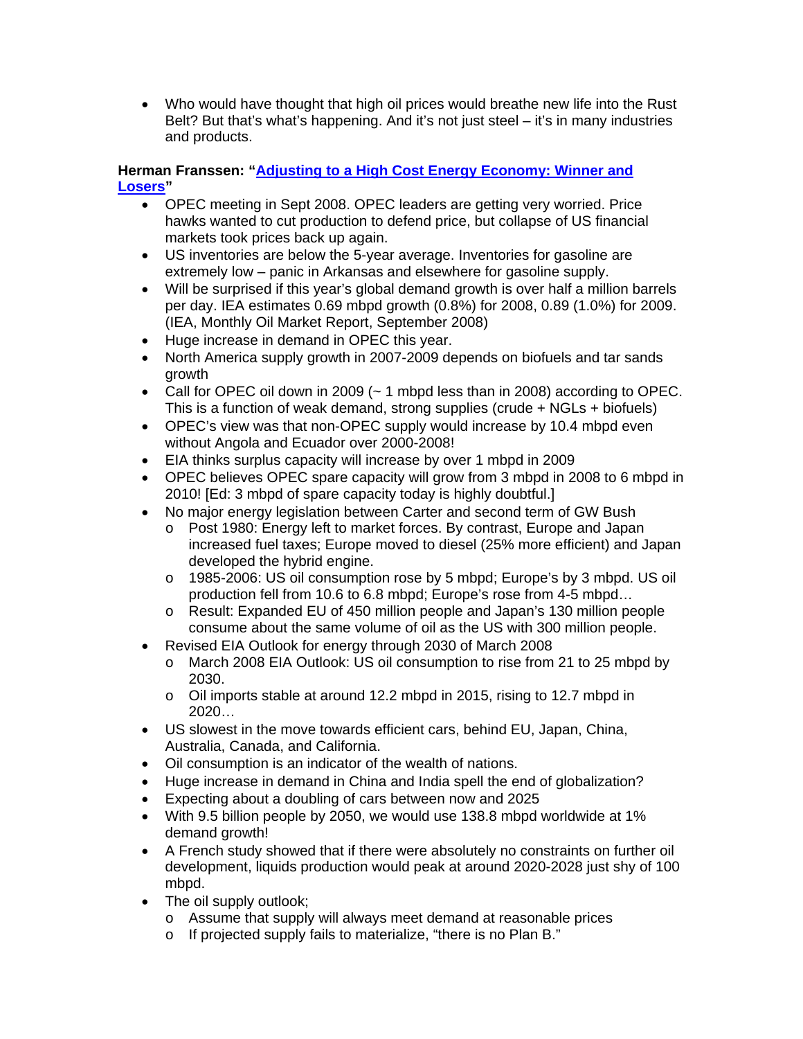- Who would have thought that high oil prices would breathe new life into the Rust Belt? But that's what's happening. And it's not just steel – it's in many industries and products.

**Herman Franssen: "[Adjusting to a High Cost Energy Economy: Winner and Losers]()"**

- OPEC meeting in Sept 2008. OPEC leaders are getting very worried. Price hawks wanted to cut production to defend price, but collapse of US financial markets took prices back up again.
- US inventories are below the 5-year average. Inventories for gasoline are extremely low – panic in Arkansas and elsewhere for gasoline supply.
- Will be surprised if this year's global demand growth is over half a million barrels per day. IEA estimates 0.69 mbpd growth (0.8%) for 2008, 0.89 (1.0%) for 2009. (IEA, Monthly Oil Market Report, September 2008)
- Huge increase in demand in OPEC this year.
- North America supply growth in 2007-2009 depends on biofuels and tar sands growth
- Call for OPEC oil down in 2009 (~ 1 mbpd less than in 2008) according to OPEC. This is a function of weak demand, strong supplies (crude + NGLs + biofuels)
- OPEC's view was that non-OPEC supply would increase by 10.4 mbpd even without Angola and Ecuador over 2000-2008!
- EIA thinks surplus capacity will increase by over 1 mbpd in 2009
- OPEC believes OPEC spare capacity will grow from 3 mbpd in 2008 to 6 mbpd in 2010! [Ed: 3 mbpd of spare capacity today is highly doubtful.]
- No major energy legislation between Carter and second term of GW Bush
  - Post 1980: Energy left to market forces. By contrast, Europe and Japan increased fuel taxes; Europe moved to diesel (25% more efficient) and Japan developed the hybrid engine.
  - 1985-2006: US oil consumption rose by 5 mbpd; Europe's by 3 mbpd. US oil production fell from 10.6 to 6.8 mbpd; Europe's rose from 4-5 mbpd…
  - Result: Expanded EU of 450 million people and Japan's 130 million people consume about the same volume of oil as the US with 300 million people.
- Revised EIA Outlook for energy through 2030 of March 2008
  - March 2008 EIA Outlook: US oil consumption to rise from 21 to 25 mbpd by 2030.
  - Oil imports stable at around 12.2 mbpd in 2015, rising to 12.7 mbpd in 2020…
- US slowest in the move towards efficient cars, behind EU, Japan, China, Australia, Canada, and California.
- Oil consumption is an indicator of the wealth of nations.
- Huge increase in demand in China and India spell the end of globalization?
- Expecting about a doubling of cars between now and 2025
- With 9.5 billion people by 2050, we would use 138.8 mbpd worldwide at 1% demand growth!
- A French study showed that if there were absolutely no constraints on further oil development, liquids production would peak at around 2020-2028 just shy of 100 mbpd.
- The oil supply outlook;
  - Assume that supply will always meet demand at reasonable prices
  - If projected supply fails to materialize, "there is no Plan B."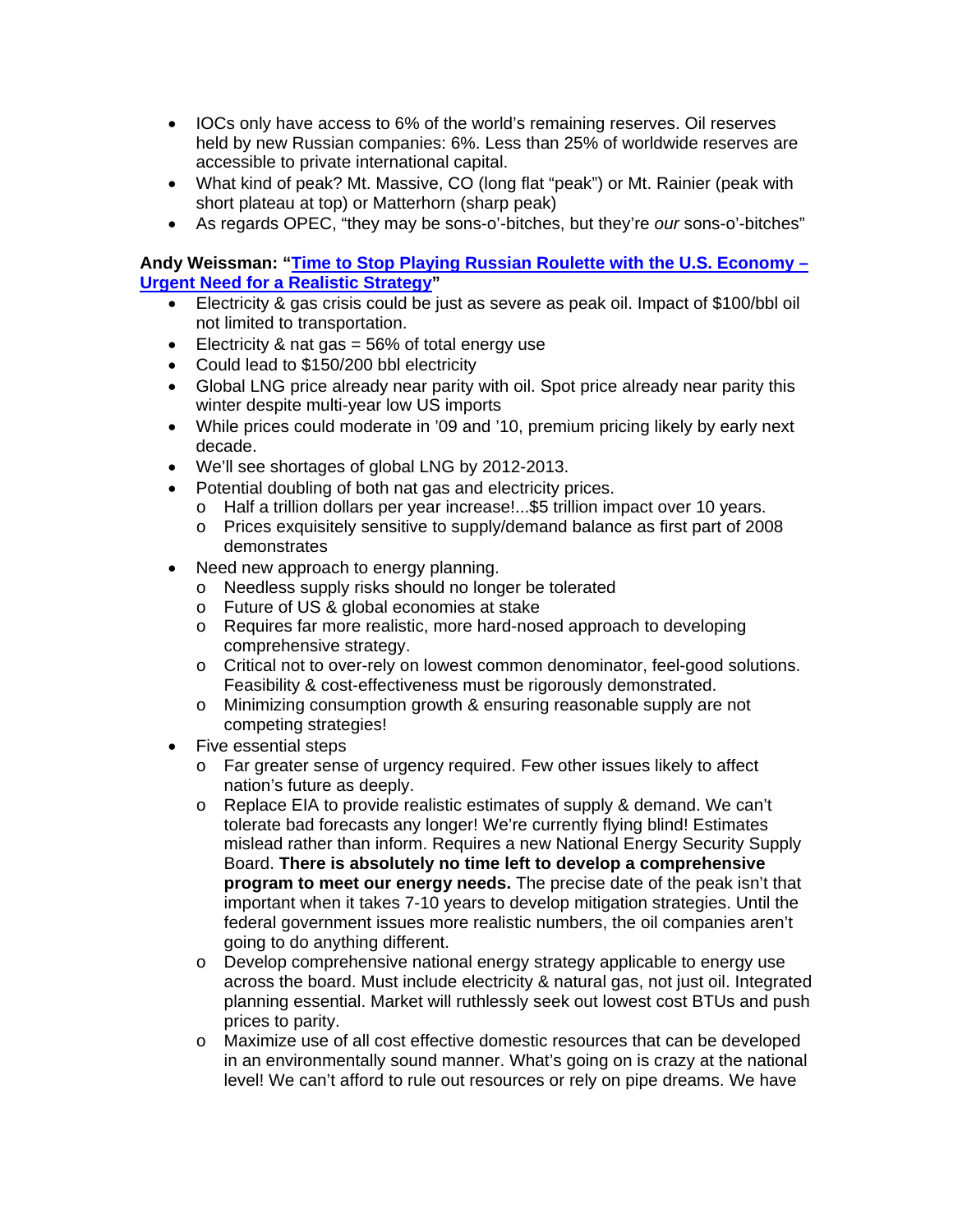- IOCs only have access to 6% of the world's remaining reserves. Oil reserves held by new Russian companies: 6%. Less than 25% of worldwide reserves are accessible to private international capital.
- What kind of peak? Mt. Massive, CO (long flat "peak") or Mt. Rainier (peak with short plateau at top) or Matterhorn (sharp peak)
- As regards OPEC, "they may be sons-o'-bitches, but they're *our* sons-o'-bitches"

**Andy Weissman: "[Time to Stop Playing Russian Roulette with the U.S. Economy – Urgent Need for a Realistic Strategy](#)"**

- Electricity & gas crisis could be just as severe as peak oil. Impact of $100/bbl oil not limited to transportation.
- Electricity & nat gas = 56% of total energy use
- Could lead to $150/200 bbl electricity
- Global LNG price already near parity with oil. Spot price already near parity this winter despite multi-year low US imports
- While prices could moderate in '09 and '10, premium pricing likely by early next decade.
- We'll see shortages of global LNG by 2012-2013.
- Potential doubling of both nat gas and electricity prices.
  - Half a trillion dollars per year increase!...$5 trillion impact over 10 years.
  - Prices exquisitely sensitive to supply/demand balance as first part of 2008 demonstrates
- Need new approach to energy planning.
  - Needless supply risks should no longer be tolerated
  - Future of US & global economies at stake
  - Requires far more realistic, more hard-nosed approach to developing comprehensive strategy.
  - Critical not to over-rely on lowest common denominator, feel-good solutions. Feasibility & cost-effectiveness must be rigorously demonstrated.
  - Minimizing consumption growth & ensuring reasonable supply are not competing strategies!
- Five essential steps
  - Far greater sense of urgency required. Few other issues likely to affect nation's future as deeply.
  - Replace EIA to provide realistic estimates of supply & demand. We can't tolerate bad forecasts any longer! We're currently flying blind! Estimates mislead rather than inform. Requires a new National Energy Security Supply Board. **There is absolutely no time left to develop a comprehensive program to meet our energy needs.** The precise date of the peak isn't that important when it takes 7-10 years to develop mitigation strategies. Until the federal government issues more realistic numbers, the oil companies aren't going to do anything different.
  - Develop comprehensive national energy strategy applicable to energy use across the board. Must include electricity & natural gas, not just oil. Integrated planning essential. Market will ruthlessly seek out lowest cost BTUs and push prices to parity.
  - Maximize use of all cost effective domestic resources that can be developed in an environmentally sound manner. What's going on is crazy at the national level! We can't afford to rule out resources or rely on pipe dreams. We have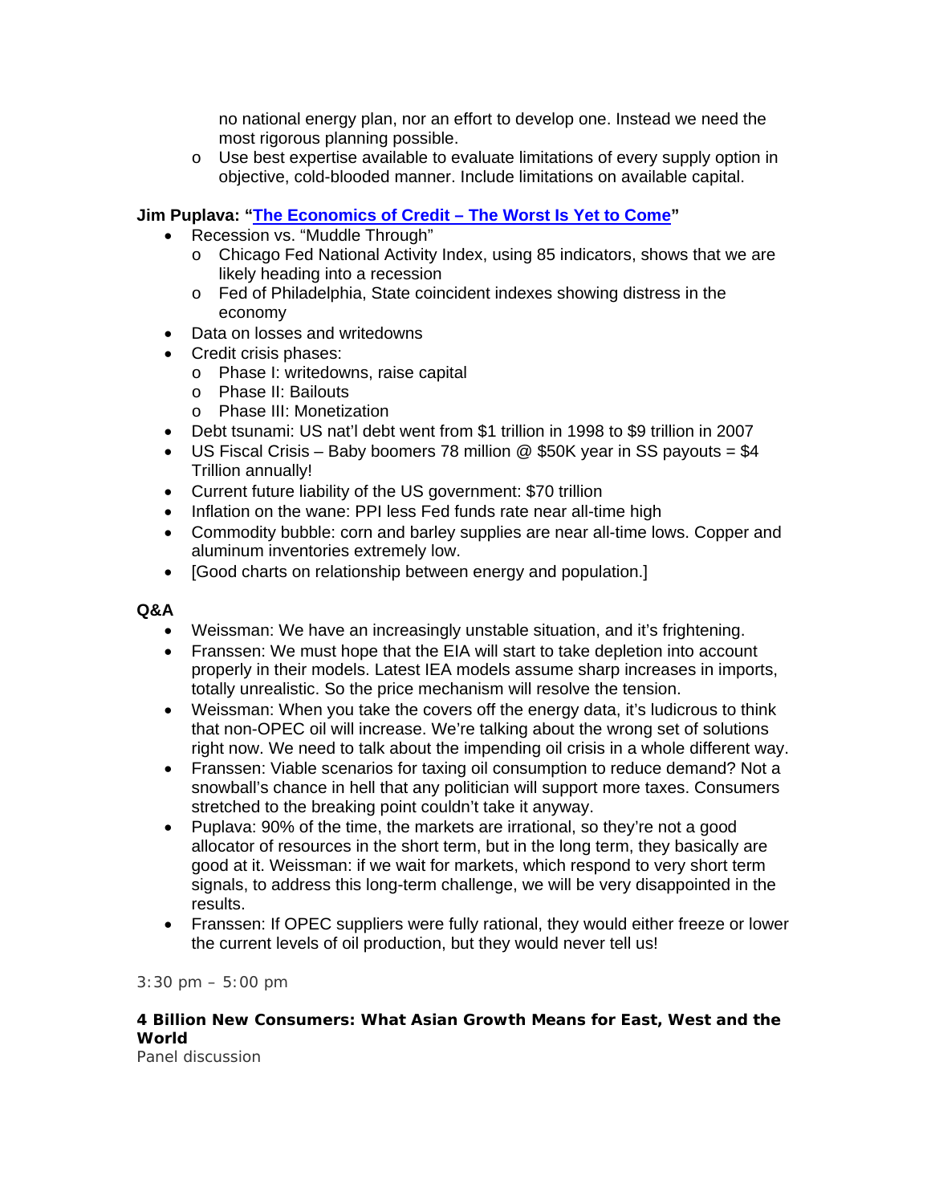- no national energy plan, nor an effort to develop one. Instead we need the most rigorous planning possible.
   - Use best expertise available to evaluate limitations of every supply option in objective, cold-blooded manner. Include limitations on available capital.

**Jim Puplava: "[The Economics of Credit – The Worst Is Yet to Come]"**

- Recession vs. "Muddle Through"
  - Chicago Fed National Activity Index, using 85 indicators, shows that we are likely heading into a recession
  - Fed of Philadelphia, State coincident indexes showing distress in the economy
- Data on losses and writedowns
- Credit crisis phases:
  - Phase I: writedowns, raise capital
  - Phase II: Bailouts
  - Phase III: Monetization
- Debt tsunami: US nat'l debt went from $1 trillion in 1998 to $9 trillion in 2007
- US Fiscal Crisis – Baby boomers 78 million @ $50K year in SS payouts = $4 Trillion annually!
- Current future liability of the US government: $70 trillion
- Inflation on the wane: PPI less Fed funds rate near all-time high
- Commodity bubble: corn and barley supplies are near all-time lows. Copper and aluminum inventories extremely low.
- [Good charts on relationship between energy and population.]

**Q&A**

- Weissman: We have an increasingly unstable situation, and it's frightening.
- Franssen: We must hope that the EIA will start to take depletion into account properly in their models. Latest IEA models assume sharp increases in imports, totally unrealistic. So the price mechanism will resolve the tension.
- Weissman: When you take the covers off the energy data, it's ludicrous to think that non-OPEC oil will increase. We're talking about the wrong set of solutions right now. We need to talk about the impending oil crisis in a whole different way.
- Franssen: Viable scenarios for taxing oil consumption to reduce demand? Not a snowball's chance in hell that any politician will support more taxes. Consumers stretched to the breaking point couldn't take it anyway.
- Puplava: 90% of the time, the markets are irrational, so they're not a good allocator of resources in the short term, but in the long term, they basically are good at it. Weissman: if we wait for markets, which respond to very short term signals, to address this long-term challenge, we will be very disappointed in the results.
- Franssen: If OPEC suppliers were fully rational, they would either freeze or lower the current levels of oil production, but they would never tell us!

3:30 pm – 5:00 pm

**4 Billion New Consumers: What Asian Growth Means for East, West and the World**
Panel discussion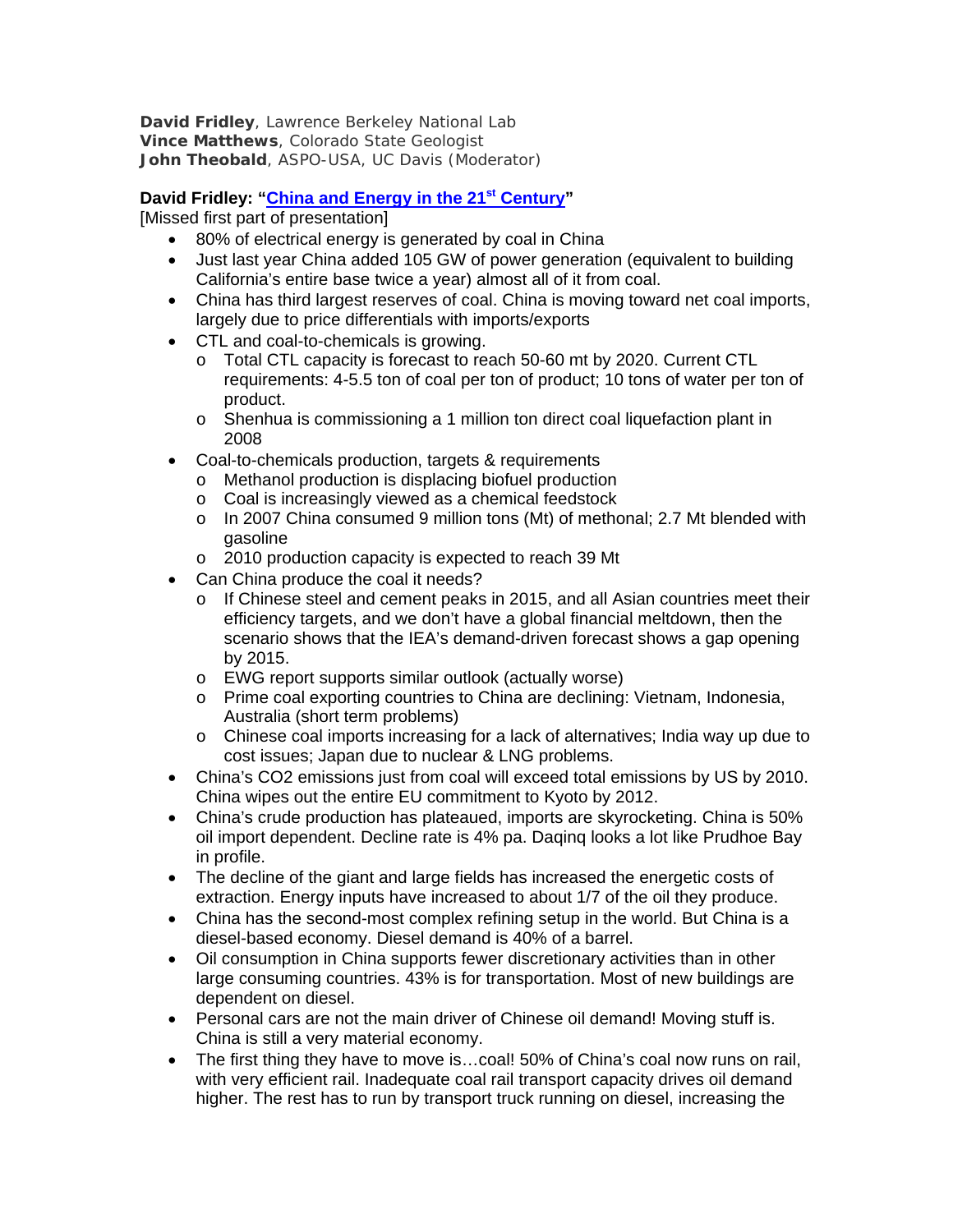**David Fridley**, Lawrence Berkeley National Lab
**Vince Matthews**, Colorado State Geologist
**John Theobald**, ASPO-USA, UC Davis (Moderator)

**David Fridley: "[China and Energy in the 21st Century]"**
[Missed first part of presentation]

- 80% of electrical energy is generated by coal in China
- Just last year China added 105 GW of power generation (equivalent to building California's entire base twice a year) almost all of it from coal.
- China has third largest reserves of coal. China is moving toward net coal imports, largely due to price differentials with imports/exports
- CTL and coal-to-chemicals is growing.
  - Total CTL capacity is forecast to reach 50-60 mt by 2020. Current CTL requirements: 4-5.5 ton of coal per ton of product; 10 tons of water per ton of product.
  - Shenhua is commissioning a 1 million ton direct coal liquefaction plant in 2008
- Coal-to-chemicals production, targets & requirements
  - Methanol production is displacing biofuel production
  - Coal is increasingly viewed as a chemical feedstock
  - In 2007 China consumed 9 million tons (Mt) of methonal; 2.7 Mt blended with gasoline
  - 2010 production capacity is expected to reach 39 Mt
- Can China produce the coal it needs?
  - If Chinese steel and cement peaks in 2015, and all Asian countries meet their efficiency targets, and we don't have a global financial meltdown, then the scenario shows that the IEA's demand-driven forecast shows a gap opening by 2015.
  - EWG report supports similar outlook (actually worse)
  - Prime coal exporting countries to China are declining: Vietnam, Indonesia, Australia (short term problems)
  - Chinese coal imports increasing for a lack of alternatives; India way up due to cost issues; Japan due to nuclear & LNG problems.
- China's CO2 emissions just from coal will exceed total emissions by US by 2010. China wipes out the entire EU commitment to Kyoto by 2012.
- China's crude production has plateaued, imports are skyrocketing. China is 50% oil import dependent. Decline rate is 4% pa. Daqinq looks a lot like Prudhoe Bay in profile.
- The decline of the giant and large fields has increased the energetic costs of extraction. Energy inputs have increased to about 1/7 of the oil they produce.
- China has the second-most complex refining setup in the world. But China is a diesel-based economy. Diesel demand is 40% of a barrel.
- Oil consumption in China supports fewer discretionary activities than in other large consuming countries. 43% is for transportation. Most of new buildings are dependent on diesel.
- Personal cars are not the main driver of Chinese oil demand! Moving stuff is. China is still a very material economy.
- The first thing they have to move is…coal! 50% of China's coal now runs on rail, with very efficient rail. Inadequate coal rail transport capacity drives oil demand higher. The rest has to run by transport truck running on diesel, increasing the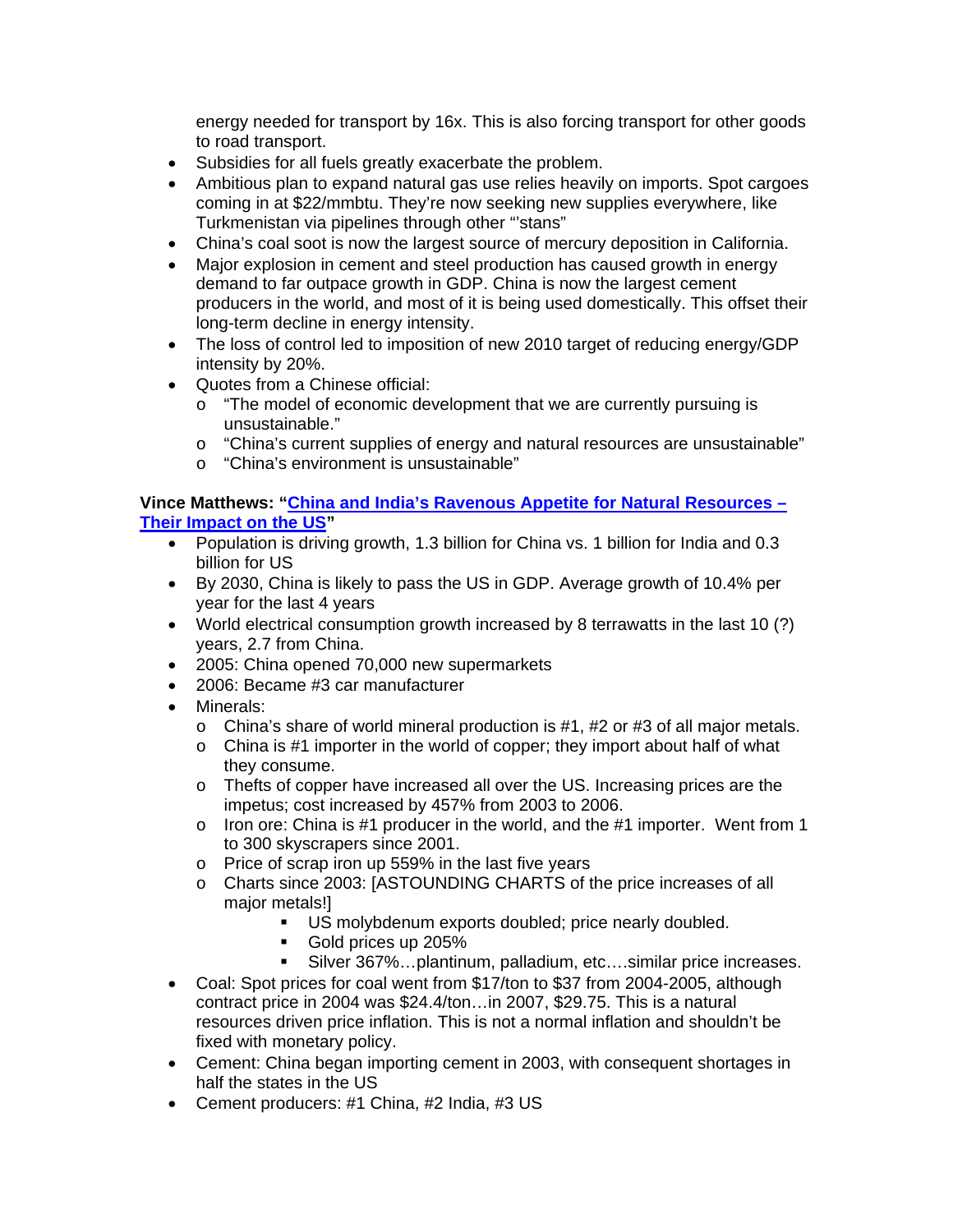energy needed for transport by 16x. This is also forcing transport for other goods to road transport.

- Subsidies for all fuels greatly exacerbate the problem.
- Ambitious plan to expand natural gas use relies heavily on imports. Spot cargoes coming in at $22/mmbtu. They're now seeking new supplies everywhere, like Turkmenistan via pipelines through other "'stans"
- China's coal soot is now the largest source of mercury deposition in California.
- Major explosion in cement and steel production has caused growth in energy demand to far outpace growth in GDP. China is now the largest cement producers in the world, and most of it is being used domestically. This offset their long-term decline in energy intensity.
- The loss of control led to imposition of new 2010 target of reducing energy/GDP intensity by 20%.
- Quotes from a Chinese official:
  - "The model of economic development that we are currently pursuing is unsustainable."
  - "China's current supplies of energy and natural resources are unsustainable"
  - "China's environment is unsustainable"

**Vince Matthews: "[China and India's Ravenous Appetite for Natural Resources – Their Impact on the US]"**

- Population is driving growth, 1.3 billion for China vs. 1 billion for India and 0.3 billion for US
- By 2030, China is likely to pass the US in GDP. Average growth of 10.4% per year for the last 4 years
- World electrical consumption growth increased by 8 terrawatts in the last 10 (?) years, 2.7 from China.
- 2005: China opened 70,000 new supermarkets
- 2006: Became #3 car manufacturer
- Minerals:
  - China's share of world mineral production is #1, #2 or #3 of all major metals.
  - China is #1 importer in the world of copper; they import about half of what they consume.
  - Thefts of copper have increased all over the US. Increasing prices are the impetus; cost increased by 457% from 2003 to 2006.
  - Iron ore: China is #1 producer in the world, and the #1 importer. Went from 1 to 300 skyscrapers since 2001.
  - Price of scrap iron up 559% in the last five years
  - Charts since 2003: [ASTOUNDING CHARTS of the price increases of all major metals!]
    - US molybdenum exports doubled; price nearly doubled.
    - Gold prices up 205%
    - Silver 367%…plantinum, palladium, etc.…similar price increases.
- Coal: Spot prices for coal went from $17/ton to $37 from 2004-2005, although contract price in 2004 was $24.4/ton…in 2007, $29.75. This is a natural resources driven price inflation. This is not a normal inflation and shouldn't be fixed with monetary policy.
- Cement: China began importing cement in 2003, with consequent shortages in half the states in the US
- Cement producers: #1 China, #2 India, #3 US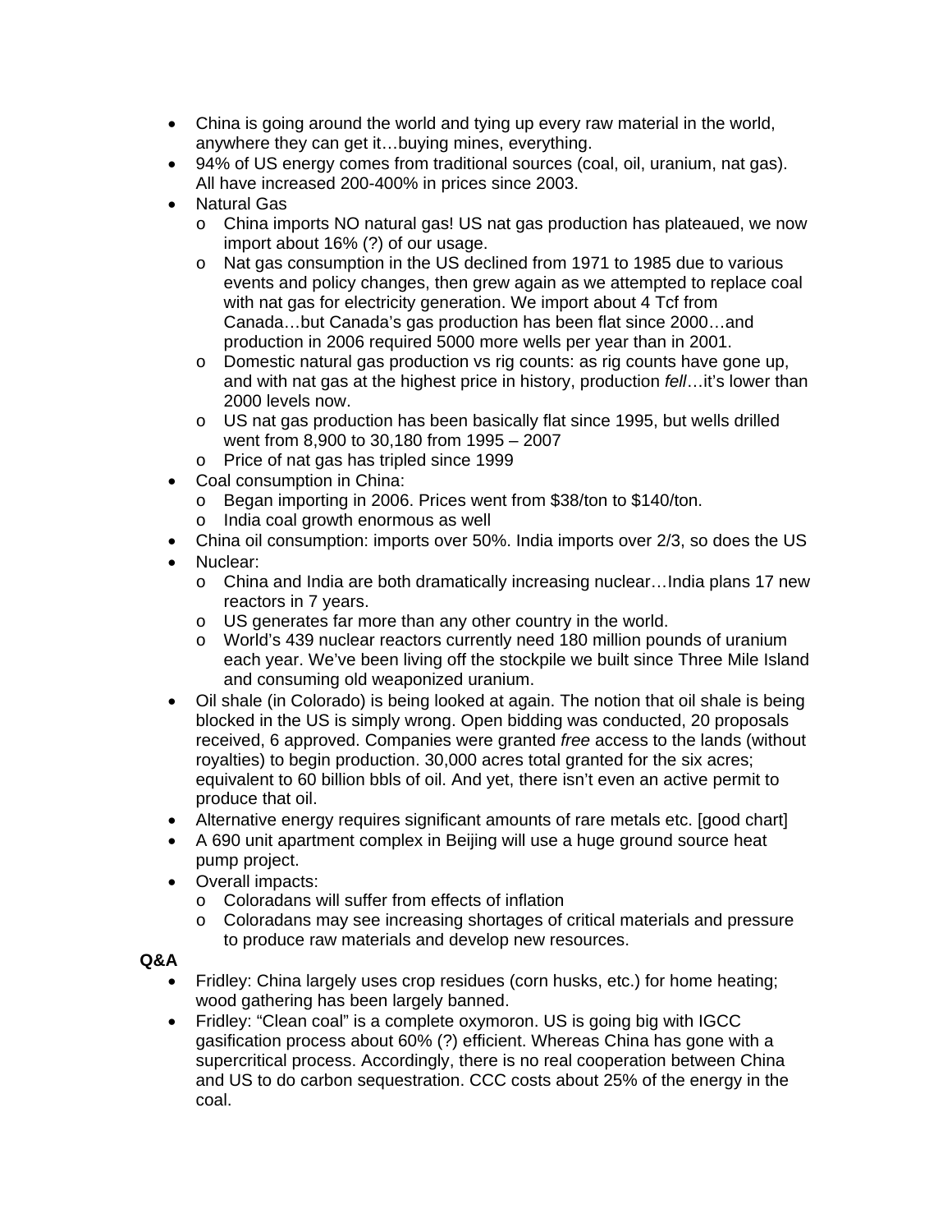- China is going around the world and tying up every raw material in the world, anywhere they can get it…buying mines, everything.
- 94% of US energy comes from traditional sources (coal, oil, uranium, nat gas). All have increased 200-400% in prices since 2003.
- Natural Gas
  - China imports NO natural gas! US nat gas production has plateaued, we now import about 16% (?) of our usage.
  - Nat gas consumption in the US declined from 1971 to 1985 due to various events and policy changes, then grew again as we attempted to replace coal with nat gas for electricity generation. We import about 4 Tcf from Canada…but Canada's gas production has been flat since 2000…and production in 2006 required 5000 more wells per year than in 2001.
  - Domestic natural gas production vs rig counts: as rig counts have gone up, and with nat gas at the highest price in history, production *fell*…it's lower than 2000 levels now.
  - US nat gas production has been basically flat since 1995, but wells drilled went from 8,900 to 30,180 from 1995 – 2007
  - Price of nat gas has tripled since 1999
- Coal consumption in China:
  - Began importing in 2006. Prices went from $38/ton to $140/ton.
  - India coal growth enormous as well
- China oil consumption: imports over 50%. India imports over 2/3, so does the US
- Nuclear:
  - China and India are both dramatically increasing nuclear…India plans 17 new reactors in 7 years.
  - US generates far more than any other country in the world.
  - World's 439 nuclear reactors currently need 180 million pounds of uranium each year. We've been living off the stockpile we built since Three Mile Island and consuming old weaponized uranium.
- Oil shale (in Colorado) is being looked at again. The notion that oil shale is being blocked in the US is simply wrong. Open bidding was conducted, 20 proposals received, 6 approved. Companies were granted *free* access to the lands (without royalties) to begin production. 30,000 acres total granted for the six acres; equivalent to 60 billion bbls of oil. And yet, there isn't even an active permit to produce that oil.
- Alternative energy requires significant amounts of rare metals etc. [good chart]
- A 690 unit apartment complex in Beijing will use a huge ground source heat pump project.
- Overall impacts:
  - Coloradans will suffer from effects of inflation
  - Coloradans may see increasing shortages of critical materials and pressure to produce raw materials and develop new resources.

**Q&A**

- Fridley: China largely uses crop residues (corn husks, etc.) for home heating; wood gathering has been largely banned.
- Fridley: "Clean coal" is a complete oxymoron. US is going big with IGCC gasification process about 60% (?) efficient. Whereas China has gone with a supercritical process. Accordingly, there is no real cooperation between China and US to do carbon sequestration. CCC costs about 25% of the energy in the coal.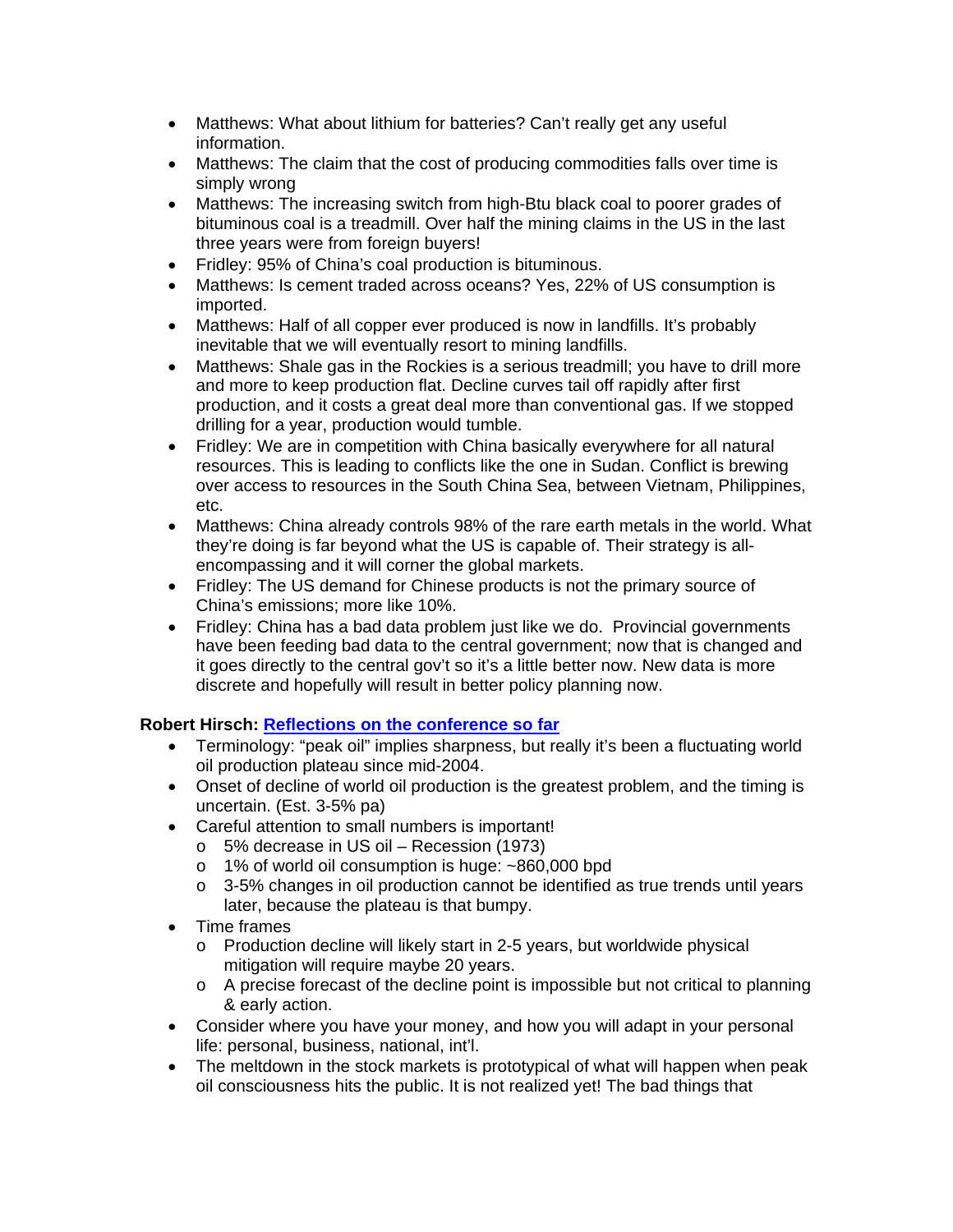- Matthews: What about lithium for batteries? Can't really get any useful information.
- Matthews: The claim that the cost of producing commodities falls over time is simply wrong
- Matthews: The increasing switch from high-Btu black coal to poorer grades of bituminous coal is a treadmill. Over half the mining claims in the US in the last three years were from foreign buyers!
- Fridley: 95% of China's coal production is bituminous.
- Matthews: Is cement traded across oceans? Yes, 22% of US consumption is imported.
- Matthews: Half of all copper ever produced is now in landfills. It's probably inevitable that we will eventually resort to mining landfills.
- Matthews: Shale gas in the Rockies is a serious treadmill; you have to drill more and more to keep production flat. Decline curves tail off rapidly after first production, and it costs a great deal more than conventional gas. If we stopped drilling for a year, production would tumble.
- Fridley: We are in competition with China basically everywhere for all natural resources. This is leading to conflicts like the one in Sudan. Conflict is brewing over access to resources in the South China Sea, between Vietnam, Philippines, etc.
- Matthews: China already controls 98% of the rare earth metals in the world. What they're doing is far beyond what the US is capable of. Their strategy is all-encompassing and it will corner the global markets.
- Fridley: The US demand for Chinese products is not the primary source of China's emissions; more like 10%.
- Fridley: China has a bad data problem just like we do. Provincial governments have been feeding bad data to the central government; now that is changed and it goes directly to the central gov't so it's a little better now. New data is more discrete and hopefully will result in better policy planning now.

**Robert Hirsch: Reflections on the conference so far**

- Terminology: "peak oil" implies sharpness, but really it's been a fluctuating world oil production plateau since mid-2004.
- Onset of decline of world oil production is the greatest problem, and the timing is uncertain. (Est. 3-5% pa)
- Careful attention to small numbers is important!
  - 5% decrease in US oil – Recession (1973)
  - 1% of world oil consumption is huge: ~860,000 bpd
  - 3-5% changes in oil production cannot be identified as true trends until years later, because the plateau is that bumpy.
- Time frames
  - Production decline will likely start in 2-5 years, but worldwide physical mitigation will require maybe 20 years.
  - A precise forecast of the decline point is impossible but not critical to planning & early action.
- Consider where you have your money, and how you will adapt in your personal life: personal, business, national, int'l.
- The meltdown in the stock markets is prototypical of what will happen when peak oil consciousness hits the public. It is not realized yet! The bad things that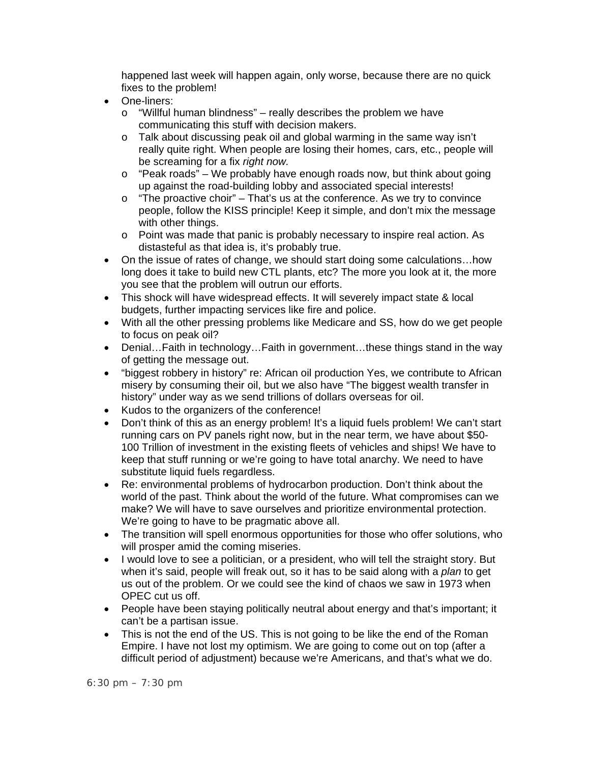happened last week will happen again, only worse, because there are no quick fixes to the problem!

- One-liners:
  - "Willful human blindness" – really describes the problem we have communicating this stuff with decision makers.
  - Talk about discussing peak oil and global warming in the same way isn't really quite right. When people are losing their homes, cars, etc., people will be screaming for a fix *right now.*
  - "Peak roads" – We probably have enough roads now, but think about going up against the road-building lobby and associated special interests!
  - "The proactive choir" – That's us at the conference. As we try to convince people, follow the KISS principle! Keep it simple, and don't mix the message with other things.
  - Point was made that panic is probably necessary to inspire real action. As distasteful as that idea is, it's probably true.
- On the issue of rates of change, we should start doing some calculations…how long does it take to build new CTL plants, etc? The more you look at it, the more you see that the problem will outrun our efforts.
- This shock will have widespread effects. It will severely impact state & local budgets, further impacting services like fire and police.
- With all the other pressing problems like Medicare and SS, how do we get people to focus on peak oil?
- Denial…Faith in technology…Faith in government…these things stand in the way of getting the message out.
- "biggest robbery in history" re: African oil production Yes, we contribute to African misery by consuming their oil, but we also have "The biggest wealth transfer in history" under way as we send trillions of dollars overseas for oil.
- Kudos to the organizers of the conference!
- Don't think of this as an energy problem! It's a liquid fuels problem! We can't start running cars on PV panels right now, but in the near term, we have about $50-100 Trillion of investment in the existing fleets of vehicles and ships! We have to keep that stuff running or we're going to have total anarchy. We need to have substitute liquid fuels regardless.
- Re: environmental problems of hydrocarbon production. Don't think about the world of the past. Think about the world of the future. What compromises can we make? We will have to save ourselves and prioritize environmental protection. We're going to have to be pragmatic above all.
- The transition will spell enormous opportunities for those who offer solutions, who will prosper amid the coming miseries.
- I would love to see a politician, or a president, who will tell the straight story. But when it's said, people will freak out, so it has to be said along with a *plan* to get us out of the problem. Or we could see the kind of chaos we saw in 1973 when OPEC cut us off.
- People have been staying politically neutral about energy and that's important; it can't be a partisan issue.
- This is not the end of the US. This is not going to be like the end of the Roman Empire. I have not lost my optimism. We are going to come out on top (after a difficult period of adjustment) because we're Americans, and that's what we do.

6:30 pm – 7:30 pm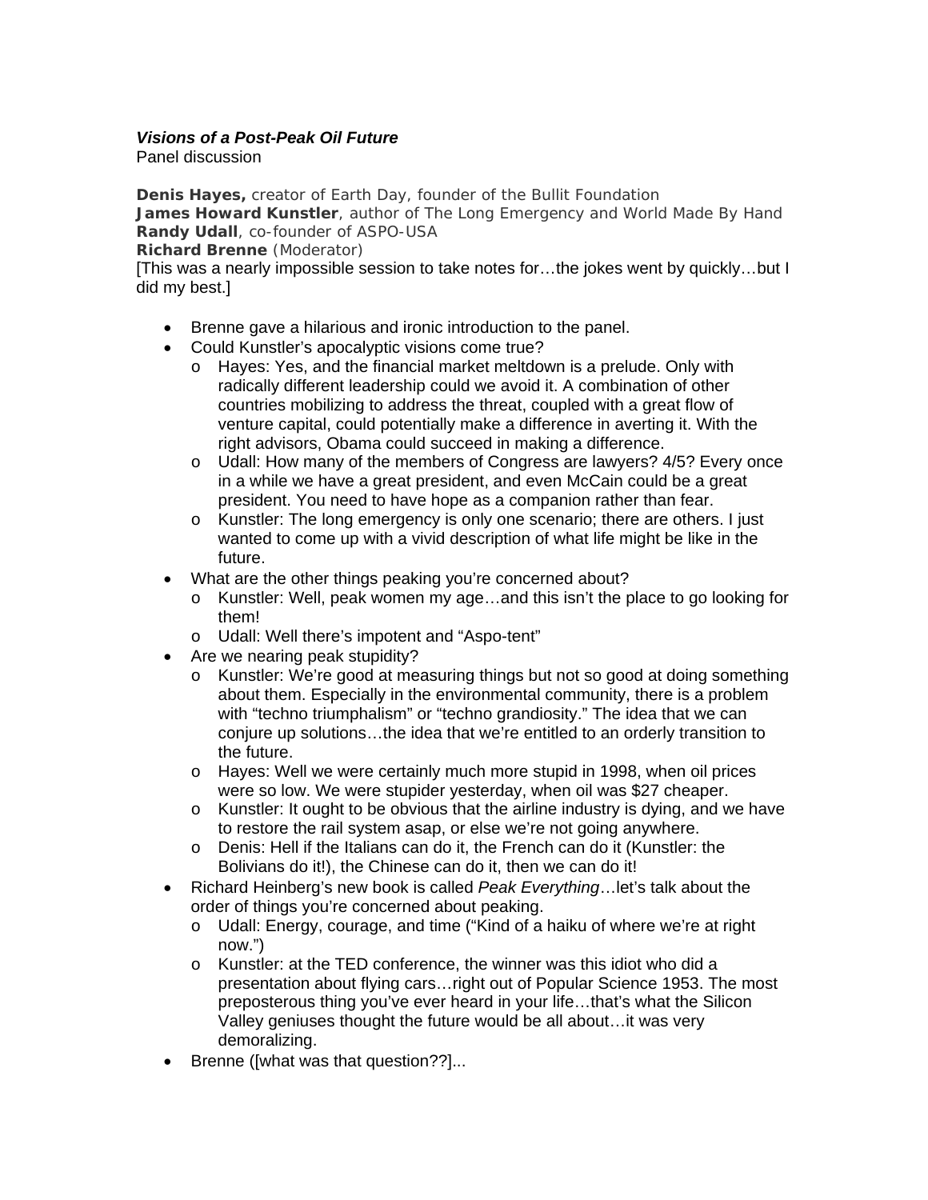***Visions of a Post-Peak Oil Future***
Panel discussion

**Denis Hayes,** creator of Earth Day, founder of the Bullit Foundation
**James Howard Kunstler**, author of The Long Emergency and World Made By Hand
**Randy Udall**, co-founder of ASPO-USA
**Richard Brenne** (Moderator)
[This was a nearly impossible session to take notes for…the jokes went by quickly…but I did my best.]

- Brenne gave a hilarious and ironic introduction to the panel.
- Could Kunstler's apocalyptic visions come true?
  - Hayes: Yes, and the financial market meltdown is a prelude. Only with radically different leadership could we avoid it. A combination of other countries mobilizing to address the threat, coupled with a great flow of venture capital, could potentially make a difference in averting it. With the right advisors, Obama could succeed in making a difference.
  - Udall: How many of the members of Congress are lawyers? 4/5? Every once in a while we have a great president, and even McCain could be a great president. You need to have hope as a companion rather than fear.
  - Kunstler: The long emergency is only one scenario; there are others. I just wanted to come up with a vivid description of what life might be like in the future.
- What are the other things peaking you're concerned about?
  - Kunstler: Well, peak women my age…and this isn't the place to go looking for them!
  - Udall: Well there's impotent and "Aspo-tent"
- Are we nearing peak stupidity?
  - Kunstler: We're good at measuring things but not so good at doing something about them. Especially in the environmental community, there is a problem with "techno triumphalism" or "techno grandiosity." The idea that we can conjure up solutions…the idea that we're entitled to an orderly transition to the future.
  - Hayes: Well we were certainly much more stupid in 1998, when oil prices were so low. We were stupider yesterday, when oil was $27 cheaper.
  - Kunstler: It ought to be obvious that the airline industry is dying, and we have to restore the rail system asap, or else we're not going anywhere.
  - Denis: Hell if the Italians can do it, the French can do it (Kunstler: the Bolivians do it!), the Chinese can do it, then we can do it!
- Richard Heinberg's new book is called *Peak Everything*…let's talk about the order of things you're concerned about peaking.
  - Udall: Energy, courage, and time ("Kind of a haiku of where we're at right now.")
  - Kunstler: at the TED conference, the winner was this idiot who did a presentation about flying cars…right out of Popular Science 1953. The most preposterous thing you've ever heard in your life…that's what the Silicon Valley geniuses thought the future would be all about…it was very demoralizing.
- Brenne ([what was that question??]...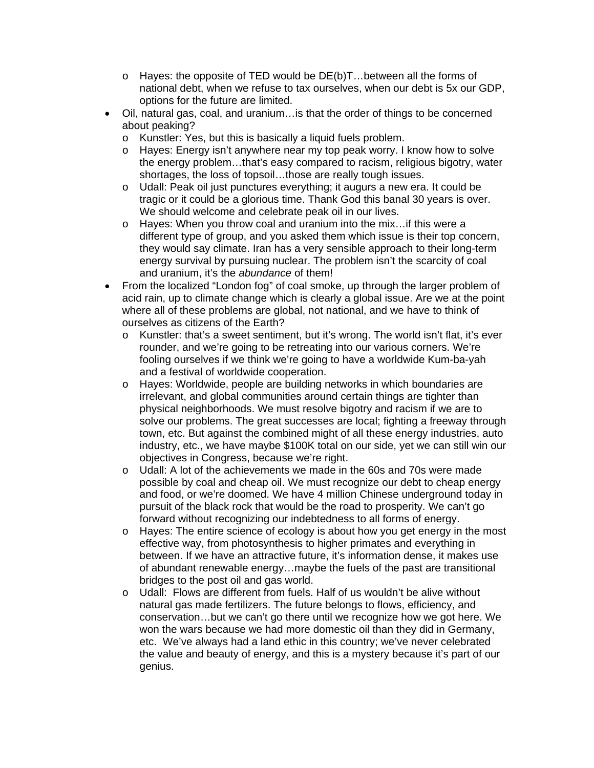- Hayes: the opposite of TED would be DE(b)T…between all the forms of national debt, when we refuse to tax ourselves, when our debt is 5x our GDP, options for the future are limited.
- Oil, natural gas, coal, and uranium…is that the order of things to be concerned about peaking?
  - Kunstler: Yes, but this is basically a liquid fuels problem.
  - Hayes: Energy isn't anywhere near my top peak worry. I know how to solve the energy problem…that's easy compared to racism, religious bigotry, water shortages, the loss of topsoil…those are really tough issues.
  - Udall: Peak oil just punctures everything; it augurs a new era. It could be tragic or it could be a glorious time. Thank God this banal 30 years is over. We should welcome and celebrate peak oil in our lives.
  - Hayes: When you throw coal and uranium into the mix…if this were a different type of group, and you asked them which issue is their top concern, they would say climate. Iran has a very sensible approach to their long-term energy survival by pursuing nuclear. The problem isn't the scarcity of coal and uranium, it's the *abundance* of them!
- From the localized "London fog" of coal smoke, up through the larger problem of acid rain, up to climate change which is clearly a global issue. Are we at the point where all of these problems are global, not national, and we have to think of ourselves as citizens of the Earth?
  - Kunstler: that's a sweet sentiment, but it's wrong. The world isn't flat, it's ever rounder, and we're going to be retreating into our various corners. We're fooling ourselves if we think we're going to have a worldwide Kum-ba-yah and a festival of worldwide cooperation.
  - Hayes: Worldwide, people are building networks in which boundaries are irrelevant, and global communities around certain things are tighter than physical neighborhoods. We must resolve bigotry and racism if we are to solve our problems. The great successes are local; fighting a freeway through town, etc. But against the combined might of all these energy industries, auto industry, etc., we have maybe $100K total on our side, yet we can still win our objectives in Congress, because we're right.
  - Udall: A lot of the achievements we made in the 60s and 70s were made possible by coal and cheap oil. We must recognize our debt to cheap energy and food, or we're doomed. We have 4 million Chinese underground today in pursuit of the black rock that would be the road to prosperity. We can't go forward without recognizing our indebtedness to all forms of energy.
  - Hayes: The entire science of ecology is about how you get energy in the most effective way, from photosynthesis to higher primates and everything in between. If we have an attractive future, it's information dense, it makes use of abundant renewable energy…maybe the fuels of the past are transitional bridges to the post oil and gas world.
  - Udall: Flows are different from fuels. Half of us wouldn't be alive without natural gas made fertilizers. The future belongs to flows, efficiency, and conservation…but we can't go there until we recognize how we got here. We won the wars because we had more domestic oil than they did in Germany, etc. We've always had a land ethic in this country; we've never celebrated the value and beauty of energy, and this is a mystery because it's part of our genius.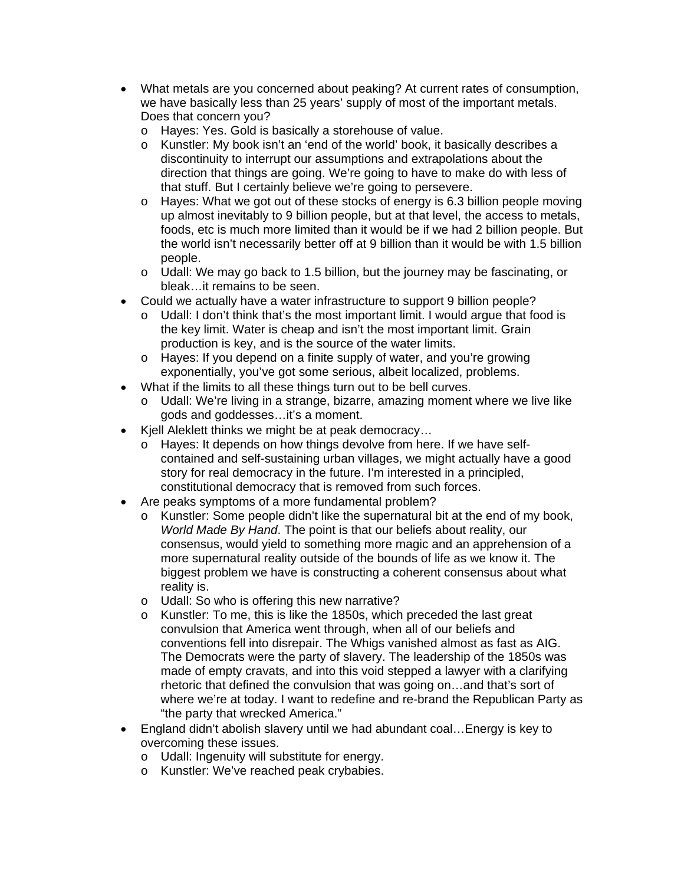- What metals are you concerned about peaking? At current rates of consumption, we have basically less than 25 years' supply of most of the important metals. Does that concern you?
  - Hayes: Yes. Gold is basically a storehouse of value.
  - Kunstler: My book isn't an 'end of the world' book, it basically describes a discontinuity to interrupt our assumptions and extrapolations about the direction that things are going. We're going to have to make do with less of that stuff. But I certainly believe we're going to persevere.
  - Hayes: What we got out of these stocks of energy is 6.3 billion people moving up almost inevitably to 9 billion people, but at that level, the access to metals, foods, etc is much more limited than it would be if we had 2 billion people. But the world isn't necessarily better off at 9 billion than it would be with 1.5 billion people.
  - Udall: We may go back to 1.5 billion, but the journey may be fascinating, or bleak…it remains to be seen.
- Could we actually have a water infrastructure to support 9 billion people?
  - Udall: I don't think that's the most important limit. I would argue that food is the key limit. Water is cheap and isn't the most important limit. Grain production is key, and is the source of the water limits.
  - Hayes: If you depend on a finite supply of water, and you're growing exponentially, you've got some serious, albeit localized, problems.
- What if the limits to all these things turn out to be bell curves.
  - Udall: We're living in a strange, bizarre, amazing moment where we live like gods and goddesses…it's a moment.
- Kjell Aleklett thinks we might be at peak democracy…
  - Hayes: It depends on how things devolve from here. If we have self-contained and self-sustaining urban villages, we might actually have a good story for real democracy in the future. I'm interested in a principled, constitutional democracy that is removed from such forces.
- Are peaks symptoms of a more fundamental problem?
  - Kunstler: Some people didn't like the supernatural bit at the end of my book, *World Made By Hand*. The point is that our beliefs about reality, our consensus, would yield to something more magic and an apprehension of a more supernatural reality outside of the bounds of life as we know it. The biggest problem we have is constructing a coherent consensus about what reality is.
  - Udall: So who is offering this new narrative?
  - Kunstler: To me, this is like the 1850s, which preceded the last great convulsion that America went through, when all of our beliefs and conventions fell into disrepair. The Whigs vanished almost as fast as AIG. The Democrats were the party of slavery. The leadership of the 1850s was made of empty cravats, and into this void stepped a lawyer with a clarifying rhetoric that defined the convulsion that was going on…and that's sort of where we're at today. I want to redefine and re-brand the Republican Party as "the party that wrecked America."
- England didn't abolish slavery until we had abundant coal…Energy is key to overcoming these issues.
  - Udall: Ingenuity will substitute for energy.
  - Kunstler: We've reached peak crybabies.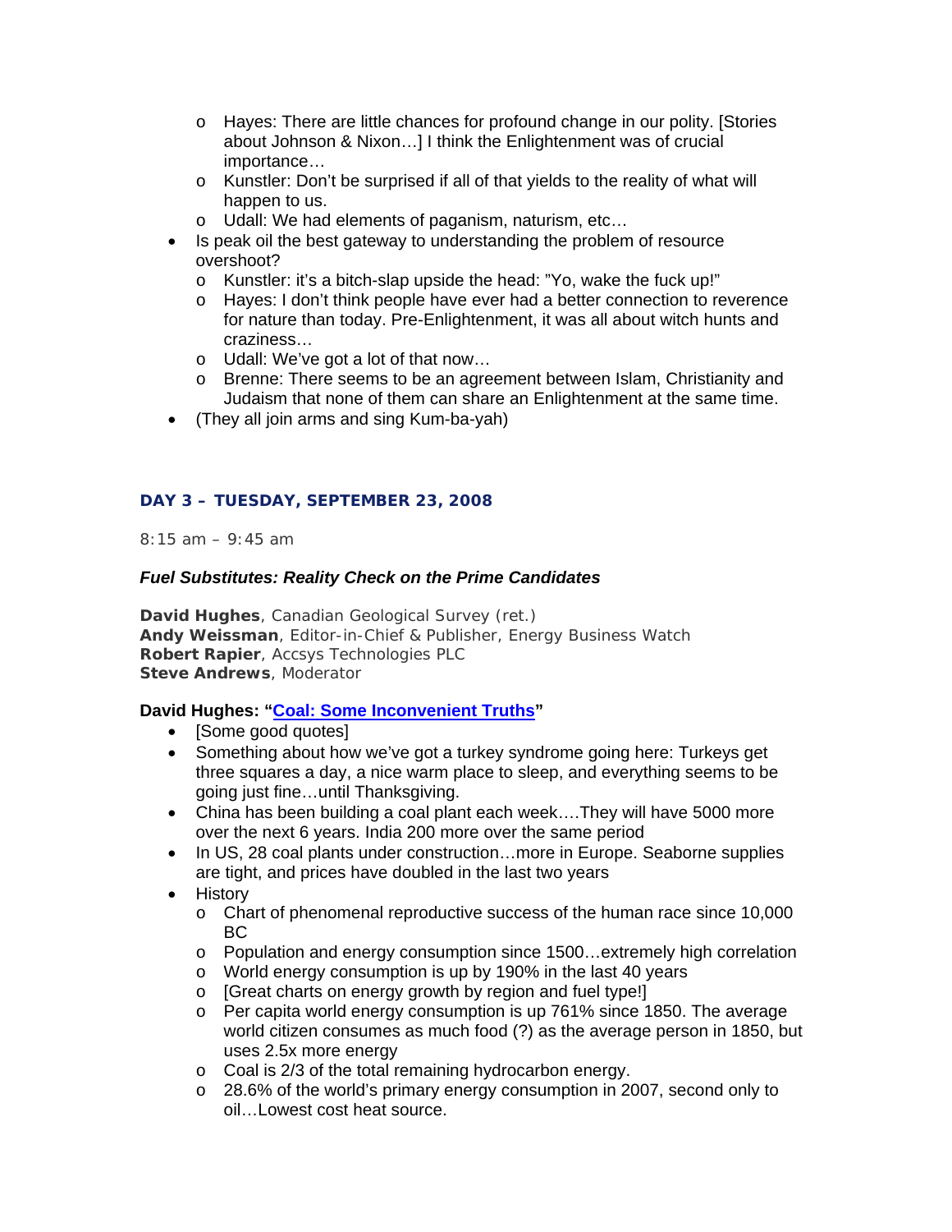- Hayes: There are little chances for profound change in our polity. [Stories about Johnson & Nixon…] I think the Enlightenment was of crucial importance…
  - Kunstler: Don't be surprised if all of that yields to the reality of what will happen to us.
  - Udall: We had elements of paganism, naturism, etc…
- Is peak oil the best gateway to understanding the problem of resource overshoot?
  - Kunstler: it's a bitch-slap upside the head: "Yo, wake the fuck up!"
  - Hayes: I don't think people have ever had a better connection to reverence for nature than today. Pre-Enlightenment, it was all about witch hunts and craziness…
  - Udall: We've got a lot of that now…
  - Brenne: There seems to be an agreement between Islam, Christianity and Judaism that none of them can share an Enlightenment at the same time.
- (They all join arms and sing Kum-ba-yah)

## DAY 3 – TUESDAY, SEPTEMBER 23, 2008

8:15 am – 9:45 am

### *Fuel Substitutes: Reality Check on the Prime Candidates*

**David Hughes**, Canadian Geological Survey (ret.)
**Andy Weissman**, Editor-in-Chief & Publisher, Energy Business Watch
**Robert Rapier**, Accsys Technologies PLC
**Steve Andrews**, Moderator

**David Hughes: "Coal: Some Inconvenient Truths"**

- [Some good quotes]
- Something about how we've got a turkey syndrome going here: Turkeys get three squares a day, a nice warm place to sleep, and everything seems to be going just fine…until Thanksgiving.
- China has been building a coal plant each week….They will have 5000 more over the next 6 years. India 200 more over the same period
- In US, 28 coal plants under construction…more in Europe. Seaborne supplies are tight, and prices have doubled in the last two years
- History
  - Chart of phenomenal reproductive success of the human race since 10,000 BC
  - Population and energy consumption since 1500…extremely high correlation
  - World energy consumption is up by 190% in the last 40 years
  - [Great charts on energy growth by region and fuel type!]
  - Per capita world energy consumption is up 761% since 1850. The average world citizen consumes as much food (?) as the average person in 1850, but uses 2.5x more energy
  - Coal is 2/3 of the total remaining hydrocarbon energy.
  - 28.6% of the world's primary energy consumption in 2007, second only to oil…Lowest cost heat source.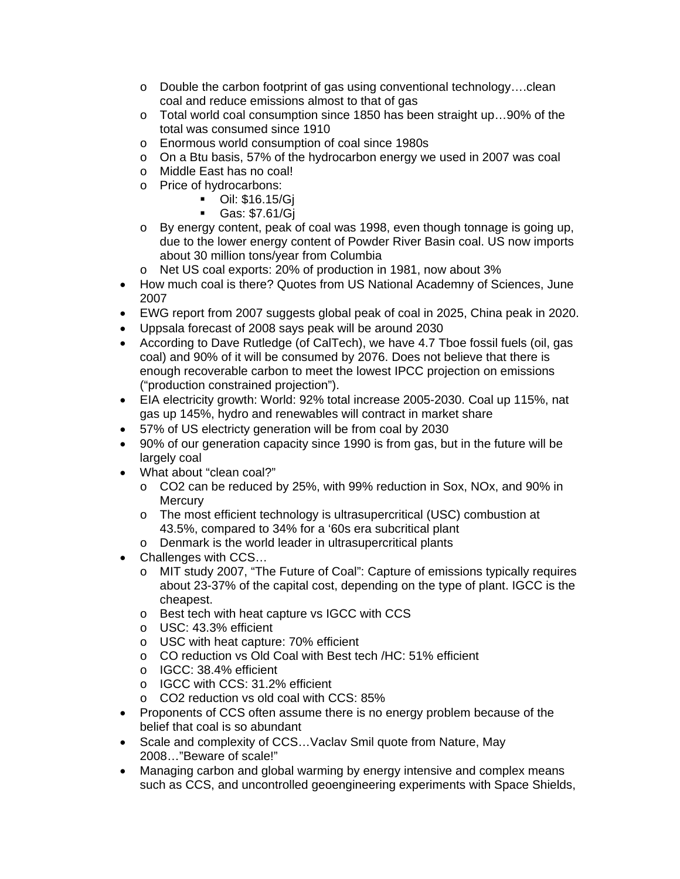- Double the carbon footprint of gas using conventional technology….clean coal and reduce emissions almost to that of gas
  - Total world coal consumption since 1850 has been straight up…90% of the total was consumed since 1910
  - Enormous world consumption of coal since 1980s
  - On a Btu basis, 57% of the hydrocarbon energy we used in 2007 was coal
  - Middle East has no coal!
  - Price of hydrocarbons:
    - Oil: $16.15/Gj
    - Gas: $7.61/Gj
  - By energy content, peak of coal was 1998, even though tonnage is going up, due to the lower energy content of Powder River Basin coal. US now imports about 30 million tons/year from Columbia
  - Net US coal exports: 20% of production in 1981, now about 3%
- How much coal is there? Quotes from US National Academny of Sciences, June 2007
- EWG report from 2007 suggests global peak of coal in 2025, China peak in 2020.
- Uppsala forecast of 2008 says peak will be around 2030
- According to Dave Rutledge (of CalTech), we have 4.7 Tboe fossil fuels (oil, gas coal) and 90% of it will be consumed by 2076. Does not believe that there is enough recoverable carbon to meet the lowest IPCC projection on emissions ("production constrained projection").
- EIA electricity growth: World: 92% total increase 2005-2030. Coal up 115%, nat gas up 145%, hydro and renewables will contract in market share
- 57% of US electricty generation will be from coal by 2030
- 90% of our generation capacity since 1990 is from gas, but in the future will be largely coal
- What about "clean coal?"
  - CO2 can be reduced by 25%, with 99% reduction in Sox, NOx, and 90% in Mercury
  - The most efficient technology is ultrasupercritical (USC) combustion at 43.5%, compared to 34% for a '60s era subcritical plant
  - Denmark is the world leader in ultrasupercritical plants
- Challenges with CCS…
  - MIT study 2007, "The Future of Coal": Capture of emissions typically requires about 23-37% of the capital cost, depending on the type of plant. IGCC is the cheapest.
  - Best tech with heat capture vs IGCC with CCS
  - USC: 43.3% efficient
  - USC with heat capture: 70% efficient
  - CO reduction vs Old Coal with Best tech /HC: 51% efficient
  - IGCC: 38.4% efficient
  - IGCC with CCS: 31.2% efficient
  - CO2 reduction vs old coal with CCS: 85%
- Proponents of CCS often assume there is no energy problem because of the belief that coal is so abundant
- Scale and complexity of CCS…Vaclav Smil quote from Nature, May 2008…"Beware of scale!"
- Managing carbon and global warming by energy intensive and complex means such as CCS, and uncontrolled geoengineering experiments with Space Shields,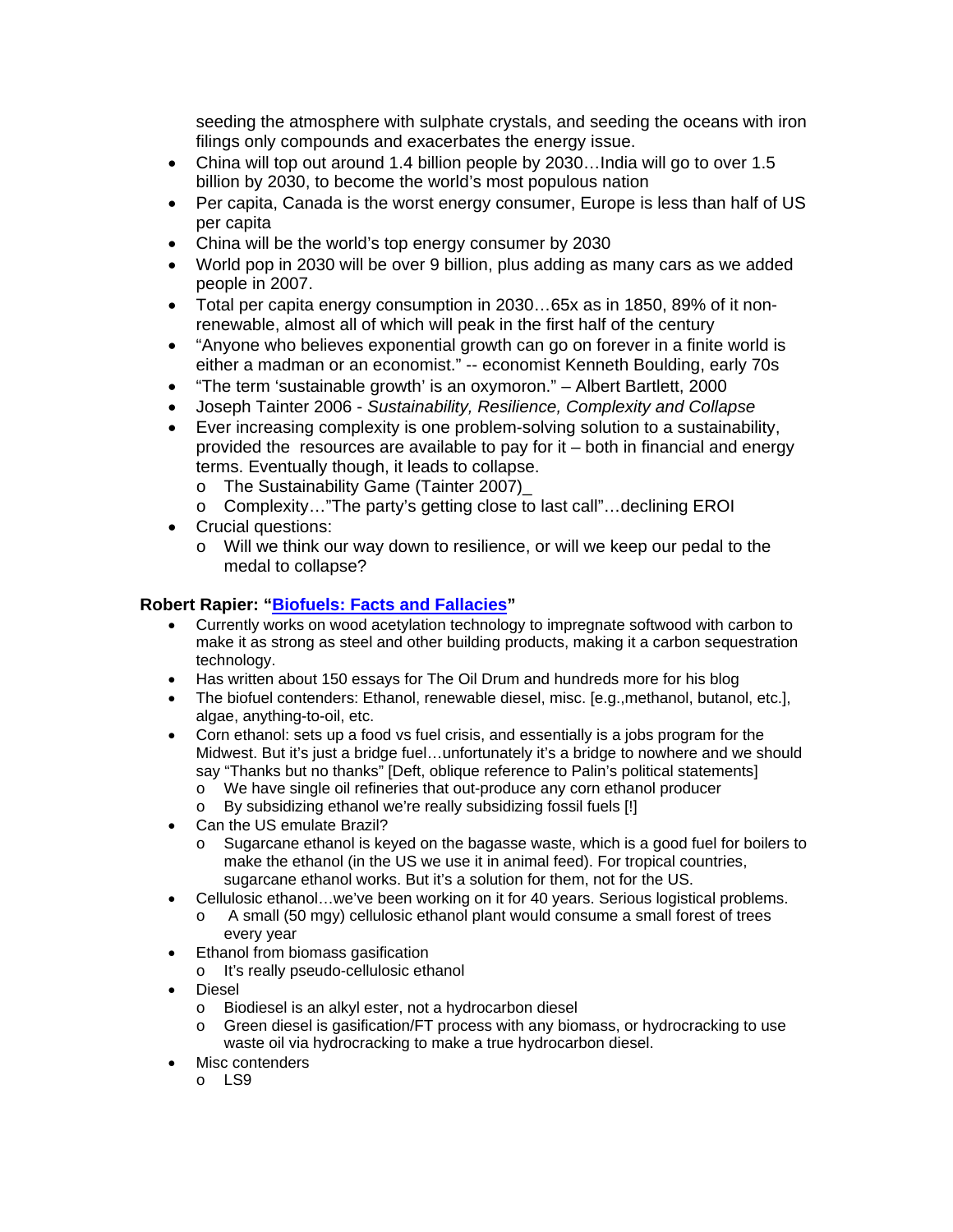seeding the atmosphere with sulphate crystals, and seeding the oceans with iron filings only compounds and exacerbates the energy issue.

- China will top out around 1.4 billion people by 2030…India will go to over 1.5 billion by 2030, to become the world's most populous nation
- Per capita, Canada is the worst energy consumer, Europe is less than half of US per capita
- China will be the world's top energy consumer by 2030
- World pop in 2030 will be over 9 billion, plus adding as many cars as we added people in 2007.
- Total per capita energy consumption in 2030…65x as in 1850, 89% of it non-renewable, almost all of which will peak in the first half of the century
- "Anyone who believes exponential growth can go on forever in a finite world is either a madman or an economist." -- economist Kenneth Boulding, early 70s
- "The term 'sustainable growth' is an oxymoron." – Albert Bartlett, 2000
- Joseph Tainter 2006 - *Sustainability, Resilience, Complexity and Collapse*
- Ever increasing complexity is one problem-solving solution to a sustainability, provided the resources are available to pay for it – both in financial and energy terms. Eventually though, it leads to collapse.
  - The Sustainability Game (Tainter 2007)_
  - Complexity…"The party's getting close to last call"…declining EROI
- Crucial questions:
  - Will we think our way down to resilience, or will we keep our pedal to the medal to collapse?

**Robert Rapier: "Biofuels: Facts and Fallacies"**

- Currently works on wood acetylation technology to impregnate softwood with carbon to make it as strong as steel and other building products, making it a carbon sequestration technology.
- Has written about 150 essays for The Oil Drum and hundreds more for his blog
- The biofuel contenders: Ethanol, renewable diesel, misc. [e.g.,methanol, butanol, etc.], algae, anything-to-oil, etc.
- Corn ethanol: sets up a food vs fuel crisis, and essentially is a jobs program for the Midwest. But it's just a bridge fuel…unfortunately it's a bridge to nowhere and we should say "Thanks but no thanks" [Deft, oblique reference to Palin's political statements]
  - We have single oil refineries that out-produce any corn ethanol producer
  - By subsidizing ethanol we're really subsidizing fossil fuels [!]
- Can the US emulate Brazil?
  - Sugarcane ethanol is keyed on the bagasse waste, which is a good fuel for boilers to make the ethanol (in the US we use it in animal feed). For tropical countries, sugarcane ethanol works. But it's a solution for them, not for the US.
- Cellulosic ethanol…we've been working on it for 40 years. Serious logistical problems.
  - A small (50 mgy) cellulosic ethanol plant would consume a small forest of trees every year
- Ethanol from biomass gasification
  - It's really pseudo-cellulosic ethanol
- Diesel
  - Biodiesel is an alkyl ester, not a hydrocarbon diesel
  - Green diesel is gasification/FT process with any biomass, or hydrocracking to use waste oil via hydrocracking to make a true hydrocarbon diesel.
- Misc contenders
  - LS9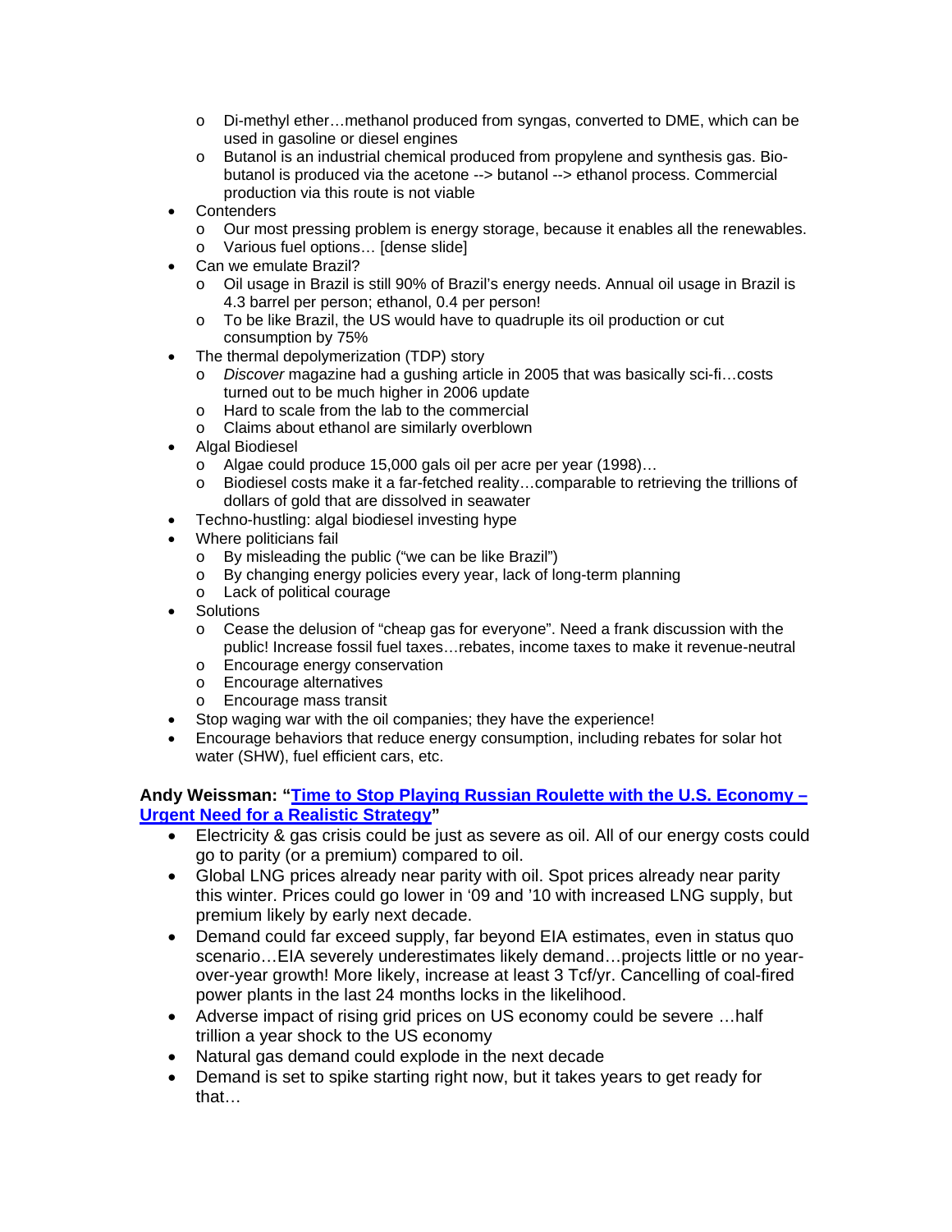- Di-methyl ether…methanol produced from syngas, converted to DME, which can be used in gasoline or diesel engines
  - Butanol is an industrial chemical produced from propylene and synthesis gas. Bio-butanol is produced via the acetone --> butanol --> ethanol process. Commercial production via this route is not viable
- Contenders
  - Our most pressing problem is energy storage, because it enables all the renewables.
  - Various fuel options… [dense slide]
- Can we emulate Brazil?
  - Oil usage in Brazil is still 90% of Brazil's energy needs. Annual oil usage in Brazil is 4.3 barrel per person; ethanol, 0.4 per person!
  - To be like Brazil, the US would have to quadruple its oil production or cut consumption by 75%
- The thermal depolymerization (TDP) story
  - *Discover* magazine had a gushing article in 2005 that was basically sci-fi…costs turned out to be much higher in 2006 update
  - Hard to scale from the lab to the commercial
  - Claims about ethanol are similarly overblown
- Algal Biodiesel
  - Algae could produce 15,000 gals oil per acre per year (1998)…
  - Biodiesel costs make it a far-fetched reality…comparable to retrieving the trillions of dollars of gold that are dissolved in seawater
- Techno-hustling: algal biodiesel investing hype
- Where politicians fail
  - By misleading the public ("we can be like Brazil")
  - By changing energy policies every year, lack of long-term planning
  - Lack of political courage
- Solutions
  - Cease the delusion of "cheap gas for everyone". Need a frank discussion with the public! Increase fossil fuel taxes…rebates, income taxes to make it revenue-neutral
  - Encourage energy conservation
  - Encourage alternatives
  - Encourage mass transit
- Stop waging war with the oil companies; they have the experience!
- Encourage behaviors that reduce energy consumption, including rebates for solar hot water (SHW), fuel efficient cars, etc.

**Andy Weissman: "Time to Stop Playing Russian Roulette with the U.S. Economy – Urgent Need for a Realistic Strategy"**

- Electricity & gas crisis could be just as severe as oil. All of our energy costs could go to parity (or a premium) compared to oil.
- Global LNG prices already near parity with oil. Spot prices already near parity this winter. Prices could go lower in '09 and '10 with increased LNG supply, but premium likely by early next decade.
- Demand could far exceed supply, far beyond EIA estimates, even in status quo scenario…EIA severely underestimates likely demand…projects little or no year-over-year growth! More likely, increase at least 3 Tcf/yr. Cancelling of coal-fired power plants in the last 24 months locks in the likelihood.
- Adverse impact of rising grid prices on US economy could be severe …half trillion a year shock to the US economy
- Natural gas demand could explode in the next decade
- Demand is set to spike starting right now, but it takes years to get ready for that…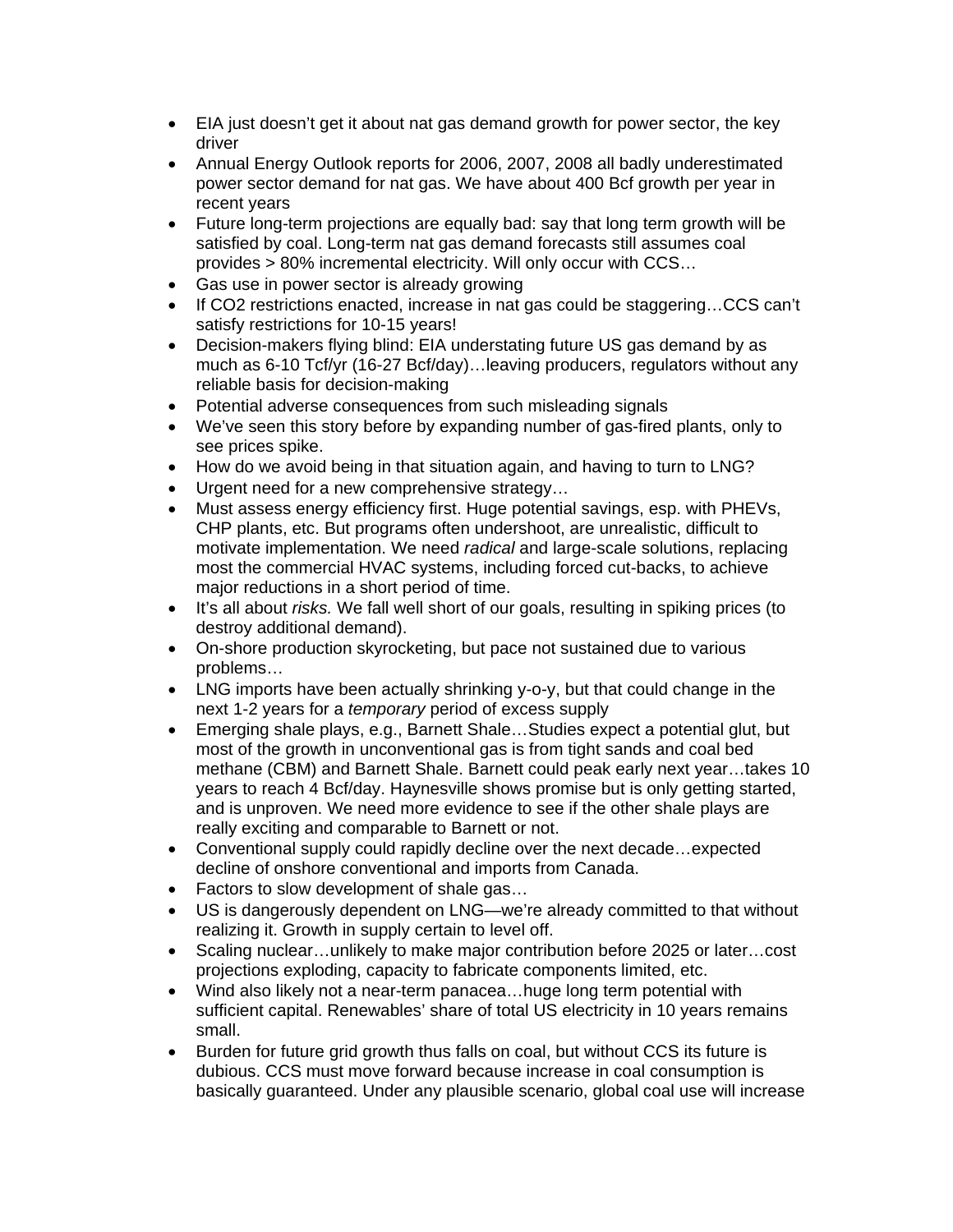- EIA just doesn't get it about nat gas demand growth for power sector, the key driver
- Annual Energy Outlook reports for 2006, 2007, 2008 all badly underestimated power sector demand for nat gas. We have about 400 Bcf growth per year in recent years
- Future long-term projections are equally bad: say that long term growth will be satisfied by coal. Long-term nat gas demand forecasts still assumes coal provides > 80% incremental electricity. Will only occur with CCS…
- Gas use in power sector is already growing
- If $CO_2$ restrictions enacted, increase in nat gas could be staggering…CCS can't satisfy restrictions for 10-15 years!
- Decision-makers flying blind: EIA understating future US gas demand by as much as 6-10 Tcf/yr (16-27 Bcf/day)…leaving producers, regulators without any reliable basis for decision-making
- Potential adverse consequences from such misleading signals
- We've seen this story before by expanding number of gas-fired plants, only to see prices spike.
- How do we avoid being in that situation again, and having to turn to LNG?
- Urgent need for a new comprehensive strategy…
- Must assess energy efficiency first. Huge potential savings, esp. with PHEVs, CHP plants, etc. But programs often undershoot, are unrealistic, difficult to motivate implementation. We need *radical* and large-scale solutions, replacing most the commercial HVAC systems, including forced cut-backs, to achieve major reductions in a short period of time.
- It's all about *risks.* We fall well short of our goals, resulting in spiking prices (to destroy additional demand).
- On-shore production skyrocketing, but pace not sustained due to various problems…
- LNG imports have been actually shrinking y-o-y, but that could change in the next 1-2 years for a *temporary* period of excess supply
- Emerging shale plays, e.g., Barnett Shale…Studies expect a potential glut, but most of the growth in unconventional gas is from tight sands and coal bed methane (CBM) and Barnett Shale. Barnett could peak early next year…takes 10 years to reach 4 Bcf/day. Haynesville shows promise but is only getting started, and is unproven. We need more evidence to see if the other shale plays are really exciting and comparable to Barnett or not.
- Conventional supply could rapidly decline over the next decade…expected decline of onshore conventional and imports from Canada.
- Factors to slow development of shale gas…
- US is dangerously dependent on LNG—we're already committed to that without realizing it. Growth in supply certain to level off.
- Scaling nuclear…unlikely to make major contribution before 2025 or later…cost projections exploding, capacity to fabricate components limited, etc.
- Wind also likely not a near-term panacea…huge long term potential with sufficient capital. Renewables' share of total US electricity in 10 years remains small.
- Burden for future grid growth thus falls on coal, but without CCS its future is dubious. CCS must move forward because increase in coal consumption is basically guaranteed. Under any plausible scenario, global coal use will increase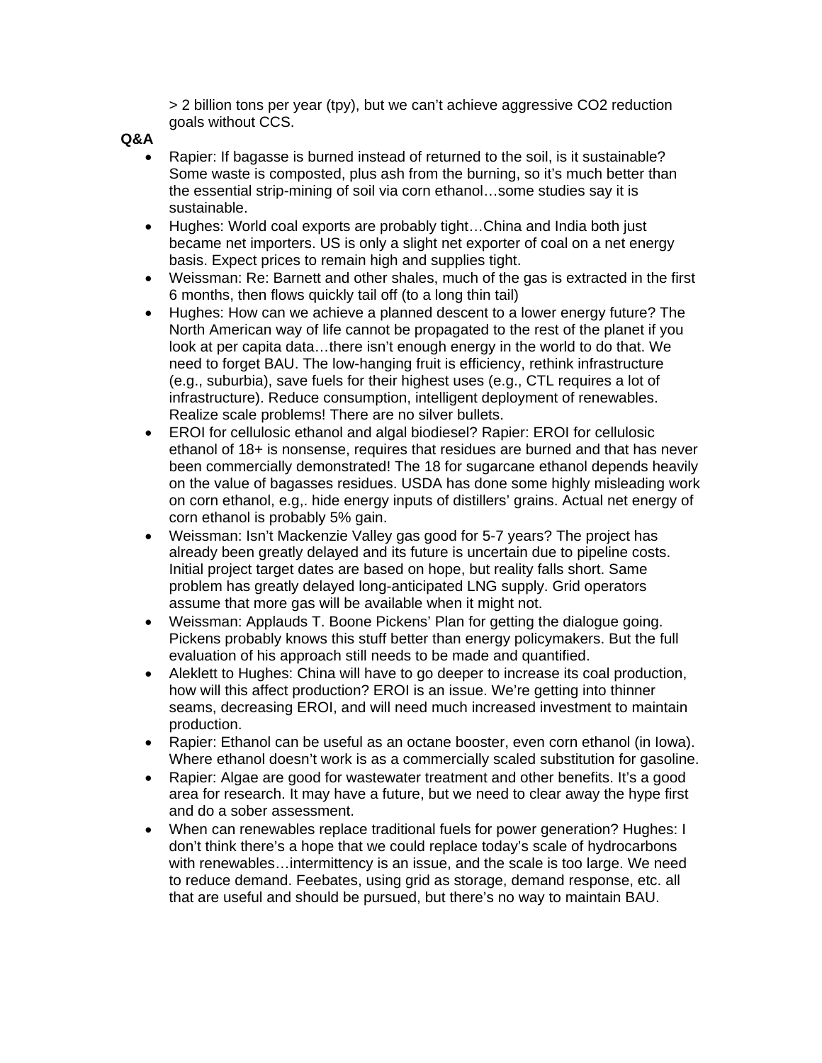> 2 billion tons per year (tpy), but we can't achieve aggressive $CO_2$ reduction goals without CCS.

**Q&A**

- Rapier: If bagasse is burned instead of returned to the soil, is it sustainable? Some waste is composted, plus ash from the burning, so it's much better than the essential strip-mining of soil via corn ethanol…some studies say it is sustainable.
- Hughes: World coal exports are probably tight…China and India both just became net importers. US is only a slight net exporter of coal on a net energy basis. Expect prices to remain high and supplies tight.
- Weissman: Re: Barnett and other shales, much of the gas is extracted in the first 6 months, then flows quickly tail off (to a long thin tail)
- Hughes: How can we achieve a planned descent to a lower energy future? The North American way of life cannot be propagated to the rest of the planet if you look at per capita data…there isn't enough energy in the world to do that. We need to forget BAU. The low-hanging fruit is efficiency, rethink infrastructure (e.g., suburbia), save fuels for their highest uses (e.g., CTL requires a lot of infrastructure). Reduce consumption, intelligent deployment of renewables. Realize scale problems! There are no silver bullets.
- EROI for cellulosic ethanol and algal biodiesel? Rapier: EROI for cellulosic ethanol of 18+ is nonsense, requires that residues are burned and that has never been commercially demonstrated! The 18 for sugarcane ethanol depends heavily on the value of bagasses residues. USDA has done some highly misleading work on corn ethanol, e.g,. hide energy inputs of distillers' grains. Actual net energy of corn ethanol is probably 5% gain.
- Weissman: Isn't Mackenzie Valley gas good for 5-7 years? The project has already been greatly delayed and its future is uncertain due to pipeline costs. Initial project target dates are based on hope, but reality falls short. Same problem has greatly delayed long-anticipated LNG supply. Grid operators assume that more gas will be available when it might not.
- Weissman: Applauds T. Boone Pickens' Plan for getting the dialogue going. Pickens probably knows this stuff better than energy policymakers. But the full evaluation of his approach still needs to be made and quantified.
- Aleklett to Hughes: China will have to go deeper to increase its coal production, how will this affect production? EROI is an issue. We're getting into thinner seams, decreasing EROI, and will need much increased investment to maintain production.
- Rapier: Ethanol can be useful as an octane booster, even corn ethanol (in Iowa). Where ethanol doesn't work is as a commercially scaled substitution for gasoline.
- Rapier: Algae are good for wastewater treatment and other benefits. It's a good area for research. It may have a future, but we need to clear away the hype first and do a sober assessment.
- When can renewables replace traditional fuels for power generation? Hughes: I don't think there's a hope that we could replace today's scale of hydrocarbons with renewables…intermittency is an issue, and the scale is too large. We need to reduce demand. Feebates, using grid as storage, demand response, etc. all that are useful and should be pursued, but there's no way to maintain BAU.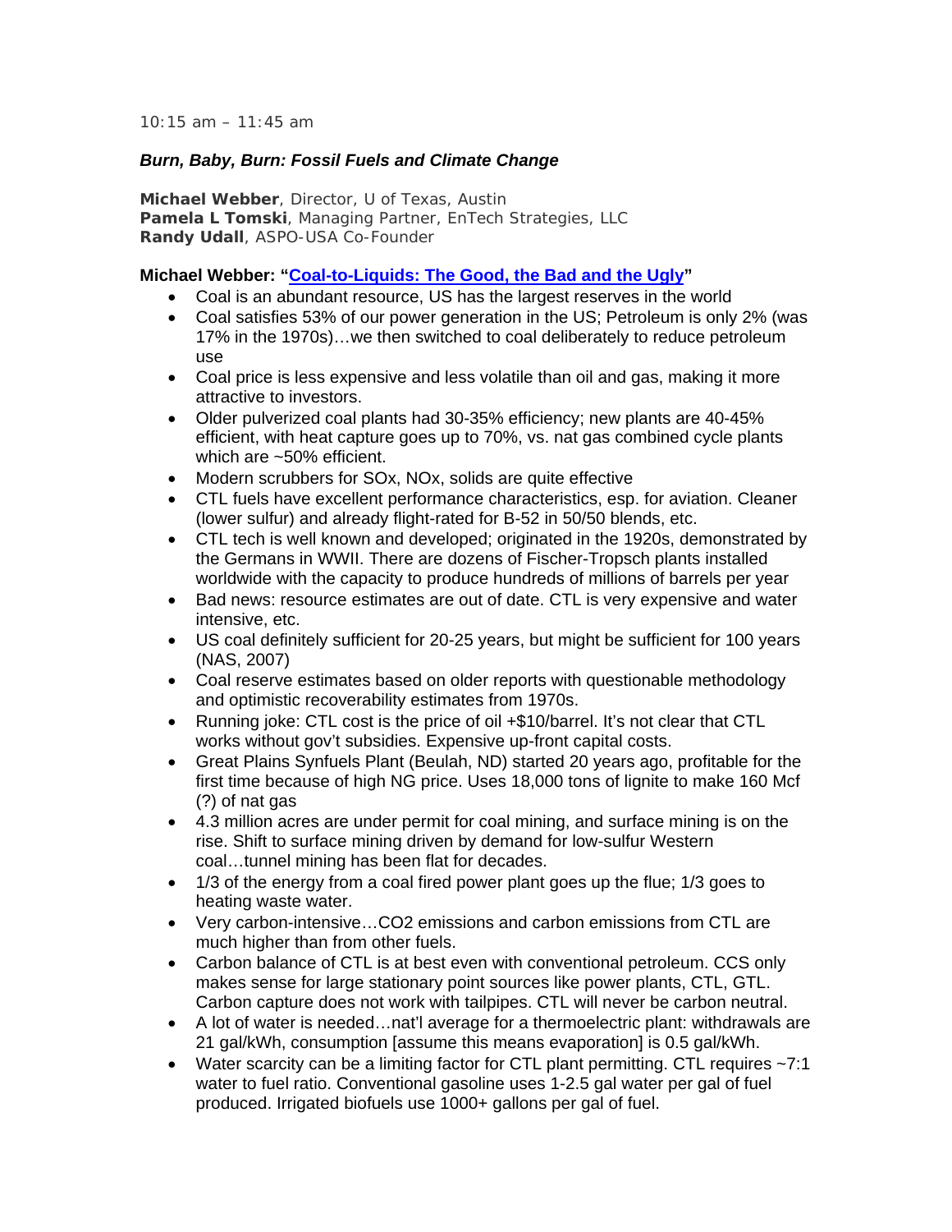10:15 am – 11:45 am

***Burn, Baby, Burn: Fossil Fuels and Climate Change***

**Michael Webber**, Director, U of Texas, Austin
**Pamela L Tomski**, Managing Partner, EnTech Strategies, LLC
**Randy Udall**, ASPO-USA Co-Founder

**Michael Webber: "Coal-to-Liquids: The Good, the Bad and the Ugly"**

- Coal is an abundant resource, US has the largest reserves in the world
- Coal satisfies 53% of our power generation in the US; Petroleum is only 2% (was 17% in the 1970s)…we then switched to coal deliberately to reduce petroleum use
- Coal price is less expensive and less volatile than oil and gas, making it more attractive to investors.
- Older pulverized coal plants had 30-35% efficiency; new plants are 40-45% efficient, with heat capture goes up to 70%, vs. nat gas combined cycle plants which are ~50% efficient.
- Modern scrubbers for SOx, NOx, solids are quite effective
- CTL fuels have excellent performance characteristics, esp. for aviation. Cleaner (lower sulfur) and already flight-rated for B-52 in 50/50 blends, etc.
- CTL tech is well known and developed; originated in the 1920s, demonstrated by the Germans in WWII. There are dozens of Fischer-Tropsch plants installed worldwide with the capacity to produce hundreds of millions of barrels per year
- Bad news: resource estimates are out of date. CTL is very expensive and water intensive, etc.
- US coal definitely sufficient for 20-25 years, but might be sufficient for 100 years (NAS, 2007)
- Coal reserve estimates based on older reports with questionable methodology and optimistic recoverability estimates from 1970s.
- Running joke: CTL cost is the price of oil +$10/barrel. It's not clear that CTL works without gov't subsidies. Expensive up-front capital costs.
- Great Plains Synfuels Plant (Beulah, ND) started 20 years ago, profitable for the first time because of high NG price. Uses 18,000 tons of lignite to make 160 Mcf (?) of nat gas
- 4.3 million acres are under permit for coal mining, and surface mining is on the rise. Shift to surface mining driven by demand for low-sulfur Western coal…tunnel mining has been flat for decades.
- 1/3 of the energy from a coal fired power plant goes up the flue; 1/3 goes to heating waste water.
- Very carbon-intensive…CO2 emissions and carbon emissions from CTL are much higher than from other fuels.
- Carbon balance of CTL is at best even with conventional petroleum. CCS only makes sense for large stationary point sources like power plants, CTL, GTL. Carbon capture does not work with tailpipes. CTL will never be carbon neutral.
- A lot of water is needed…nat'l average for a thermoelectric plant: withdrawals are 21 gal/kWh, consumption [assume this means evaporation] is 0.5 gal/kWh.
- Water scarcity can be a limiting factor for CTL plant permitting. CTL requires ~7:1 water to fuel ratio. Conventional gasoline uses 1-2.5 gal water per gal of fuel produced. Irrigated biofuels use 1000+ gallons per gal of fuel.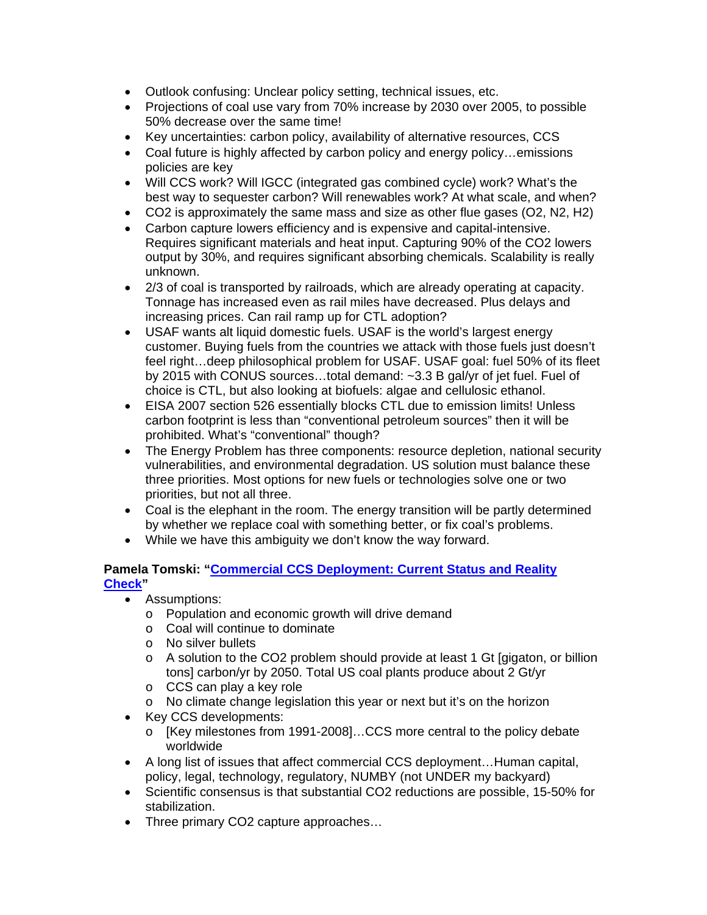- Outlook confusing: Unclear policy setting, technical issues, etc.
- Projections of coal use vary from 70% increase by 2030 over 2005, to possible 50% decrease over the same time!
- Key uncertainties: carbon policy, availability of alternative resources, CCS
- Coal future is highly affected by carbon policy and energy policy…emissions policies are key
- Will CCS work? Will IGCC (integrated gas combined cycle) work? What's the best way to sequester carbon? Will renewables work? At what scale, and when?
- $CO_2$ is approximately the same mass and size as other flue gases ($O_2$, $N_2$, $H_2$)
- Carbon capture lowers efficiency and is expensive and capital-intensive. Requires significant materials and heat input. Capturing 90% of the $CO_2$ lowers output by 30%, and requires significant absorbing chemicals. Scalability is really unknown.
- 2/3 of coal is transported by railroads, which are already operating at capacity. Tonnage has increased even as rail miles have decreased. Plus delays and increasing prices. Can rail ramp up for CTL adoption?
- USAF wants alt liquid domestic fuels. USAF is the world's largest energy customer. Buying fuels from the countries we attack with those fuels just doesn't feel right…deep philosophical problem for USAF. USAF goal: fuel 50% of its fleet by 2015 with CONUS sources…total demand: ~3.3 B gal/yr of jet fuel. Fuel of choice is CTL, but also looking at biofuels: algae and cellulosic ethanol.
- EISA 2007 section 526 essentially blocks CTL due to emission limits! Unless carbon footprint is less than "conventional petroleum sources" then it will be prohibited. What's "conventional" though?
- The Energy Problem has three components: resource depletion, national security vulnerabilities, and environmental degradation. US solution must balance these three priorities. Most options for new fuels or technologies solve one or two priorities, but not all three.
- Coal is the elephant in the room. The energy transition will be partly determined by whether we replace coal with something better, or fix coal's problems.
- While we have this ambiguity we don't know the way forward.

**Pamela Tomski: "Commercial CCS Deployment: Current Status and Reality Check"**

- Assumptions:
  - Population and economic growth will drive demand
  - Coal will continue to dominate
  - No silver bullets
  - A solution to the $CO_2$ problem should provide at least 1 Gt [gigaton, or billion tons] carbon/yr by 2050. Total US coal plants produce about 2 Gt/yr
  - CCS can play a key role
  - No climate change legislation this year or next but it's on the horizon
- Key CCS developments:
  - [Key milestones from 1991-2008]…CCS more central to the policy debate worldwide
- A long list of issues that affect commercial CCS deployment…Human capital, policy, legal, technology, regulatory, NUMBY (not UNDER my backyard)
- Scientific consensus is that substantial $CO_2$ reductions are possible, 15-50% for stabilization.
- Three primary $CO_2$ capture approaches…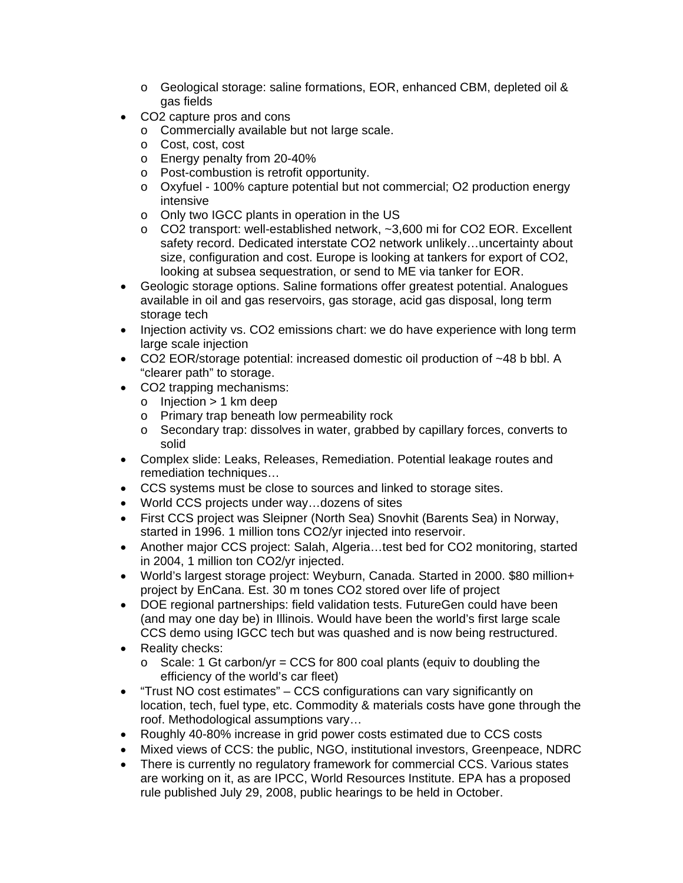- Geological storage: saline formations, EOR, enhanced CBM, depleted oil & gas fields
- $CO_2$ capture pros and cons
  - Commercially available but not large scale.
  - Cost, cost, cost
  - Energy penalty from 20-40%
  - Post-combustion is retrofit opportunity.
  - Oxyfuel - 100% capture potential but not commercial; $O_2$ production energy intensive
  - Only two IGCC plants in operation in the US
  - $CO_2$ transport: well-established network, ~3,600 mi for $CO_2$ EOR. Excellent safety record. Dedicated interstate $CO_2$ network unlikely…uncertainty about size, configuration and cost. Europe is looking at tankers for export of $CO_2$, looking at subsea sequestration, or send to ME via tanker for EOR.
- Geologic storage options. Saline formations offer greatest potential. Analogues available in oil and gas reservoirs, gas storage, acid gas disposal, long term storage tech
- Injection activity vs. $CO_2$ emissions chart: we do have experience with long term large scale injection
- $CO_2$ EOR/storage potential: increased domestic oil production of ~48 b bbl. A "clearer path" to storage.
- $CO_2$ trapping mechanisms:
  - Injection > 1 km deep
  - Primary trap beneath low permeability rock
  - Secondary trap: dissolves in water, grabbed by capillary forces, converts to solid
- Complex slide: Leaks, Releases, Remediation. Potential leakage routes and remediation techniques…
- CCS systems must be close to sources and linked to storage sites.
- World CCS projects under way…dozens of sites
- First CCS project was Sleipner (North Sea) Snovhit (Barents Sea) in Norway, started in 1996. 1 million tons $CO_2$/yr injected into reservoir.
- Another major CCS project: Salah, Algeria…test bed for $CO_2$ monitoring, started in 2004, 1 million ton $CO_2$/yr injected.
- World's largest storage project: Weyburn, Canada. Started in 2000. $80 million+ project by EnCana. Est. 30 m tones $CO_2$ stored over life of project
- DOE regional partnerships: field validation tests. FutureGen could have been (and may one day be) in Illinois. Would have been the world's first large scale CCS demo using IGCC tech but was quashed and is now being restructured.
- Reality checks:
  - Scale: 1 Gt carbon/yr = CCS for 800 coal plants (equiv to doubling the efficiency of the world's car fleet)
- "Trust NO cost estimates" – CCS configurations can vary significantly on location, tech, fuel type, etc. Commodity & materials costs have gone through the roof. Methodological assumptions vary…
- Roughly 40-80% increase in grid power costs estimated due to CCS costs
- Mixed views of CCS: the public, NGO, institutional investors, Greenpeace, NDRC
- There is currently no regulatory framework for commercial CCS. Various states are working on it, as are IPCC, World Resources Institute. EPA has a proposed rule published July 29, 2008, public hearings to be held in October.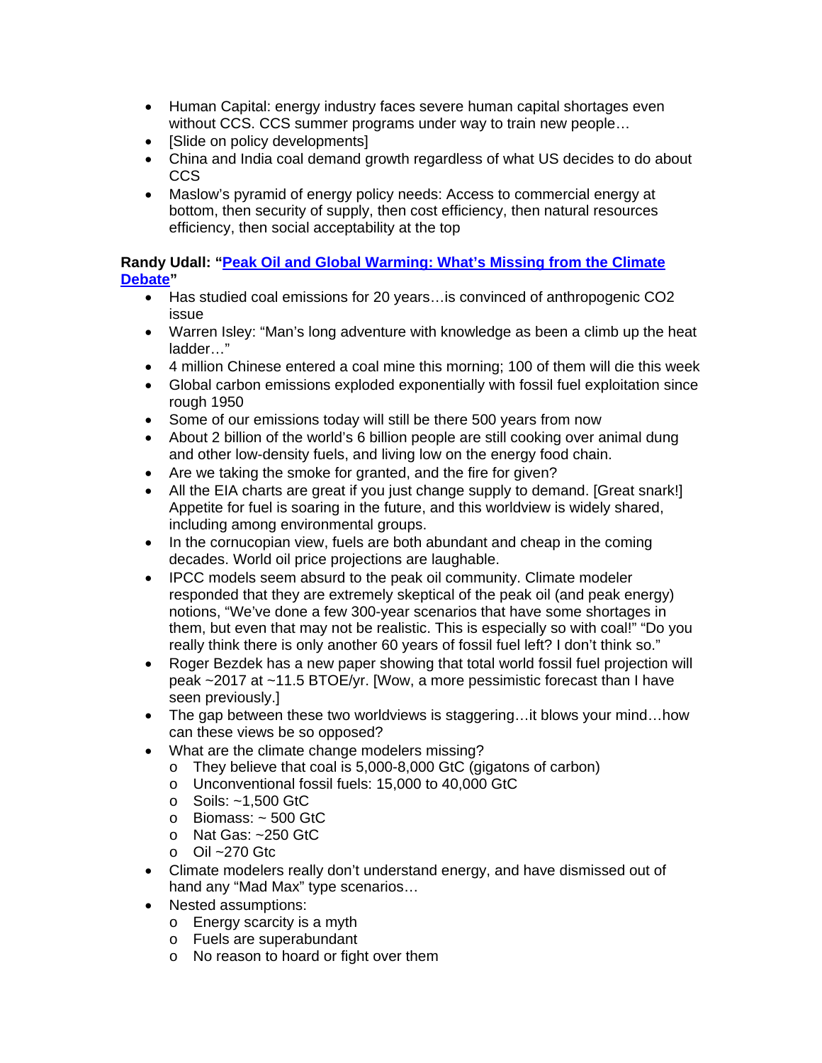- Human Capital: energy industry faces severe human capital shortages even without CCS. CCS summer programs under way to train new people…
- [Slide on policy developments]
- China and India coal demand growth regardless of what US decides to do about CCS
- Maslow's pyramid of energy policy needs: Access to commercial energy at bottom, then security of supply, then cost efficiency, then natural resources efficiency, then social acceptability at the top

**Randy Udall: "[Peak Oil and Global Warming: What's Missing from the Climate Debate](#)"**

- Has studied coal emissions for 20 years…is convinced of anthropogenic CO2 issue
- Warren Isley: "Man's long adventure with knowledge as been a climb up the heat ladder…"
- 4 million Chinese entered a coal mine this morning; 100 of them will die this week
- Global carbon emissions exploded exponentially with fossil fuel exploitation since rough 1950
- Some of our emissions today will still be there 500 years from now
- About 2 billion of the world's 6 billion people are still cooking over animal dung and other low-density fuels, and living low on the energy food chain.
- Are we taking the smoke for granted, and the fire for given?
- All the EIA charts are great if you just change supply to demand. [Great snark!] Appetite for fuel is soaring in the future, and this worldview is widely shared, including among environmental groups.
- In the cornucopian view, fuels are both abundant and cheap in the coming decades. World oil price projections are laughable.
- IPCC models seem absurd to the peak oil community. Climate modeler responded that they are extremely skeptical of the peak oil (and peak energy) notions, "We've done a few 300-year scenarios that have some shortages in them, but even that may not be realistic. This is especially so with coal!" "Do you really think there is only another 60 years of fossil fuel left? I don't think so."
- Roger Bezdek has a new paper showing that total world fossil fuel projection will peak ~2017 at ~11.5 BTOE/yr. [Wow, a more pessimistic forecast than I have seen previously.]
- The gap between these two worldviews is staggering…it blows your mind…how can these views be so opposed?
- What are the climate change modelers missing?
  - They believe that coal is 5,000-8,000 GtC (gigatons of carbon)
  - Unconventional fossil fuels: 15,000 to 40,000 GtC
  - Soils: ~1,500 GtC
  - Biomass: ~ 500 GtC
  - Nat Gas: ~250 GtC
  - Oil ~270 Gtc
- Climate modelers really don't understand energy, and have dismissed out of hand any "Mad Max" type scenarios…
- Nested assumptions:
  - Energy scarcity is a myth
  - Fuels are superabundant
  - No reason to hoard or fight over them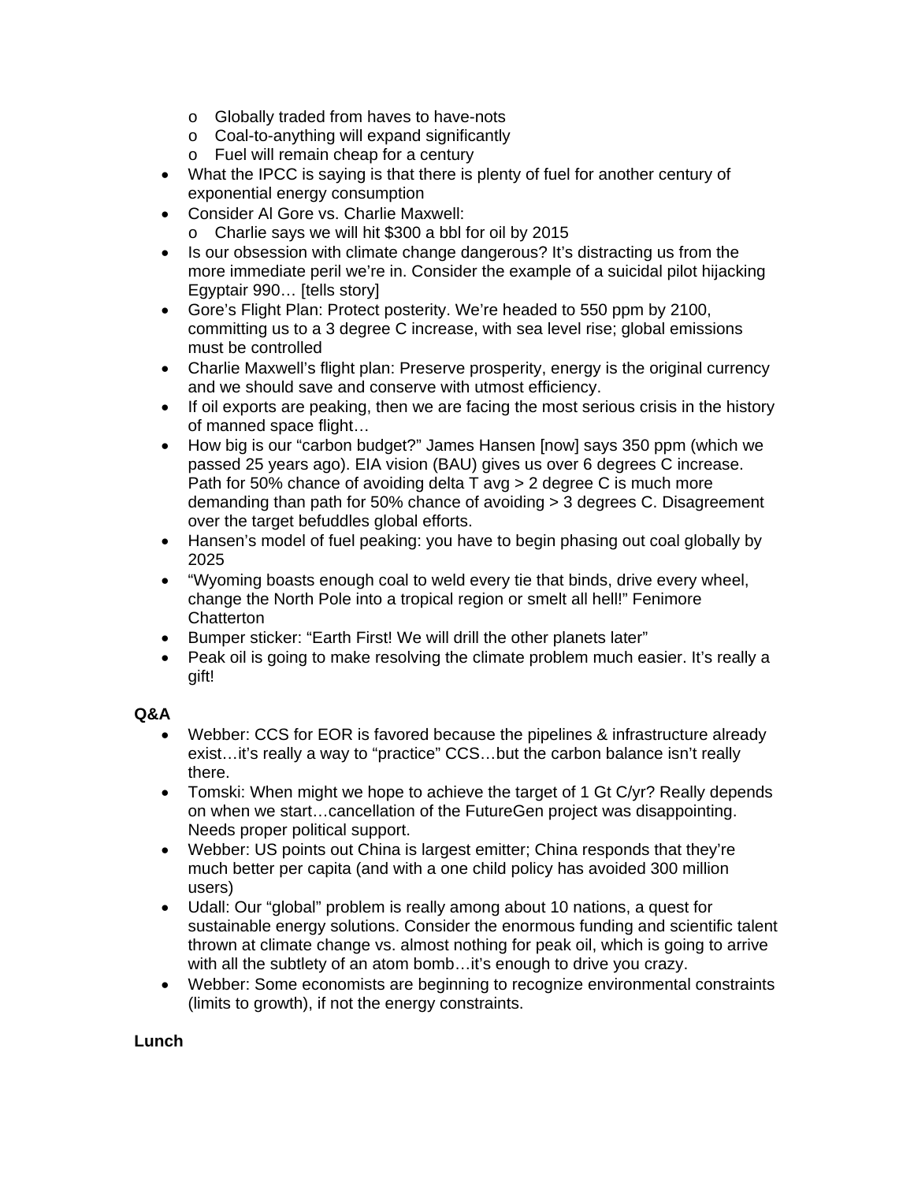- Globally traded from haves to have-nots
    - Coal-to-anything will expand significantly
    - Fuel will remain cheap for a century
- What the IPCC is saying is that there is plenty of fuel for another century of exponential energy consumption
- Consider Al Gore vs. Charlie Maxwell:
    - Charlie says we will hit $300 a bbl for oil by 2015
- Is our obsession with climate change dangerous? It's distracting us from the more immediate peril we're in. Consider the example of a suicidal pilot hijacking Egyptair 990… [tells story]
- Gore's Flight Plan: Protect posterity. We're headed to 550 ppm by 2100, committing us to a 3 degree C increase, with sea level rise; global emissions must be controlled
- Charlie Maxwell's flight plan: Preserve prosperity, energy is the original currency and we should save and conserve with utmost efficiency.
- If oil exports are peaking, then we are facing the most serious crisis in the history of manned space flight…
- How big is our "carbon budget?" James Hansen [now] says 350 ppm (which we passed 25 years ago). EIA vision (BAU) gives us over 6 degrees C increase. Path for 50% chance of avoiding delta T avg > 2 degree C is much more demanding than path for 50% chance of avoiding > 3 degrees C. Disagreement over the target befuddles global efforts.
- Hansen's model of fuel peaking: you have to begin phasing out coal globally by 2025
- "Wyoming boasts enough coal to weld every tie that binds, drive every wheel, change the North Pole into a tropical region or smelt all hell!" Fenimore Chatterton
- Bumper sticker: "Earth First! We will drill the other planets later"
- Peak oil is going to make resolving the climate problem much easier. It's really a gift!

**Q&A**

- Webber: CCS for EOR is favored because the pipelines & infrastructure already exist…it's really a way to "practice" CCS…but the carbon balance isn't really there.
- Tomski: When might we hope to achieve the target of 1 Gt C/yr? Really depends on when we start…cancellation of the FutureGen project was disappointing. Needs proper political support.
- Webber: US points out China is largest emitter; China responds that they're much better per capita (and with a one child policy has avoided 300 million users)
- Udall: Our "global" problem is really among about 10 nations, a quest for sustainable energy solutions. Consider the enormous funding and scientific talent thrown at climate change vs. almost nothing for peak oil, which is going to arrive with all the subtlety of an atom bomb…it's enough to drive you crazy.
- Webber: Some economists are beginning to recognize environmental constraints (limits to growth), if not the energy constraints.

**Lunch**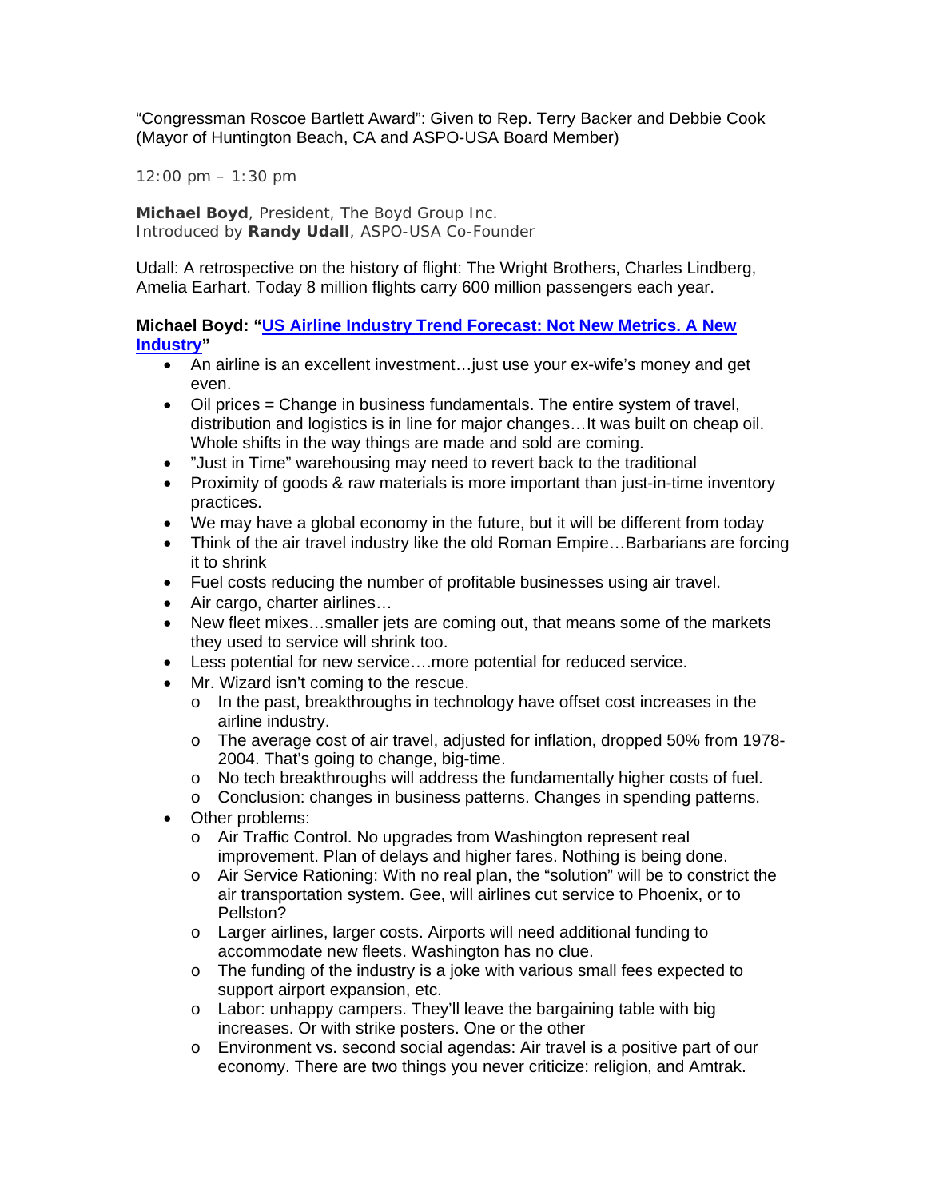"Congressman Roscoe Bartlett Award": Given to Rep. Terry Backer and Debbie Cook (Mayor of Huntington Beach, CA and ASPO-USA Board Member)

12:00 pm – 1:30 pm

**Michael Boyd**, President, The Boyd Group Inc.
Introduced by **Randy Udall**, ASPO-USA Co-Founder

Udall: A retrospective on the history of flight: The Wright Brothers, Charles Lindberg, Amelia Earhart. Today 8 million flights carry 600 million passengers each year.

**Michael Boyd: "US Airline Industry Trend Forecast: Not New Metrics. A New Industry"**

- An airline is an excellent investment…just use your ex-wife's money and get even.
- Oil prices = Change in business fundamentals. The entire system of travel, distribution and logistics is in line for major changes…It was built on cheap oil. Whole shifts in the way things are made and sold are coming.
- "Just in Time" warehousing may need to revert back to the traditional
- Proximity of goods & raw materials is more important than just-in-time inventory practices.
- We may have a global economy in the future, but it will be different from today
- Think of the air travel industry like the old Roman Empire…Barbarians are forcing it to shrink
- Fuel costs reducing the number of profitable businesses using air travel.
- Air cargo, charter airlines…
- New fleet mixes…smaller jets are coming out, that means some of the markets they used to service will shrink too.
- Less potential for new service….more potential for reduced service.
- Mr. Wizard isn't coming to the rescue.
  - In the past, breakthroughs in technology have offset cost increases in the airline industry.
  - The average cost of air travel, adjusted for inflation, dropped 50% from 1978-2004. That's going to change, big-time.
  - No tech breakthroughs will address the fundamentally higher costs of fuel.
  - Conclusion: changes in business patterns. Changes in spending patterns.
- Other problems:
  - Air Traffic Control. No upgrades from Washington represent real improvement. Plan of delays and higher fares. Nothing is being done.
  - Air Service Rationing: With no real plan, the "solution" will be to constrict the air transportation system. Gee, will airlines cut service to Phoenix, or to Pellston?
  - Larger airlines, larger costs. Airports will need additional funding to accommodate new fleets. Washington has no clue.
  - The funding of the industry is a joke with various small fees expected to support airport expansion, etc.
  - Labor: unhappy campers. They'll leave the bargaining table with big increases. Or with strike posters. One or the other
  - Environment vs. second social agendas: Air travel is a positive part of our economy. There are two things you never criticize: religion, and Amtrak.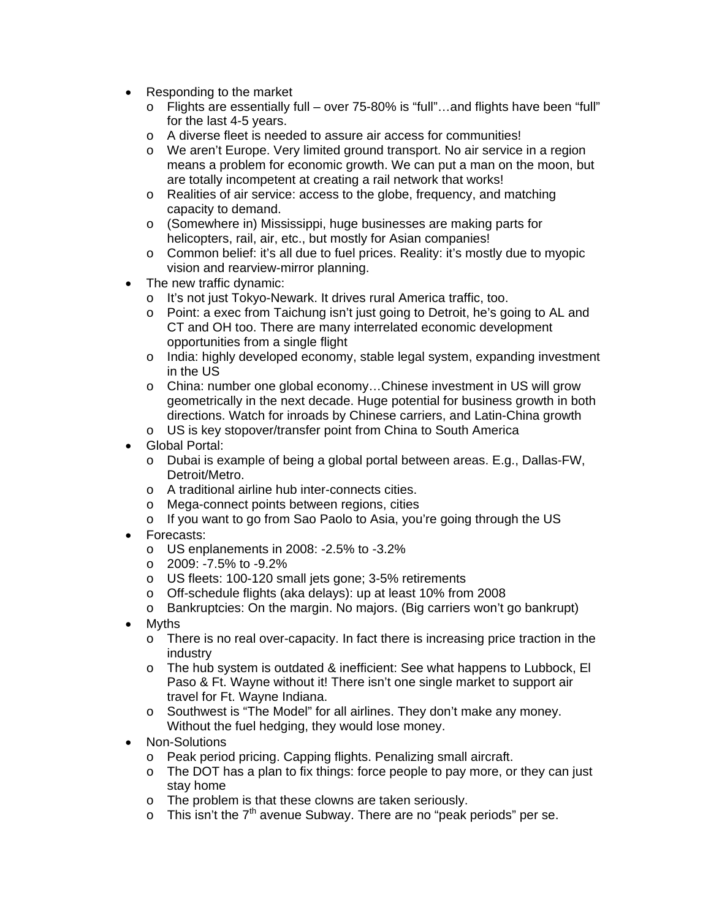- Responding to the market
  - Flights are essentially full – over 75-80% is "full"…and flights have been "full" for the last 4-5 years.
  - A diverse fleet is needed to assure air access for communities!
  - We aren't Europe. Very limited ground transport. No air service in a region means a problem for economic growth. We can put a man on the moon, but are totally incompetent at creating a rail network that works!
  - Realities of air service: access to the globe, frequency, and matching capacity to demand.
  - (Somewhere in) Mississippi, huge businesses are making parts for helicopters, rail, air, etc., but mostly for Asian companies!
  - Common belief: it's all due to fuel prices. Reality: it's mostly due to myopic vision and rearview-mirror planning.
- The new traffic dynamic:
  - It's not just Tokyo-Newark. It drives rural America traffic, too.
  - Point: a exec from Taichung isn't just going to Detroit, he's going to AL and CT and OH too. There are many interrelated economic development opportunities from a single flight
  - India: highly developed economy, stable legal system, expanding investment in the US
  - China: number one global economy…Chinese investment in US will grow geometrically in the next decade. Huge potential for business growth in both directions. Watch for inroads by Chinese carriers, and Latin-China growth
  - US is key stopover/transfer point from China to South America
- Global Portal:
  - Dubai is example of being a global portal between areas. E.g., Dallas-FW, Detroit/Metro.
  - A traditional airline hub inter-connects cities.
  - Mega-connect points between regions, cities
  - If you want to go from Sao Paolo to Asia, you're going through the US
- Forecasts:
  - US enplanements in 2008: -2.5% to -3.2%
  - 2009: -7.5% to -9.2%
  - US fleets: 100-120 small jets gone; 3-5% retirements
  - Off-schedule flights (aka delays): up at least 10% from 2008
  - Bankruptcies: On the margin. No majors. (Big carriers won't go bankrupt)
- Myths
  - There is no real over-capacity. In fact there is increasing price traction in the industry
  - The hub system is outdated & inefficient: See what happens to Lubbock, El Paso & Ft. Wayne without it! There isn't one single market to support air travel for Ft. Wayne Indiana.
  - Southwest is "The Model" for all airlines. They don't make any money. Without the fuel hedging, they would lose money.
- Non-Solutions
  - Peak period pricing. Capping flights. Penalizing small aircraft.
  - The DOT has a plan to fix things: force people to pay more, or they can just stay home
  - The problem is that these clowns are taken seriously.
  - This isn't the 7th avenue Subway. There are no "peak periods" per se.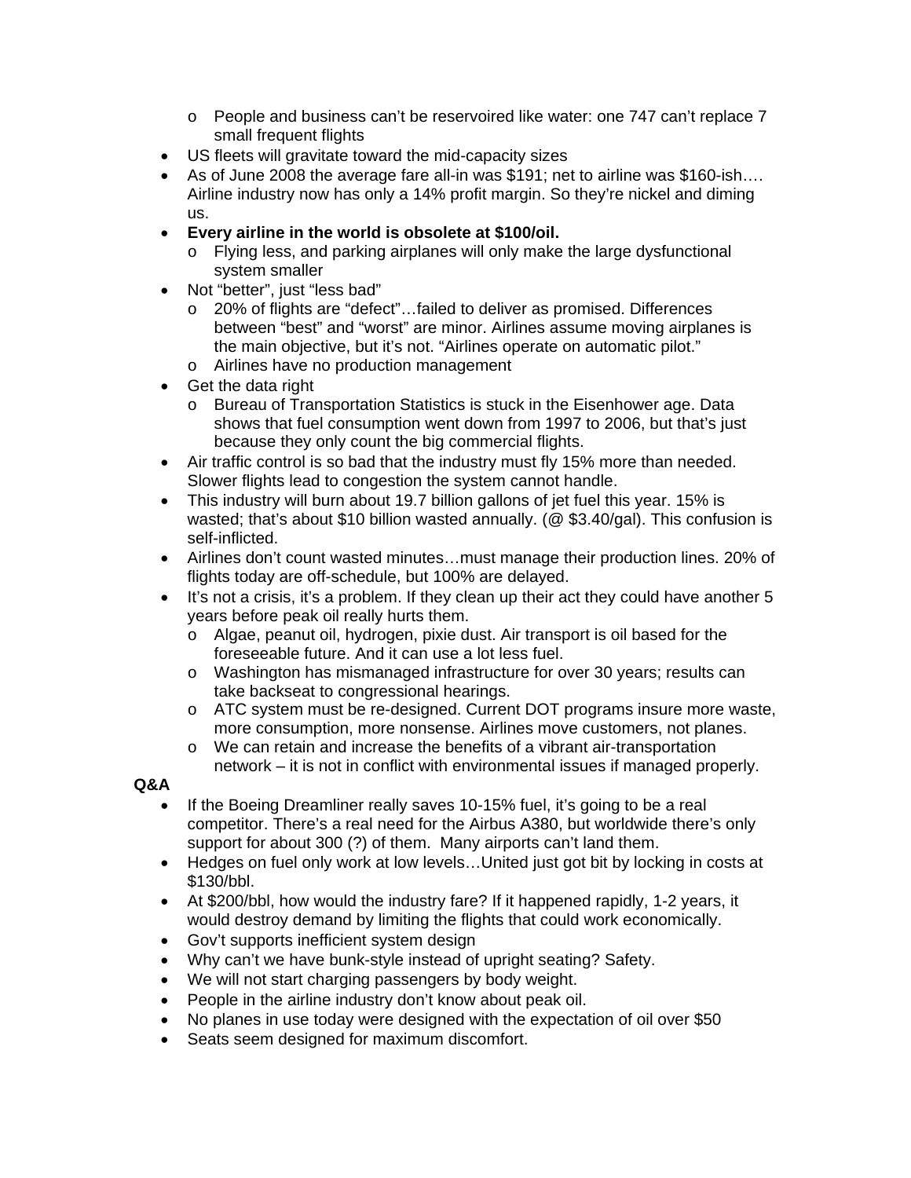- People and business can't be reservoired like water: one 747 can't replace 7 small frequent flights
- US fleets will gravitate toward the mid-capacity sizes
- As of June 2008 the average fare all-in was $191; net to airline was $160-ish…. Airline industry now has only a 14% profit margin. So they're nickel and diming us.
- **Every airline in the world is obsolete at $100/oil.**
  - Flying less, and parking airplanes will only make the large dysfunctional system smaller
- Not "better", just "less bad"
  - 20% of flights are "defect"…failed to deliver as promised. Differences between "best" and "worst" are minor. Airlines assume moving airplanes is the main objective, but it's not. "Airlines operate on automatic pilot."
  - Airlines have no production management
- Get the data right
  - Bureau of Transportation Statistics is stuck in the Eisenhower age. Data shows that fuel consumption went down from 1997 to 2006, but that's just because they only count the big commercial flights.
- Air traffic control is so bad that the industry must fly 15% more than needed. Slower flights lead to congestion the system cannot handle.
- This industry will burn about 19.7 billion gallons of jet fuel this year. 15% is wasted; that's about $10 billion wasted annually. (@ $3.40/gal). This confusion is self-inflicted.
- Airlines don't count wasted minutes…must manage their production lines. 20% of flights today are off-schedule, but 100% are delayed.
- It's not a crisis, it's a problem. If they clean up their act they could have another 5 years before peak oil really hurts them.
  - Algae, peanut oil, hydrogen, pixie dust. Air transport is oil based for the foreseeable future. And it can use a lot less fuel.
  - Washington has mismanaged infrastructure for over 30 years; results can take backseat to congressional hearings.
  - ATC system must be re-designed. Current DOT programs insure more waste, more consumption, more nonsense. Airlines move customers, not planes.
  - We can retain and increase the benefits of a vibrant air-transportation network – it is not in conflict with environmental issues if managed properly.

**Q&A**

- If the Boeing Dreamliner really saves 10-15% fuel, it's going to be a real competitor. There's a real need for the Airbus A380, but worldwide there's only support for about 300 (?) of them. Many airports can't land them.
- Hedges on fuel only work at low levels…United just got bit by locking in costs at $130/bbl.
- At $200/bbl, how would the industry fare? If it happened rapidly, 1-2 years, it would destroy demand by limiting the flights that could work economically.
- Gov't supports inefficient system design
- Why can't we have bunk-style instead of upright seating? Safety.
- We will not start charging passengers by body weight.
- People in the airline industry don't know about peak oil.
- No planes in use today were designed with the expectation of oil over $50
- Seats seem designed for maximum discomfort.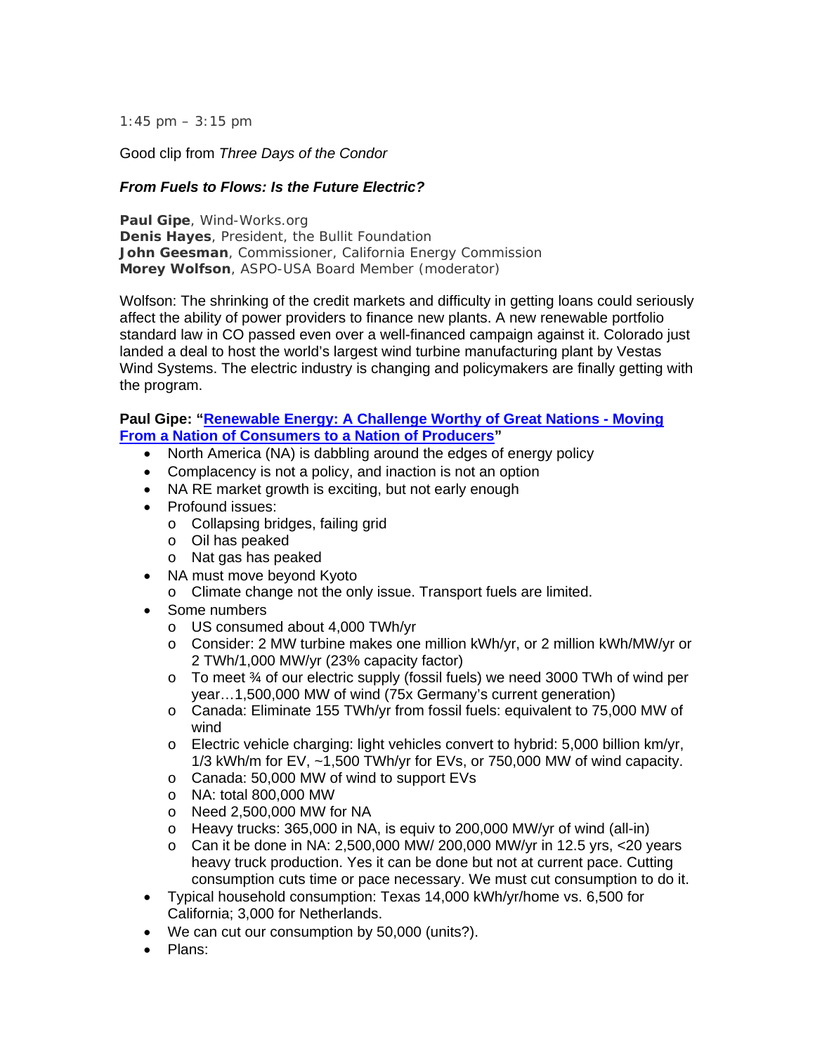1:45 pm – 3:15 pm

Good clip from *Three Days of the Condor*

### *From Fuels to Flows: Is the Future Electric?*

**Paul Gipe**, Wind-Works.org
**Denis Hayes**, President, the Bullit Foundation
**John Geesman**, Commissioner, California Energy Commission
**Morey Wolfson**, ASPO-USA Board Member (moderator)

Wolfson: The shrinking of the credit markets and difficulty in getting loans could seriously affect the ability of power providers to finance new plants. A new renewable portfolio standard law in CO passed even over a well-financed campaign against it. Colorado just landed a deal to host the world's largest wind turbine manufacturing plant by Vestas Wind Systems. The electric industry is changing and policymakers are finally getting with the program.

**Paul Gipe: "Renewable Energy: A Challenge Worthy of Great Nations - Moving From a Nation of Consumers to a Nation of Producers"**

- North America (NA) is dabbling around the edges of energy policy
- Complacency is not a policy, and inaction is not an option
- NA RE market growth is exciting, but not early enough
- Profound issues:
  - Collapsing bridges, failing grid
  - Oil has peaked
  - Nat gas has peaked
- NA must move beyond Kyoto
  - Climate change not the only issue. Transport fuels are limited.
- Some numbers
  - US consumed about 4,000 TWh/yr
  - Consider: 2 MW turbine makes one million kWh/yr, or 2 million kWh/MW/yr or 2 TWh/1,000 MW/yr (23% capacity factor)
  - To meet ¾ of our electric supply (fossil fuels) we need 3000 TWh of wind per year…1,500,000 MW of wind (75x Germany's current generation)
  - Canada: Eliminate 155 TWh/yr from fossil fuels: equivalent to 75,000 MW of wind
  - Electric vehicle charging: light vehicles convert to hybrid: 5,000 billion km/yr, 1/3 kWh/m for EV, ~1,500 TWh/yr for EVs, or 750,000 MW of wind capacity.
  - Canada: 50,000 MW of wind to support EVs
  - NA: total 800,000 MW
  - Need 2,500,000 MW for NA
  - Heavy trucks: 365,000 in NA, is equiv to 200,000 MW/yr of wind (all-in)
  - Can it be done in NA: 2,500,000 MW/ 200,000 MW/yr in 12.5 yrs, <20 years heavy truck production. Yes it can be done but not at current pace. Cutting consumption cuts time or pace necessary. We must cut consumption to do it.
- Typical household consumption: Texas 14,000 kWh/yr/home vs. 6,500 for California; 3,000 for Netherlands.
- We can cut our consumption by 50,000 (units?).
- Plans: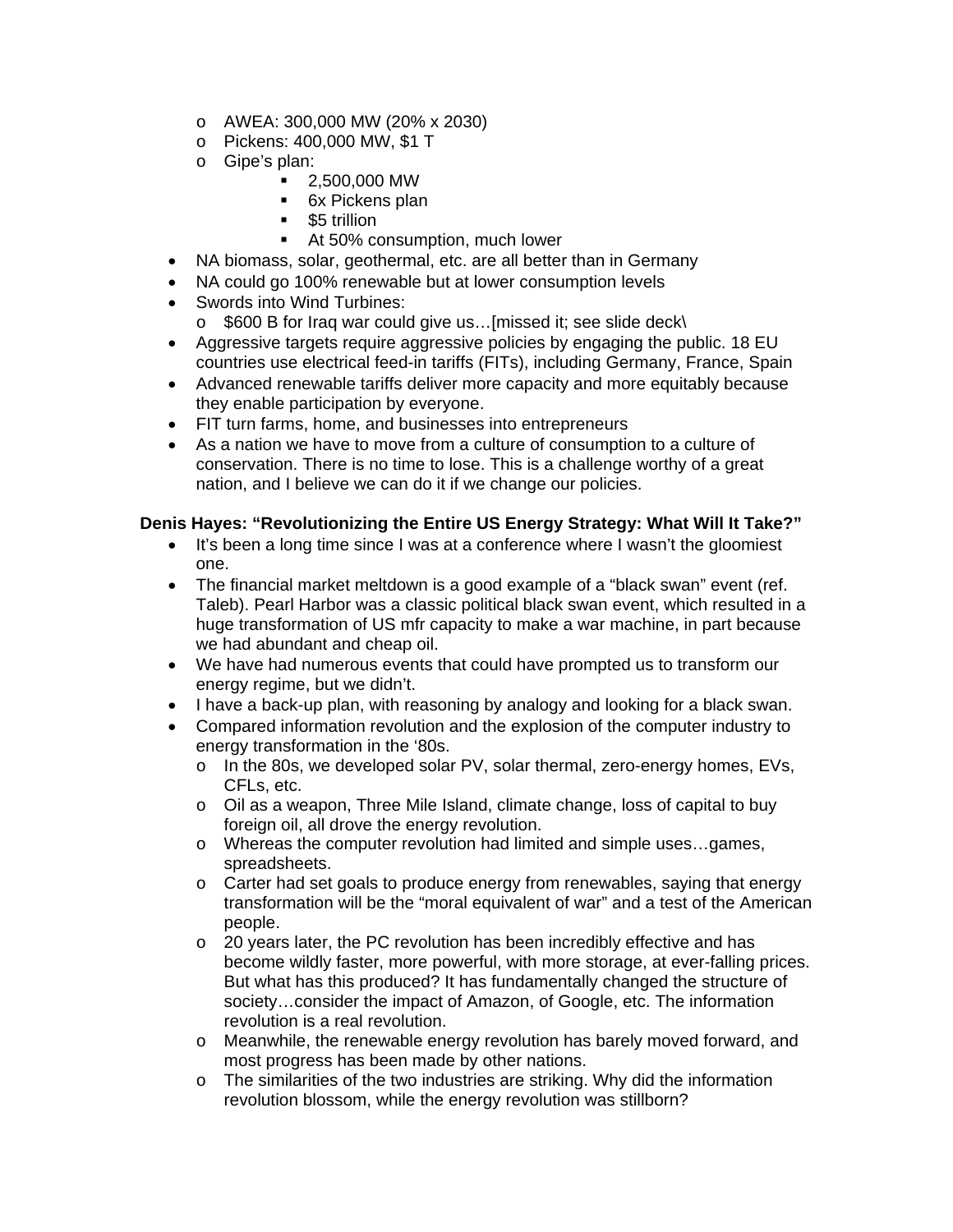- AWEA: 300,000 MW (20% x 2030)
  - Pickens: 400,000 MW, $1 T
  - Gipe's plan:
    - 2,500,000 MW
    - 6x Pickens plan
    - $5 trillion
    - At 50% consumption, much lower
- NA biomass, solar, geothermal, etc. are all better than in Germany
- NA could go 100% renewable but at lower consumption levels
- Swords into Wind Turbines:
  - $600 B for Iraq war could give us…[missed it; see slide deck\
- Aggressive targets require aggressive policies by engaging the public. 18 EU countries use electrical feed-in tariffs (FITs), including Germany, France, Spain
- Advanced renewable tariffs deliver more capacity and more equitably because they enable participation by everyone.
- FIT turn farms, home, and businesses into entrepreneurs
- As a nation we have to move from a culture of consumption to a culture of conservation. There is no time to lose. This is a challenge worthy of a great nation, and I believe we can do it if we change our policies.

**Denis Hayes: "Revolutionizing the Entire US Energy Strategy: What Will It Take?"**

- It's been a long time since I was at a conference where I wasn't the gloomiest one.
- The financial market meltdown is a good example of a "black swan" event (ref. Taleb). Pearl Harbor was a classic political black swan event, which resulted in a huge transformation of US mfr capacity to make a war machine, in part because we had abundant and cheap oil.
- We have had numerous events that could have prompted us to transform our energy regime, but we didn't.
- I have a back-up plan, with reasoning by analogy and looking for a black swan.
- Compared information revolution and the explosion of the computer industry to energy transformation in the '80s.
  - In the 80s, we developed solar PV, solar thermal, zero-energy homes, EVs, CFLs, etc.
  - Oil as a weapon, Three Mile Island, climate change, loss of capital to buy foreign oil, all drove the energy revolution.
  - Whereas the computer revolution had limited and simple uses…games, spreadsheets.
  - Carter had set goals to produce energy from renewables, saying that energy transformation will be the "moral equivalent of war" and a test of the American people.
  - 20 years later, the PC revolution has been incredibly effective and has become wildly faster, more powerful, with more storage, at ever-falling prices. But what has this produced? It has fundamentally changed the structure of society…consider the impact of Amazon, of Google, etc. The information revolution is a real revolution.
  - Meanwhile, the renewable energy revolution has barely moved forward, and most progress has been made by other nations.
  - The similarities of the two industries are striking. Why did the information revolution blossom, while the energy revolution was stillborn?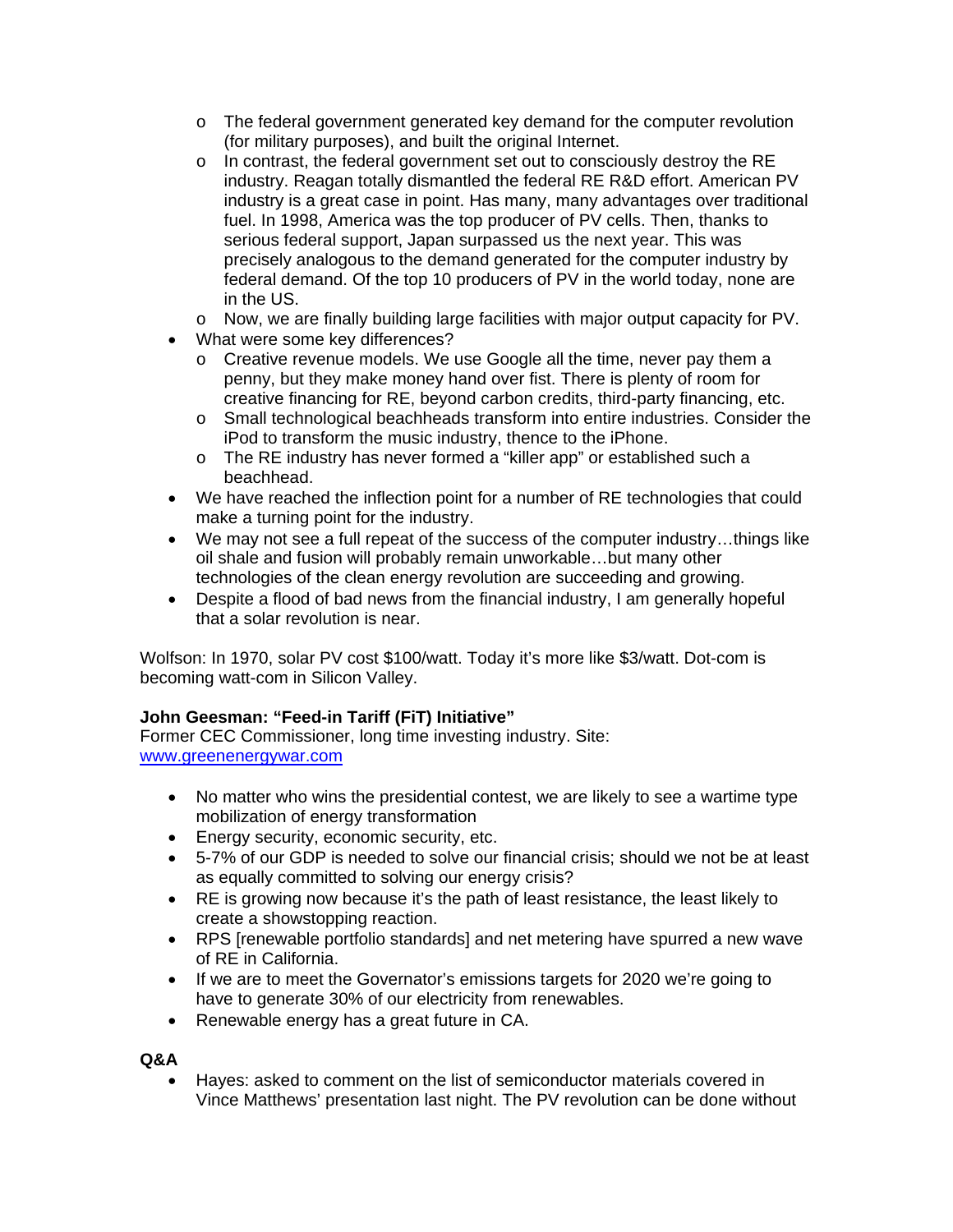- The federal government generated key demand for the computer revolution (for military purposes), and built the original Internet.
  - In contrast, the federal government set out to consciously destroy the RE industry. Reagan totally dismantled the federal RE R&D effort. American PV industry is a great case in point. Has many, many advantages over traditional fuel. In 1998, America was the top producer of PV cells. Then, thanks to serious federal support, Japan surpassed us the next year. This was precisely analogous to the demand generated for the computer industry by federal demand. Of the top 10 producers of PV in the world today, none are in the US.
  - Now, we are finally building large facilities with major output capacity for PV.
- What were some key differences?
  - Creative revenue models. We use Google all the time, never pay them a penny, but they make money hand over fist. There is plenty of room for creative financing for RE, beyond carbon credits, third-party financing, etc.
  - Small technological beachheads transform into entire industries. Consider the iPod to transform the music industry, thence to the iPhone.
  - The RE industry has never formed a "killer app" or established such a beachhead.
- We have reached the inflection point for a number of RE technologies that could make a turning point for the industry.
- We may not see a full repeat of the success of the computer industry…things like oil shale and fusion will probably remain unworkable…but many other technologies of the clean energy revolution are succeeding and growing.
- Despite a flood of bad news from the financial industry, I am generally hopeful that a solar revolution is near.

Wolfson: In 1970, solar PV cost $100/watt. Today it's more like $3/watt. Dot-com is becoming watt-com in Silicon Valley.

**John Geesman: "Feed-in Tariff (FiT) Initiative"**
Former CEC Commissioner, long time investing industry. Site: [www.greenenergywar.com](http://www.greenenergywar.com)

- No matter who wins the presidential contest, we are likely to see a wartime type mobilization of energy transformation
- Energy security, economic security, etc.
- 5-7% of our GDP is needed to solve our financial crisis; should we not be at least as equally committed to solving our energy crisis?
- RE is growing now because it's the path of least resistance, the least likely to create a showstopping reaction.
- RPS [renewable portfolio standards] and net metering have spurred a new wave of RE in California.
- If we are to meet the Governator's emissions targets for 2020 we're going to have to generate 30% of our electricity from renewables.
- Renewable energy has a great future in CA.

**Q&A**

- Hayes: asked to comment on the list of semiconductor materials covered in Vince Matthews' presentation last night. The PV revolution can be done without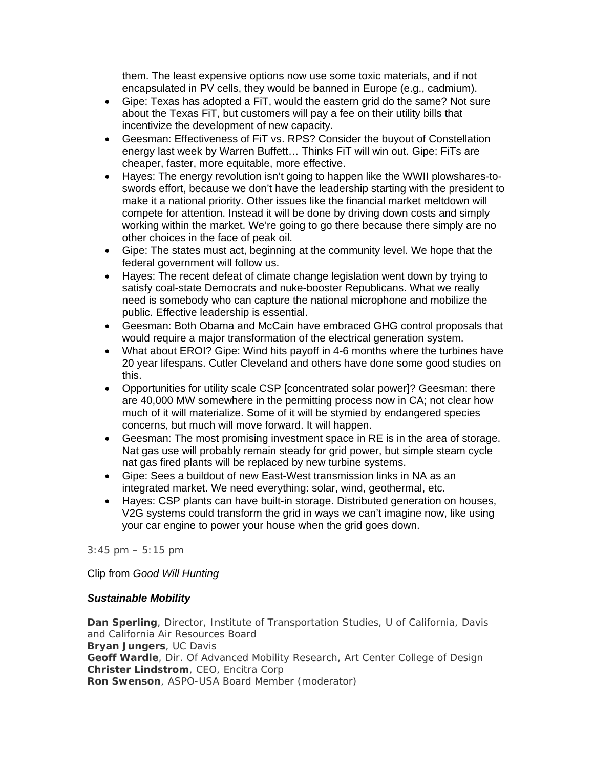them. The least expensive options now use some toxic materials, and if not encapsulated in PV cells, they would be banned in Europe (e.g., cadmium).

- Gipe: Texas has adopted a FiT, would the eastern grid do the same? Not sure about the Texas FiT, but customers will pay a fee on their utility bills that incentivize the development of new capacity.
- Geesman: Effectiveness of FiT vs. RPS? Consider the buyout of Constellation energy last week by Warren Buffett… Thinks FiT will win out. Gipe: FiTs are cheaper, faster, more equitable, more effective.
- Hayes: The energy revolution isn't going to happen like the WWII plowshares-to-swords effort, because we don't have the leadership starting with the president to make it a national priority. Other issues like the financial market meltdown will compete for attention. Instead it will be done by driving down costs and simply working within the market. We're going to go there because there simply are no other choices in the face of peak oil.
- Gipe: The states must act, beginning at the community level. We hope that the federal government will follow us.
- Hayes: The recent defeat of climate change legislation went down by trying to satisfy coal-state Democrats and nuke-booster Republicans. What we really need is somebody who can capture the national microphone and mobilize the public. Effective leadership is essential.
- Geesman: Both Obama and McCain have embraced GHG control proposals that would require a major transformation of the electrical generation system.
- What about EROI? Gipe: Wind hits payoff in 4-6 months where the turbines have 20 year lifespans. Cutler Cleveland and others have done some good studies on this.
- Opportunities for utility scale CSP [concentrated solar power]? Geesman: there are 40,000 MW somewhere in the permitting process now in CA; not clear how much of it will materialize. Some of it will be stymied by endangered species concerns, but much will move forward. It will happen.
- Geesman: The most promising investment space in RE is in the area of storage. Nat gas use will probably remain steady for grid power, but simple steam cycle nat gas fired plants will be replaced by new turbine systems.
- Gipe: Sees a buildout of new East-West transmission links in NA as an integrated market. We need everything: solar, wind, geothermal, etc.
- Hayes: CSP plants can have built-in storage. Distributed generation on houses, V2G systems could transform the grid in ways we can't imagine now, like using your car engine to power your house when the grid goes down.

3:45 pm – 5:15 pm

Clip from *Good Will Hunting*

***Sustainable Mobility***

**Dan Sperling**, Director, Institute of Transportation Studies, U of California, Davis and California Air Resources Board
**Bryan Jungers**, UC Davis
**Geoff Wardle**, Dir. Of Advanced Mobility Research, Art Center College of Design
**Christer Lindstrom**, CEO, Encitra Corp
**Ron Swenson**, ASPO-USA Board Member (moderator)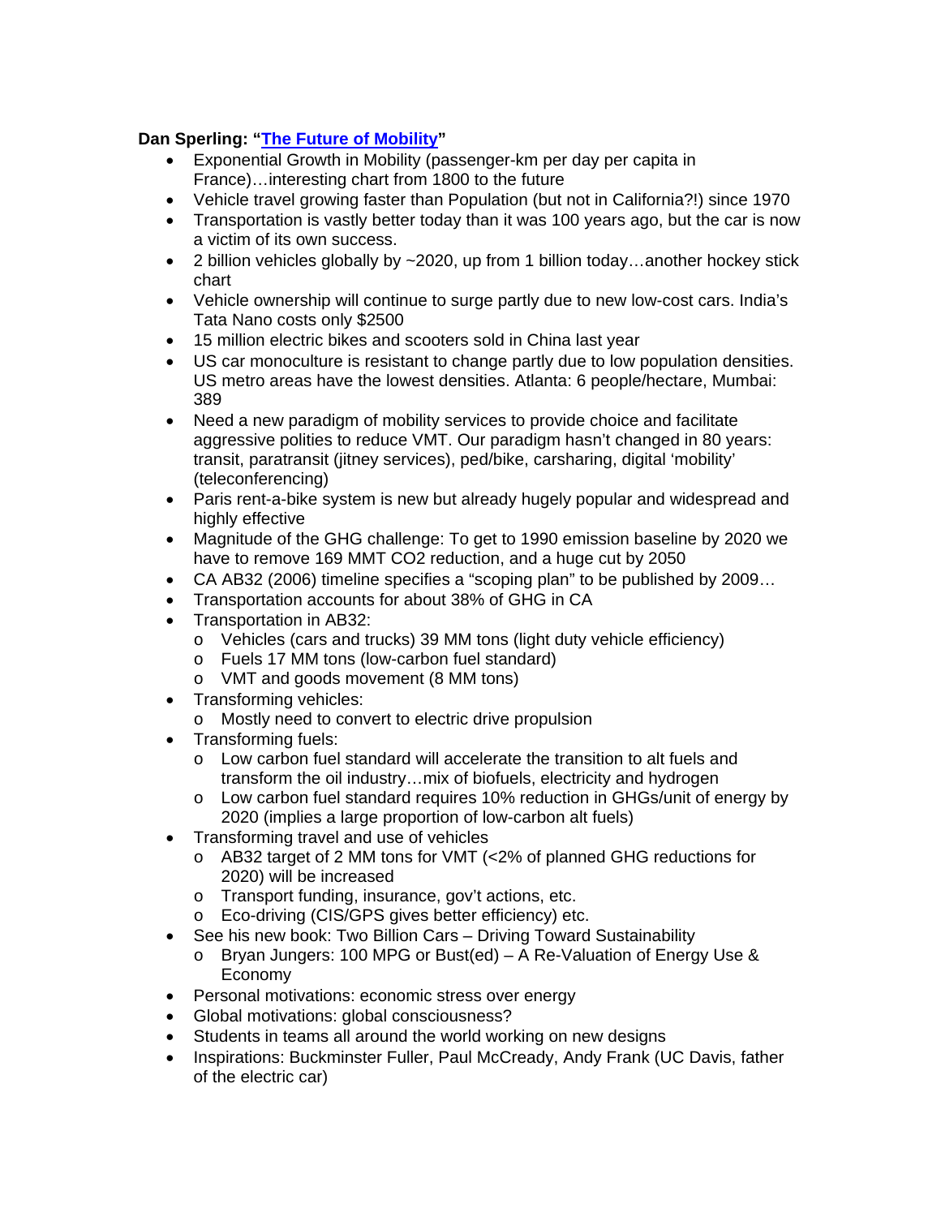**Dan Sperling: "[The Future of Mobility](The Future of Mobility)"**

- Exponential Growth in Mobility (passenger-km per day per capita in France)…interesting chart from 1800 to the future
- Vehicle travel growing faster than Population (but not in California?!) since 1970
- Transportation is vastly better today than it was 100 years ago, but the car is now a victim of its own success.
- 2 billion vehicles globally by ~2020, up from 1 billion today…another hockey stick chart
- Vehicle ownership will continue to surge partly due to new low-cost cars. India's Tata Nano costs only $2500
- 15 million electric bikes and scooters sold in China last year
- US car monoculture is resistant to change partly due to low population densities. US metro areas have the lowest densities. Atlanta: 6 people/hectare, Mumbai: 389
- Need a new paradigm of mobility services to provide choice and facilitate aggressive polities to reduce VMT. Our paradigm hasn't changed in 80 years: transit, paratransit (jitney services), ped/bike, carsharing, digital 'mobility' (teleconferencing)
- Paris rent-a-bike system is new but already hugely popular and widespread and highly effective
- Magnitude of the GHG challenge: To get to 1990 emission baseline by 2020 we have to remove 169 MMT CO2 reduction, and a huge cut by 2050
- CA AB32 (2006) timeline specifies a "scoping plan" to be published by 2009…
- Transportation accounts for about 38% of GHG in CA
- Transportation in AB32:
  - Vehicles (cars and trucks) 39 MM tons (light duty vehicle efficiency)
  - Fuels 17 MM tons (low-carbon fuel standard)
  - VMT and goods movement (8 MM tons)
- Transforming vehicles:
  - Mostly need to convert to electric drive propulsion
- Transforming fuels:
  - Low carbon fuel standard will accelerate the transition to alt fuels and transform the oil industry…mix of biofuels, electricity and hydrogen
  - Low carbon fuel standard requires 10% reduction in GHGs/unit of energy by 2020 (implies a large proportion of low-carbon alt fuels)
- Transforming travel and use of vehicles
  - AB32 target of 2 MM tons for VMT (<2% of planned GHG reductions for 2020) will be increased
  - Transport funding, insurance, gov't actions, etc.
  - Eco-driving (CIS/GPS gives better efficiency) etc.
- See his new book: Two Billion Cars – Driving Toward Sustainability
  - Bryan Jungers: 100 MPG or Bust(ed) – A Re-Valuation of Energy Use & Economy
- Personal motivations: economic stress over energy
- Global motivations: global consciousness?
- Students in teams all around the world working on new designs
- Inspirations: Buckminster Fuller, Paul McCready, Andy Frank (UC Davis, father of the electric car)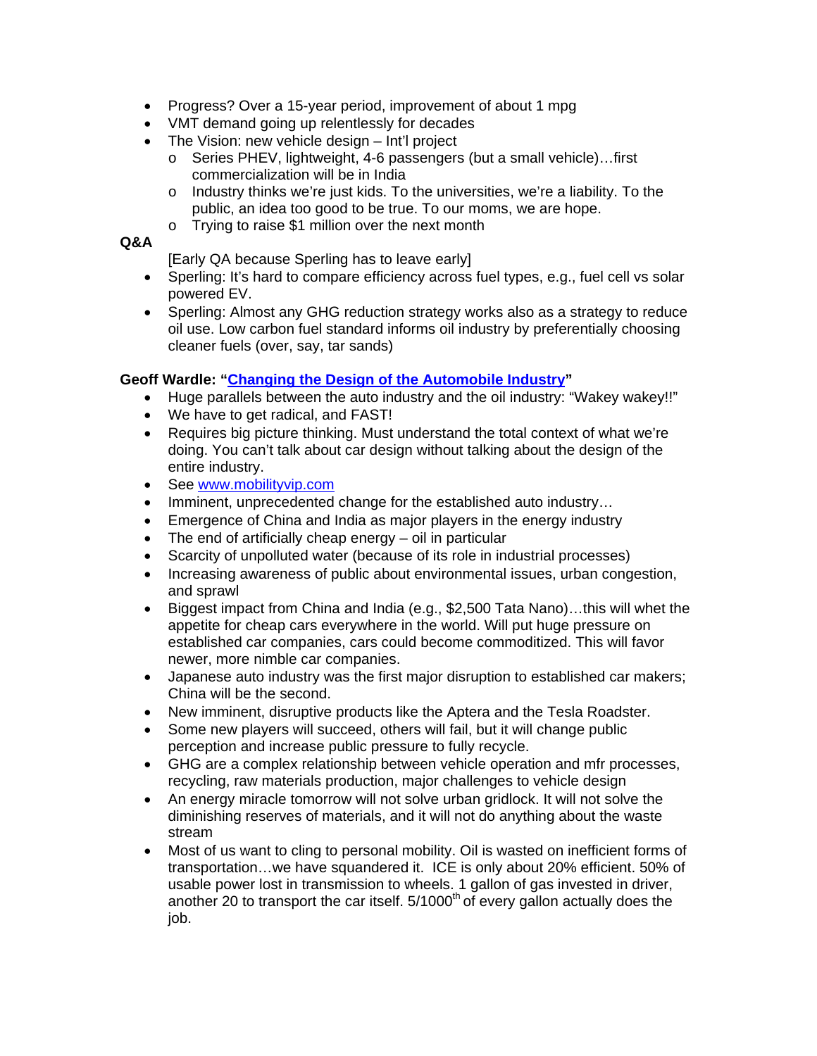- Progress? Over a 15-year period, improvement of about 1 mpg
- VMT demand going up relentlessly for decades
- The Vision: new vehicle design – Int'l project
  - Series PHEV, lightweight, 4-6 passengers (but a small vehicle)…first commercialization will be in India
  - Industry thinks we're just kids. To the universities, we're a liability. To the public, an idea too good to be true. To our moms, we are hope.
  - Trying to raise $1 million over the next month

**Q&A**

[Early QA because Sperling has to leave early]

- Sperling: It's hard to compare efficiency across fuel types, e.g., fuel cell vs solar powered EV.
- Sperling: Almost any GHG reduction strategy works also as a strategy to reduce oil use. Low carbon fuel standard informs oil industry by preferentially choosing cleaner fuels (over, say, tar sands)

**Geoff Wardle: "Changing the Design of the Automobile Industry"**

- Huge parallels between the auto industry and the oil industry: "Wakey wakey!!"
- We have to get radical, and FAST!
- Requires big picture thinking. Must understand the total context of what we're doing. You can't talk about car design without talking about the design of the entire industry.
- See www.mobilityvip.com
- Imminent, unprecedented change for the established auto industry…
- Emergence of China and India as major players in the energy industry
- The end of artificially cheap energy – oil in particular
- Scarcity of unpolluted water (because of its role in industrial processes)
- Increasing awareness of public about environmental issues, urban congestion, and sprawl
- Biggest impact from China and India (e.g., $2,500 Tata Nano)…this will whet the appetite for cheap cars everywhere in the world. Will put huge pressure on established car companies, cars could become commoditized. This will favor newer, more nimble car companies.
- Japanese auto industry was the first major disruption to established car makers; China will be the second.
- New imminent, disruptive products like the Aptera and the Tesla Roadster.
- Some new players will succeed, others will fail, but it will change public perception and increase public pressure to fully recycle.
- GHG are a complex relationship between vehicle operation and mfr processes, recycling, raw materials production, major challenges to vehicle design
- An energy miracle tomorrow will not solve urban gridlock. It will not solve the diminishing reserves of materials, and it will not do anything about the waste stream
- Most of us want to cling to personal mobility. Oil is wasted on inefficient forms of transportation…we have squandered it. ICE is only about 20% efficient. 50% of usable power lost in transmission to wheels. 1 gallon of gas invested in driver, another 20 to transport the car itself. 5/1000th of every gallon actually does the job.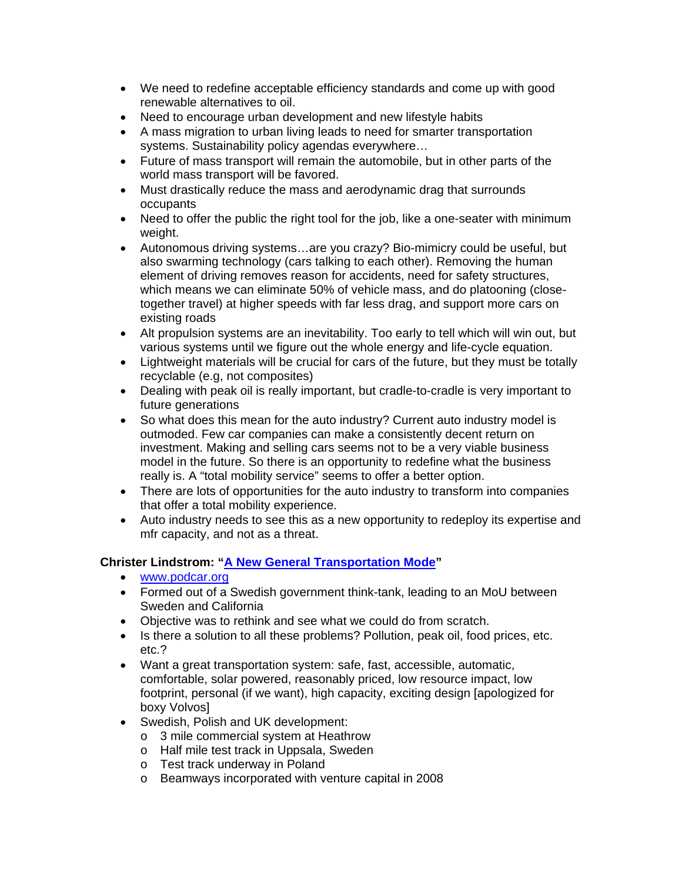- We need to redefine acceptable efficiency standards and come up with good renewable alternatives to oil.
- Need to encourage urban development and new lifestyle habits
- A mass migration to urban living leads to need for smarter transportation systems. Sustainability policy agendas everywhere…
- Future of mass transport will remain the automobile, but in other parts of the world mass transport will be favored.
- Must drastically reduce the mass and aerodynamic drag that surrounds occupants
- Need to offer the public the right tool for the job, like a one-seater with minimum weight.
- Autonomous driving systems…are you crazy? Bio-mimicry could be useful, but also swarming technology (cars talking to each other). Removing the human element of driving removes reason for accidents, need for safety structures, which means we can eliminate 50% of vehicle mass, and do platooning (close-together travel) at higher speeds with far less drag, and support more cars on existing roads
- Alt propulsion systems are an inevitability. Too early to tell which will win out, but various systems until we figure out the whole energy and life-cycle equation.
- Lightweight materials will be crucial for cars of the future, but they must be totally recyclable (e.g, not composites)
- Dealing with peak oil is really important, but cradle-to-cradle is very important to future generations
- So what does this mean for the auto industry? Current auto industry model is outmoded. Few car companies can make a consistently decent return on investment. Making and selling cars seems not to be a very viable business model in the future. So there is an opportunity to redefine what the business really is. A "total mobility service" seems to offer a better option.
- There are lots of opportunities for the auto industry to transform into companies that offer a total mobility experience.
- Auto industry needs to see this as a new opportunity to redeploy its expertise and mfr capacity, and not as a threat.

**Christer Lindstrom: "A New General Transportation Mode"**

- www.podcar.org
- Formed out of a Swedish government think-tank, leading to an MoU between Sweden and California
- Objective was to rethink and see what we could do from scratch.
- Is there a solution to all these problems? Pollution, peak oil, food prices, etc. etc.?
- Want a great transportation system: safe, fast, accessible, automatic, comfortable, solar powered, reasonably priced, low resource impact, low footprint, personal (if we want), high capacity, exciting design [apologized for boxy Volvos]
- Swedish, Polish and UK development:
  - 3 mile commercial system at Heathrow
  - Half mile test track in Uppsala, Sweden
  - Test track underway in Poland
  - Beamways incorporated with venture capital in 2008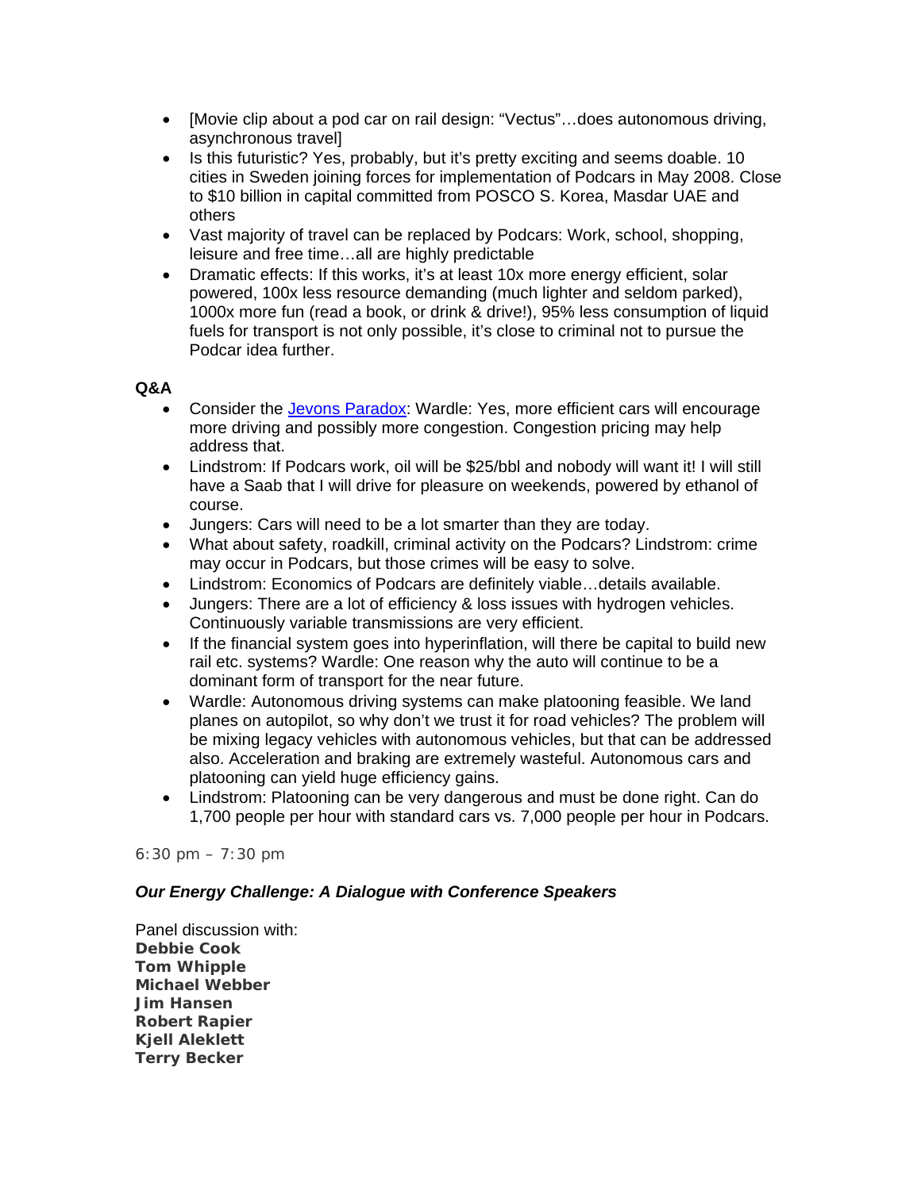- [Movie clip about a pod car on rail design: "Vectus"…does autonomous driving, asynchronous travel]
- Is this futuristic? Yes, probably, but it's pretty exciting and seems doable. 10 cities in Sweden joining forces for implementation of Podcars in May 2008. Close to $10 billion in capital committed from POSCO S. Korea, Masdar UAE and others
- Vast majority of travel can be replaced by Podcars: Work, school, shopping, leisure and free time…all are highly predictable
- Dramatic effects: If this works, it's at least 10x more energy efficient, solar powered, 100x less resource demanding (much lighter and seldom parked), 1000x more fun (read a book, or drink & drive!), 95% less consumption of liquid fuels for transport is not only possible, it's close to criminal not to pursue the Podcar idea further.

**Q&A**

- Consider the Jevons Paradox: Wardle: Yes, more efficient cars will encourage more driving and possibly more congestion. Congestion pricing may help address that.
- Lindstrom: If Podcars work, oil will be $25/bbl and nobody will want it! I will still have a Saab that I will drive for pleasure on weekends, powered by ethanol of course.
- Jungers: Cars will need to be a lot smarter than they are today.
- What about safety, roadkill, criminal activity on the Podcars? Lindstrom: crime may occur in Podcars, but those crimes will be easy to solve.
- Lindstrom: Economics of Podcars are definitely viable…details available.
- Jungers: There are a lot of efficiency & loss issues with hydrogen vehicles. Continuously variable transmissions are very efficient.
- If the financial system goes into hyperinflation, will there be capital to build new rail etc. systems? Wardle: One reason why the auto will continue to be a dominant form of transport for the near future.
- Wardle: Autonomous driving systems can make platooning feasible. We land planes on autopilot, so why don't we trust it for road vehicles? The problem will be mixing legacy vehicles with autonomous vehicles, but that can be addressed also. Acceleration and braking are extremely wasteful. Autonomous cars and platooning can yield huge efficiency gains.
- Lindstrom: Platooning can be very dangerous and must be done right. Can do 1,700 people per hour with standard cars vs. 7,000 people per hour in Podcars.

6:30 pm – 7:30 pm

***Our Energy Challenge: A Dialogue with Conference Speakers***

Panel discussion with:
**Debbie Cook**
**Tom Whipple**
**Michael Webber**
**Jim Hansen**
**Robert Rapier**
**Kjell Aleklett**
**Terry Becker**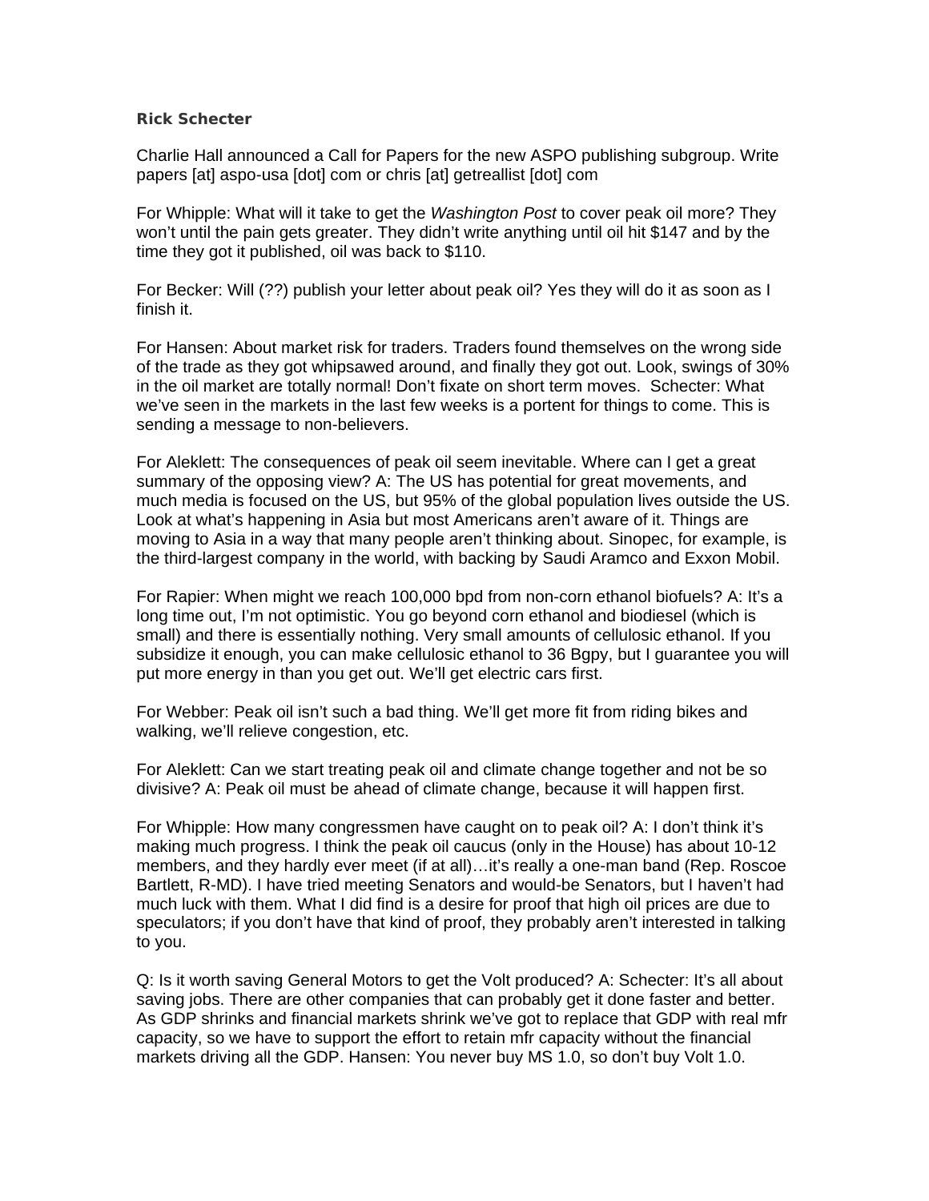**Rick Schecter**

Charlie Hall announced a Call for Papers for the new ASPO publishing subgroup. Write papers [at] aspo-usa [dot] com or chris [at] getreallist [dot] com

For Whipple: What will it take to get the *Washington Post* to cover peak oil more? They won't until the pain gets greater. They didn't write anything until oil hit $147 and by the time they got it published, oil was back to $110.

For Becker: Will (??) publish your letter about peak oil? Yes they will do it as soon as I finish it.

For Hansen: About market risk for traders. Traders found themselves on the wrong side of the trade as they got whipsawed around, and finally they got out. Look, swings of 30% in the oil market are totally normal! Don't fixate on short term moves. Schecter: What we've seen in the markets in the last few weeks is a portent for things to come. This is sending a message to non-believers.

For Aleklett: The consequences of peak oil seem inevitable. Where can I get a great summary of the opposing view? A: The US has potential for great movements, and much media is focused on the US, but 95% of the global population lives outside the US. Look at what's happening in Asia but most Americans aren't aware of it. Things are moving to Asia in a way that many people aren't thinking about. Sinopec, for example, is the third-largest company in the world, with backing by Saudi Aramco and Exxon Mobil.

For Rapier: When might we reach 100,000 bpd from non-corn ethanol biofuels? A: It's a long time out, I'm not optimistic. You go beyond corn ethanol and biodiesel (which is small) and there is essentially nothing. Very small amounts of cellulosic ethanol. If you subsidize it enough, you can make cellulosic ethanol to 36 Bgpy, but I guarantee you will put more energy in than you get out. We'll get electric cars first.

For Webber: Peak oil isn't such a bad thing. We'll get more fit from riding bikes and walking, we'll relieve congestion, etc.

For Aleklett: Can we start treating peak oil and climate change together and not be so divisive? A: Peak oil must be ahead of climate change, because it will happen first.

For Whipple: How many congressmen have caught on to peak oil? A: I don't think it's making much progress. I think the peak oil caucus (only in the House) has about 10-12 members, and they hardly ever meet (if at all)…it's really a one-man band (Rep. Roscoe Bartlett, R-MD). I have tried meeting Senators and would-be Senators, but I haven't had much luck with them. What I did find is a desire for proof that high oil prices are due to speculators; if you don't have that kind of proof, they probably aren't interested in talking to you.

Q: Is it worth saving General Motors to get the Volt produced? A: Schecter: It's all about saving jobs. There are other companies that can probably get it done faster and better. As GDP shrinks and financial markets shrink we've got to replace that GDP with real mfr capacity, so we have to support the effort to retain mfr capacity without the financial markets driving all the GDP. Hansen: You never buy MS 1.0, so don't buy Volt 1.0.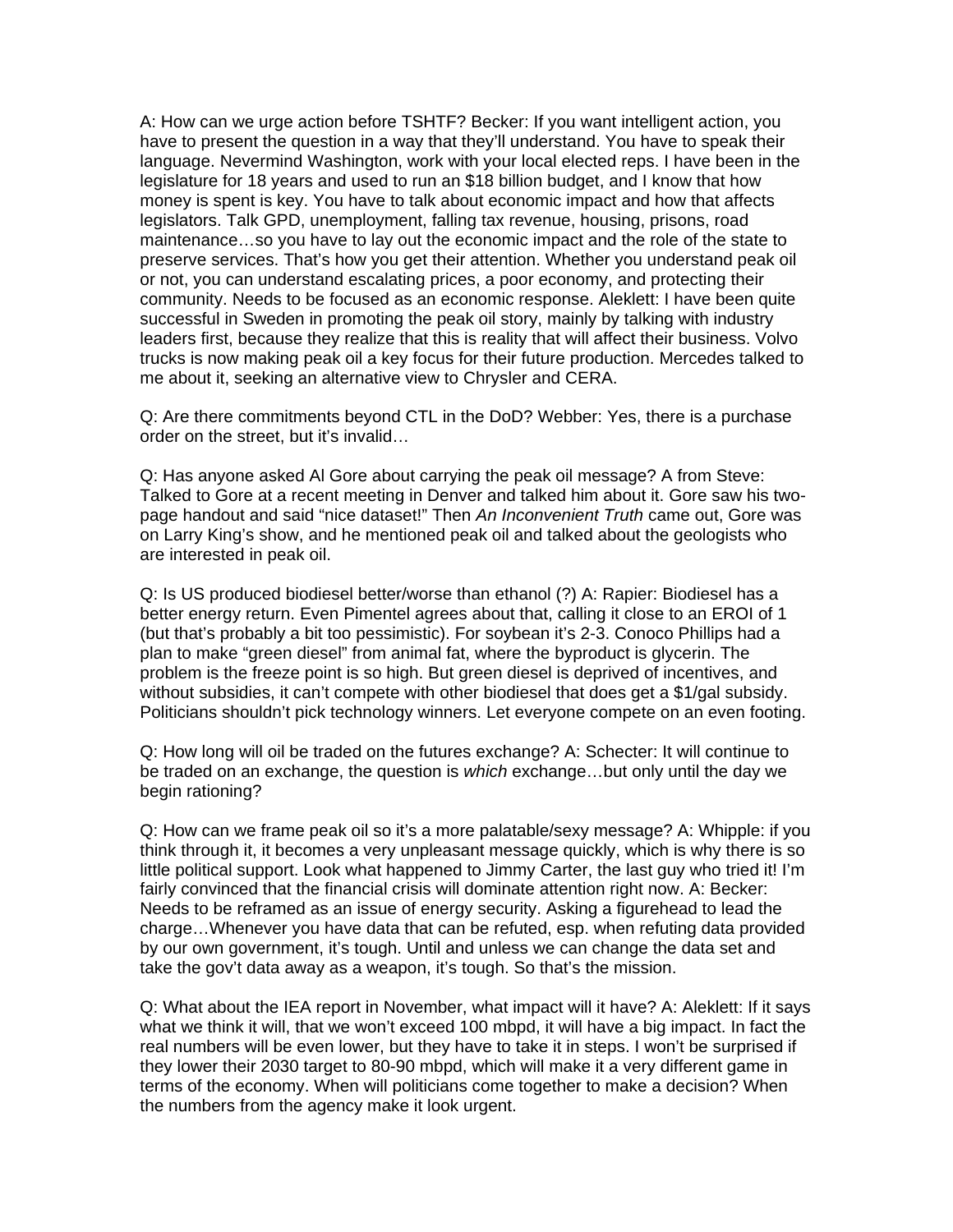A: How can we urge action before TSHTF? Becker: If you want intelligent action, you have to present the question in a way that they'll understand. You have to speak their language. Nevermind Washington, work with your local elected reps. I have been in the legislature for 18 years and used to run an $18 billion budget, and I know that how money is spent is key. You have to talk about economic impact and how that affects legislators. Talk GPD, unemployment, falling tax revenue, housing, prisons, road maintenance…so you have to lay out the economic impact and the role of the state to preserve services. That's how you get their attention. Whether you understand peak oil or not, you can understand escalating prices, a poor economy, and protecting their community. Needs to be focused as an economic response. Aleklett: I have been quite successful in Sweden in promoting the peak oil story, mainly by talking with industry leaders first, because they realize that this is reality that will affect their business. Volvo trucks is now making peak oil a key focus for their future production. Mercedes talked to me about it, seeking an alternative view to Chrysler and CERA.

Q: Are there commitments beyond CTL in the DoD? Webber: Yes, there is a purchase order on the street, but it's invalid…

Q: Has anyone asked Al Gore about carrying the peak oil message? A from Steve: Talked to Gore at a recent meeting in Denver and talked him about it. Gore saw his two-page handout and said "nice dataset!" Then *An Inconvenient Truth* came out, Gore was on Larry King's show, and he mentioned peak oil and talked about the geologists who are interested in peak oil.

Q: Is US produced biodiesel better/worse than ethanol (?) A: Rapier: Biodiesel has a better energy return. Even Pimentel agrees about that, calling it close to an EROI of 1 (but that's probably a bit too pessimistic). For soybean it's 2-3. Conoco Phillips had a plan to make "green diesel" from animal fat, where the byproduct is glycerin. The problem is the freeze point is so high. But green diesel is deprived of incentives, and without subsidies, it can't compete with other biodiesel that does get a $1/gal subsidy. Politicians shouldn't pick technology winners. Let everyone compete on an even footing.

Q: How long will oil be traded on the futures exchange? A: Schecter: It will continue to be traded on an exchange, the question is *which* exchange…but only until the day we begin rationing?

Q: How can we frame peak oil so it's a more palatable/sexy message? A: Whipple: if you think through it, it becomes a very unpleasant message quickly, which is why there is so little political support. Look what happened to Jimmy Carter, the last guy who tried it! I'm fairly convinced that the financial crisis will dominate attention right now. A: Becker: Needs to be reframed as an issue of energy security. Asking a figurehead to lead the charge…Whenever you have data that can be refuted, esp. when refuting data provided by our own government, it's tough. Until and unless we can change the data set and take the gov't data away as a weapon, it's tough. So that's the mission.

Q: What about the IEA report in November, what impact will it have? A: Aleklett: If it says what we think it will, that we won't exceed 100 mbpd, it will have a big impact. In fact the real numbers will be even lower, but they have to take it in steps. I won't be surprised if they lower their 2030 target to 80-90 mbpd, which will make it a very different game in terms of the economy. When will politicians come together to make a decision? When the numbers from the agency make it look urgent.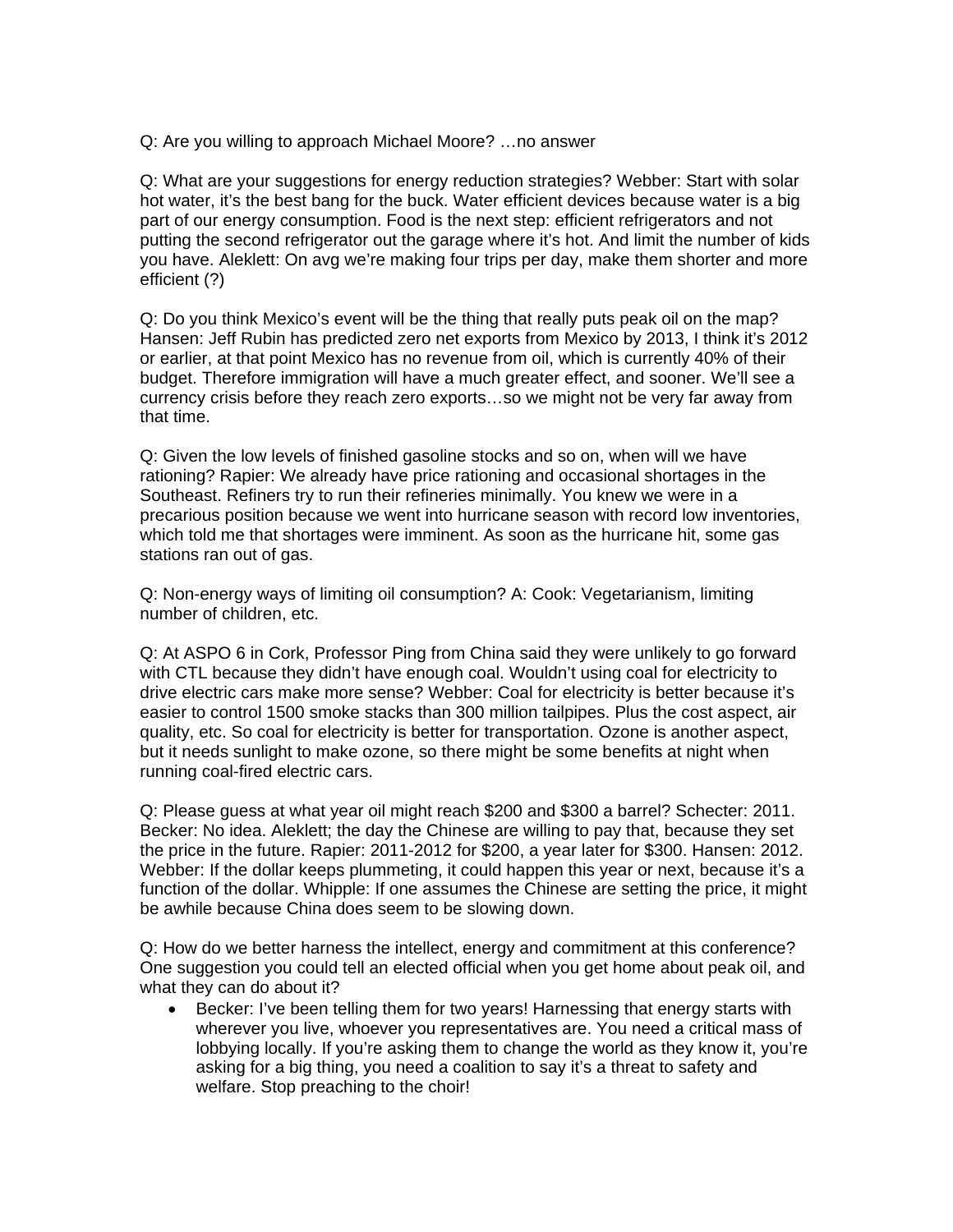Q: Are you willing to approach Michael Moore? …no answer

Q: What are your suggestions for energy reduction strategies? Webber: Start with solar hot water, it's the best bang for the buck. Water efficient devices because water is a big part of our energy consumption. Food is the next step: efficient refrigerators and not putting the second refrigerator out the garage where it's hot. And limit the number of kids you have. Aleklett: On avg we're making four trips per day, make them shorter and more efficient (?)

Q: Do you think Mexico's event will be the thing that really puts peak oil on the map? Hansen: Jeff Rubin has predicted zero net exports from Mexico by 2013, I think it's 2012 or earlier, at that point Mexico has no revenue from oil, which is currently 40% of their budget. Therefore immigration will have a much greater effect, and sooner. We'll see a currency crisis before they reach zero exports…so we might not be very far away from that time.

Q: Given the low levels of finished gasoline stocks and so on, when will we have rationing? Rapier: We already have price rationing and occasional shortages in the Southeast. Refiners try to run their refineries minimally. You knew we were in a precarious position because we went into hurricane season with record low inventories, which told me that shortages were imminent. As soon as the hurricane hit, some gas stations ran out of gas.

Q: Non-energy ways of limiting oil consumption? A: Cook: Vegetarianism, limiting number of children, etc.

Q: At ASPO 6 in Cork, Professor Ping from China said they were unlikely to go forward with CTL because they didn't have enough coal. Wouldn't using coal for electricity to drive electric cars make more sense? Webber: Coal for electricity is better because it's easier to control 1500 smoke stacks than 300 million tailpipes. Plus the cost aspect, air quality, etc. So coal for electricity is better for transportation. Ozone is another aspect, but it needs sunlight to make ozone, so there might be some benefits at night when running coal-fired electric cars.

Q: Please guess at what year oil might reach $200 and $300 a barrel? Schecter: 2011. Becker: No idea. Aleklett; the day the Chinese are willing to pay that, because they set the price in the future. Rapier: 2011-2012 for $200, a year later for $300. Hansen: 2012. Webber: If the dollar keeps plummeting, it could happen this year or next, because it's a function of the dollar. Whipple: If one assumes the Chinese are setting the price, it might be awhile because China does seem to be slowing down.

Q: How do we better harness the intellect, energy and commitment at this conference? One suggestion you could tell an elected official when you get home about peak oil, and what they can do about it?

- Becker: I've been telling them for two years! Harnessing that energy starts with wherever you live, whoever you representatives are. You need a critical mass of lobbying locally. If you're asking them to change the world as they know it, you're asking for a big thing, you need a coalition to say it's a threat to safety and welfare. Stop preaching to the choir!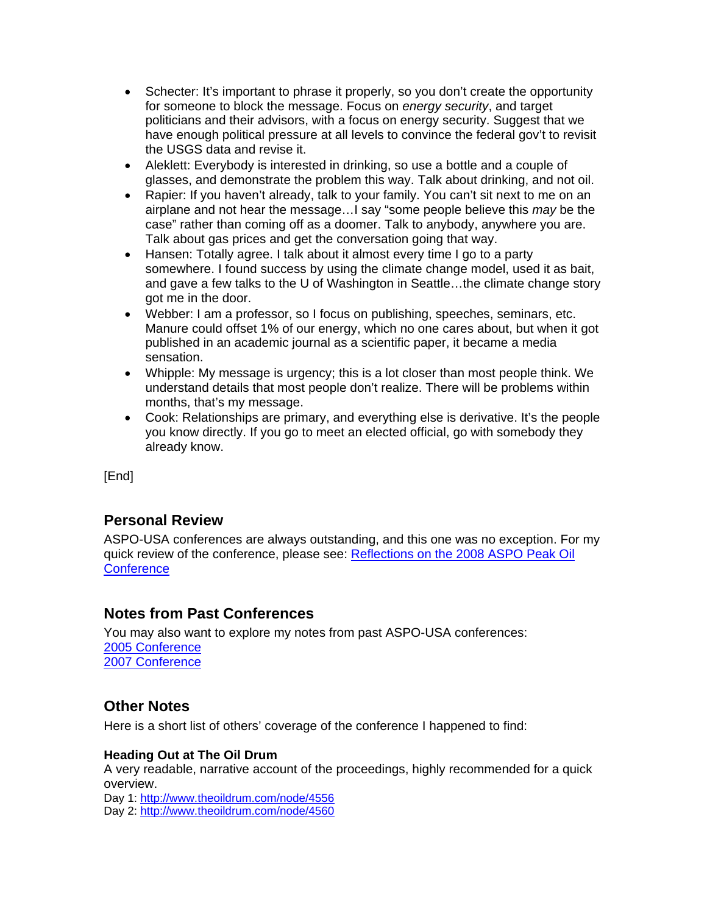- Schecter: It's important to phrase it properly, so you don't create the opportunity for someone to block the message. Focus on *energy security*, and target politicians and their advisors, with a focus on energy security. Suggest that we have enough political pressure at all levels to convince the federal gov't to revisit the USGS data and revise it.
- Aleklett: Everybody is interested in drinking, so use a bottle and a couple of glasses, and demonstrate the problem this way. Talk about drinking, and not oil.
- Rapier: If you haven't already, talk to your family. You can't sit next to me on an airplane and not hear the message…I say "some people believe this *may* be the case" rather than coming off as a doomer. Talk to anybody, anywhere you are. Talk about gas prices and get the conversation going that way.
- Hansen: Totally agree. I talk about it almost every time I go to a party somewhere. I found success by using the climate change model, used it as bait, and gave a few talks to the U of Washington in Seattle…the climate change story got me in the door.
- Webber: I am a professor, so I focus on publishing, speeches, seminars, etc. Manure could offset 1% of our energy, which no one cares about, but when it got published in an academic journal as a scientific paper, it became a media sensation.
- Whipple: My message is urgency; this is a lot closer than most people think. We understand details that most people don't realize. There will be problems within months, that's my message.
- Cook: Relationships are primary, and everything else is derivative. It's the people you know directly. If you go to meet an elected official, go with somebody they already know.

[End]

## Personal Review

ASPO-USA conferences are always outstanding, and this one was no exception. For my quick review of the conference, please see: [Reflections on the 2008 ASPO Peak Oil Conference]

## Notes from Past Conferences

You may also want to explore my notes from past ASPO-USA conferences:
[2005 Conference]
[2007 Conference]

## Other Notes

Here is a short list of others' coverage of the conference I happened to find:

**Heading Out at The Oil Drum**
A very readable, narrative account of the proceedings, highly recommended for a quick overview.
Day 1: http://www.theoildrum.com/node/4556
Day 2: http://www.theoildrum.com/node/4560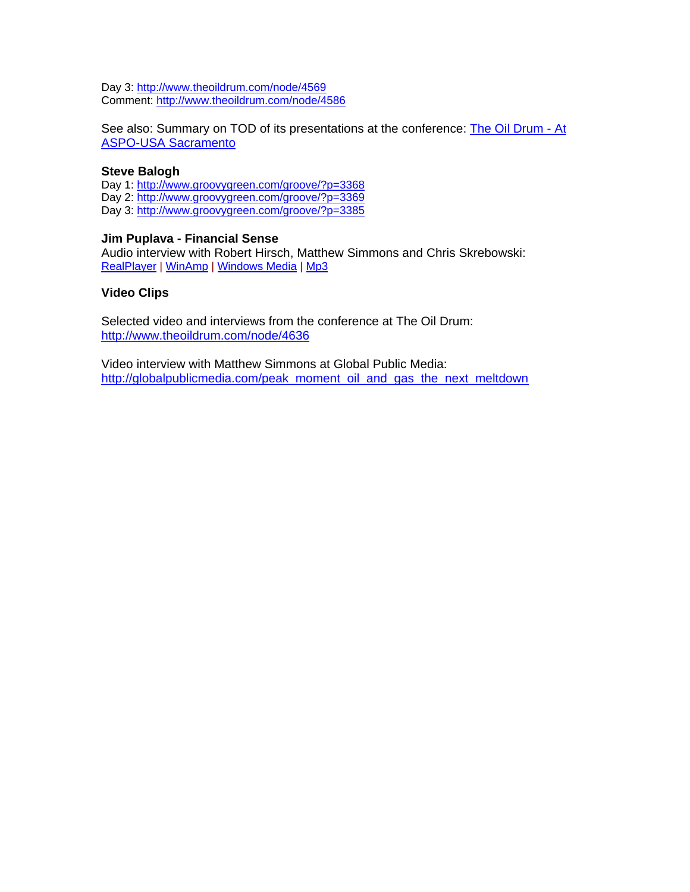Day 3: http://www.theoildrum.com/node/4569
Comment: http://www.theoildrum.com/node/4586

See also: Summary on TOD of its presentations at the conference: The Oil Drum - At ASPO-USA Sacramento

**Steve Balogh**
Day 1: http://www.groovygreen.com/groove/?p=3368
Day 2: http://www.groovygreen.com/groove/?p=3369
Day 3: http://www.groovygreen.com/groove/?p=3385

**Jim Puplava - Financial Sense**
Audio interview with Robert Hirsch, Matthew Simmons and Chris Skrebowski:
RealPlayer | WinAmp | Windows Media | Mp3

**Video Clips**

Selected video and interviews from the conference at The Oil Drum:
http://www.theoildrum.com/node/4636

Video interview with Matthew Simmons at Global Public Media:
http://globalpublicmedia.com/peak_moment_oil_and_gas_the_next_meltdown